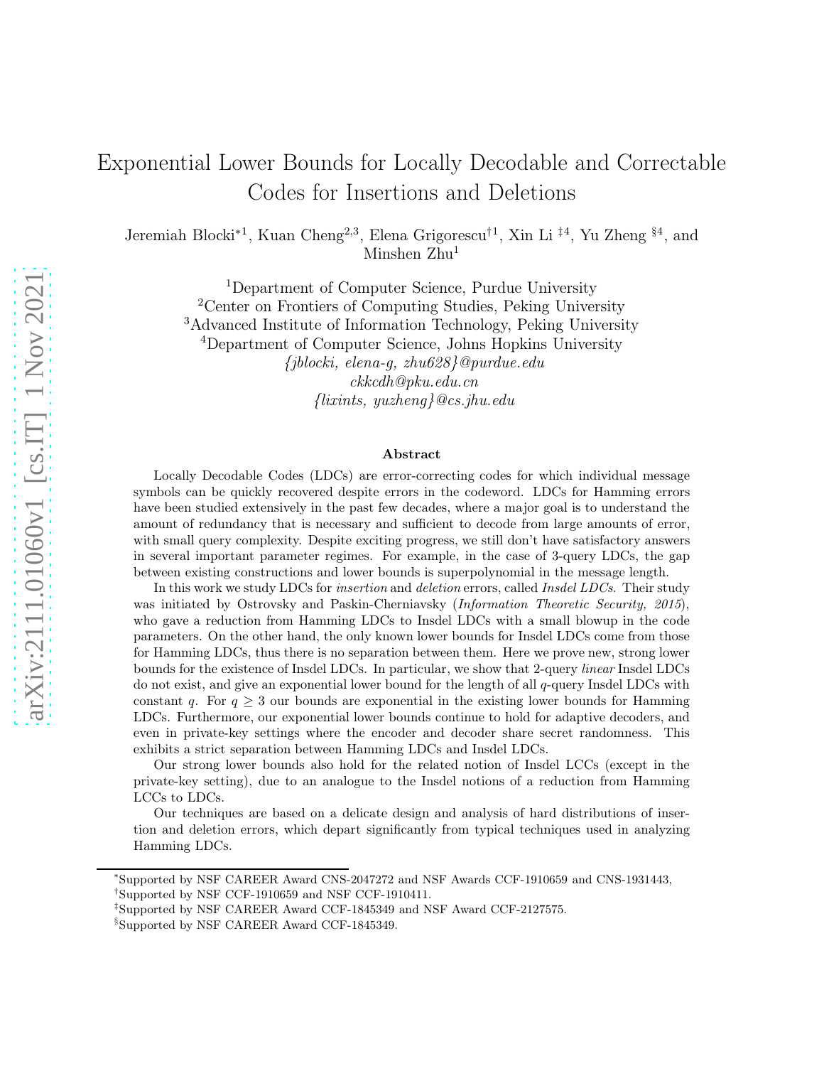# Exponential Lower Bounds for Locally Decodable and Correctable Codes for Insertions and Deletions

Jeremiah Blocki*[1], Kuan Cheng[2,3], Elena Grigorescu†[1], Xin Li ‡[4], Yu Zheng §[4], and Minshen Zhu[1]

[1]Department of Computer Science, Purdue University
[2]Center on Frontiers of Computing Studies, Peking University
[3]Advanced Institute of Information Technology, Peking University
[4]Department of Computer Science, Johns Hopkins University
*{jblocki, elena-g, zhu628}@purdue.edu*
*ckkcdh@pku.edu.cn*
*{lixints, yuzheng}@cs.jhu.edu*

### Abstract

Locally Decodable Codes (LDCs) are error-correcting codes for which individual message symbols can be quickly recovered despite errors in the codeword. LDCs for Hamming errors have been studied extensively in the past few decades, where a major goal is to understand the amount of redundancy that is necessary and sufficient to decode from large amounts of error, with small query complexity. Despite exciting progress, we still don't have satisfactory answers in several important parameter regimes. For example, in the case of 3-query LDCs, the gap between existing constructions and lower bounds is superpolynomial in the message length.

In this work we study LDCs for *insertion* and *deletion* errors, called *Insdel LDCs*. Their study was initiated by Ostrovsky and Paskin-Cherniavsky (*Information Theoretic Security, 2015*), who gave a reduction from Hamming LDCs to Insdel LDCs with a small blowup in the code parameters. On the other hand, the only known lower bounds for Insdel LDCs come from those for Hamming LDCs, thus there is no separation between them. Here we prove new, strong lower bounds for the existence of Insdel LDCs. In particular, we show that 2-query *linear* Insdel LDCs do not exist, and give an exponential lower bound for the length of all $q$-query Insdel LDCs with constant $q$. For $q \geq 3$ our bounds are exponential in the existing lower bounds for Hamming LDCs. Furthermore, our exponential lower bounds continue to hold for adaptive decoders, and even in private-key settings where the encoder and decoder share secret randomness. This exhibits a strict separation between Hamming LDCs and Insdel LDCs.

Our strong lower bounds also hold for the related notion of Insdel LCCs (except in the private-key setting), due to an analogue to the Insdel notions of a reduction from Hamming LCCs to LDCs.

Our techniques are based on a delicate design and analysis of hard distributions of insertion and deletion errors, which depart significantly from typical techniques used in analyzing Hamming LDCs.

---

*Supported by NSF CAREER Award CNS-2047272 and NSF Awards CCF-1910659 and CNS-1931443,
†Supported by NSF CCF-1910659 and NSF CCF-1910411.
‡Supported by NSF CAREER Award CCF-1845349 and NSF Award CCF-2127575.
§Supported by NSF CAREER Award CCF-1845349.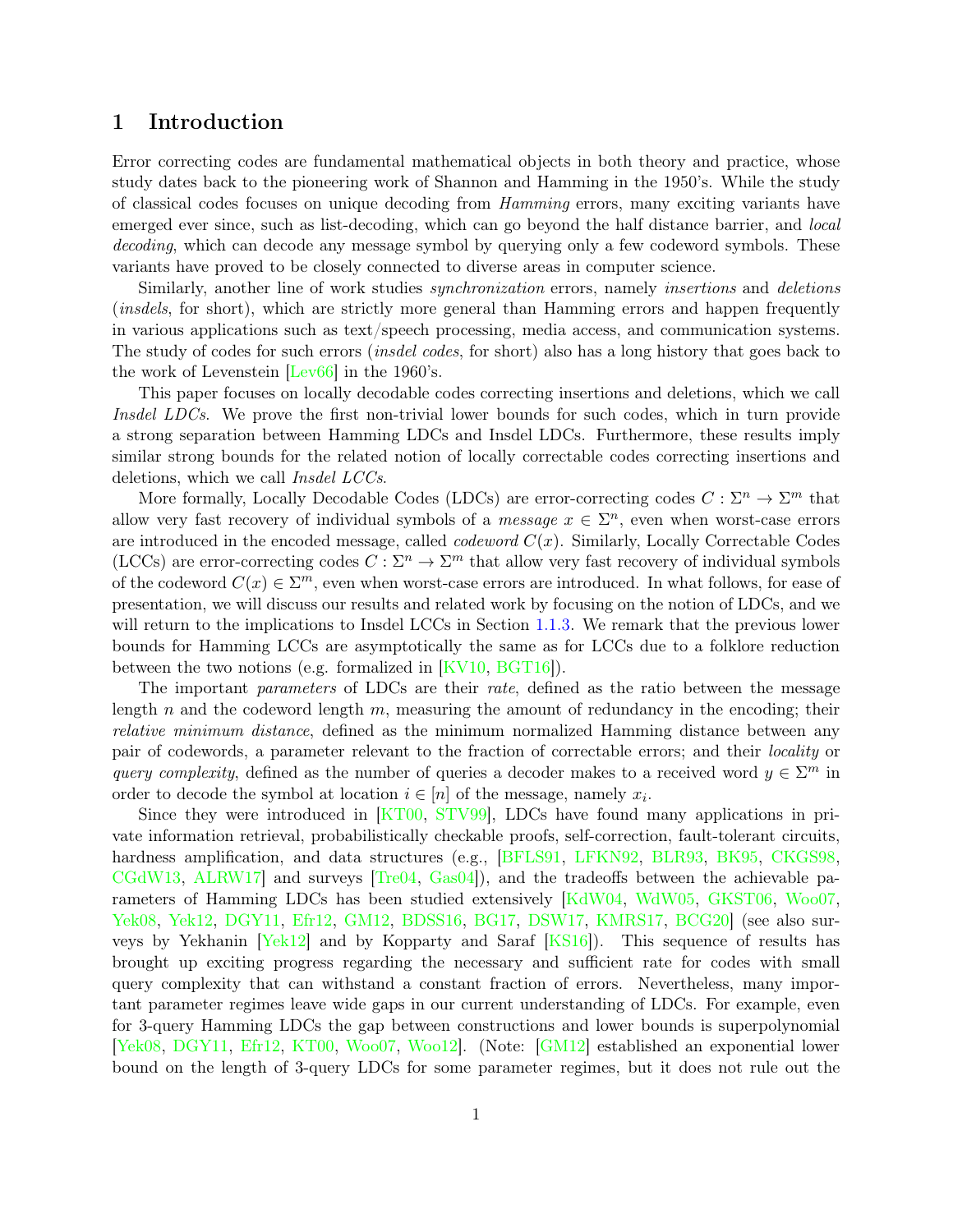# 1 Introduction

Error correcting codes are fundamental mathematical objects in both theory and practice, whose study dates back to the pioneering work of Shannon and Hamming in the 1950's. While the study of classical codes focuses on unique decoding from *Hamming* errors, many exciting variants have emerged ever since, such as list-decoding, which can go beyond the half distance barrier, and *local decoding*, which can decode any message symbol by querying only a few codeword symbols. These variants have proved to be closely connected to diverse areas in computer science.

Similarly, another line of work studies *synchronization* errors, namely *insertions* and *deletions* (*insdels*, for short), which are strictly more general than Hamming errors and happen frequently in various applications such as text/speech processing, media access, and communication systems. The study of codes for such errors (*insdel codes*, for short) also has a long history that goes back to the work of Levenstein [Lev66] in the 1960's.

This paper focuses on locally decodable codes correcting insertions and deletions, which we call *Insdel LDCs*. We prove the first non-trivial lower bounds for such codes, which in turn provide a strong separation between Hamming LDCs and Insdel LDCs. Furthermore, these results imply similar strong bounds for the related notion of locally correctable codes correcting insertions and deletions, which we call *Insdel LCCs*.

More formally, Locally Decodable Codes (LDCs) are error-correcting codes $C : \Sigma^n \to \Sigma^m$ that allow very fast recovery of individual symbols of a *message* $x \in \Sigma^n$, even when worst-case errors are introduced in the encoded message, called *codeword* $C(x)$. Similarly, Locally Correctable Codes (LCCs) are error-correcting codes $C : \Sigma^n \to \Sigma^m$ that allow very fast recovery of individual symbols of the codeword $C(x) \in \Sigma^m$, even when worst-case errors are introduced. In what follows, for ease of presentation, we will discuss our results and related work by focusing on the notion of LDCs, and we will return to the implications to Insdel LCCs in Section 1.1.3. We remark that the previous lower bounds for Hamming LCCs are asymptotically the same as for LCCs due to a folklore reduction between the two notions (e.g. formalized in [KV10, BGT16]).

The important *parameters* of LDCs are their *rate*, defined as the ratio between the message length $n$ and the codeword length $m$, measuring the amount of redundancy in the encoding; their *relative minimum distance*, defined as the minimum normalized Hamming distance between any pair of codewords, a parameter relevant to the fraction of correctable errors; and their *locality* or *query complexity*, defined as the number of queries a decoder makes to a received word $y \in \Sigma^m$ in order to decode the symbol at location $i \in [n]$ of the message, namely $x_i$.

Since they were introduced in [KT00, STV99], LDCs have found many applications in private information retrieval, probabilistically checkable proofs, self-correction, fault-tolerant circuits, hardness amplification, and data structures (e.g., [BFLS91, LFKN92, BLR93, BK95, CKGS98, CGdW13, ALRW17] and surveys [Tre04, Gas04]), and the tradeoffs between the achievable parameters of Hamming LDCs has been studied extensively [KdW04, WdW05, GKST06, Woo07, Yek08, Yek12, DGY11, Efr12, GM12, BDSS16, BG17, DSW17, KMRS17, BCG20] (see also surveys by Yekhanin [Yek12] and by Kopparty and Saraf [KS16]). This sequence of results has brought up exciting progress regarding the necessary and sufficient rate for codes with small query complexity that can withstand a constant fraction of errors. Nevertheless, many important parameter regimes leave wide gaps in our current understanding of LDCs. For example, even for 3-query Hamming LDCs the gap between constructions and lower bounds is superpolynomial [Yek08, DGY11, Efr12, KT00, Woo07, Woo12]. (Note: [GM12] established an exponential lower bound on the length of 3-query LDCs for some parameter regimes, but it does not rule out the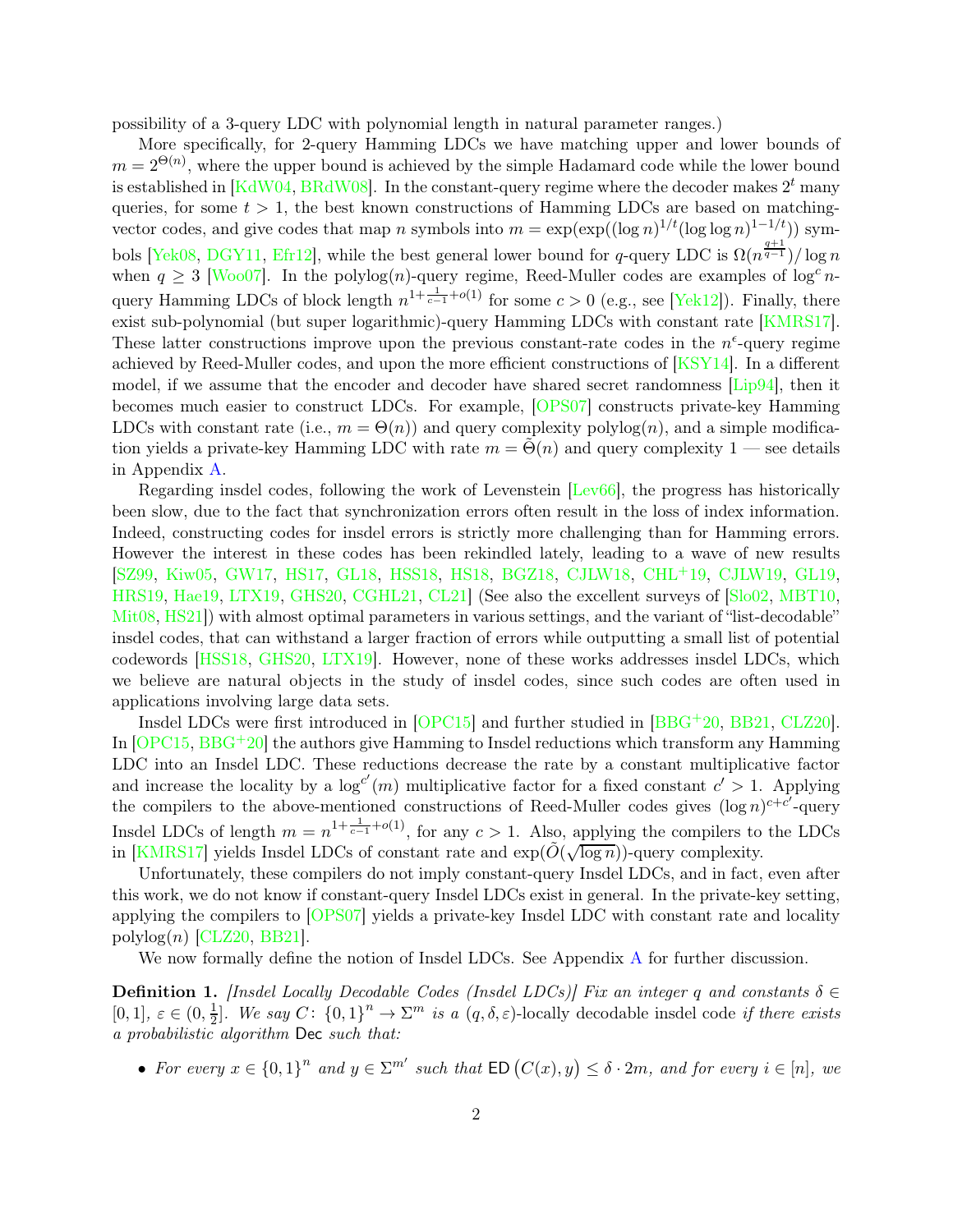possibility of a 3-query LDC with polynomial length in natural parameter ranges.)

More specifically, for 2-query Hamming LDCs we have matching upper and lower bounds of $m = 2^{\Theta(n)}$, where the upper bound is achieved by the simple Hadamard code while the lower bound is established in [KdW04, BRdW08]. In the constant-query regime where the decoder makes $2^t$ many queries, for some $t > 1$, the best known constructions of Hamming LDCs are based on matching-vector codes, and give codes that map $n$ symbols into $m = \exp(\exp((\log n)^{1/t}(\log\log n)^{1-1/t}))$ symbols [Yek08, DGY11, Efr12], while the best general lower bound for $q$-query LDC is $\Omega(n^{\frac{q+1}{q-1}})/\log n$ when $q \geq 3$ [Woo07]. In the polylog$(n)$-query regime, Reed-Muller codes are examples of $\log^c n$-query Hamming LDCs of block length $n^{1+\frac{1}{c-1}+o(1)}$ for some $c > 0$ (e.g., see [Yek12]). Finally, there exist sub-polynomial (but super logarithmic)-query Hamming LDCs with constant rate [KMRS17]. These latter constructions improve upon the previous constant-rate codes in the $n^{\epsilon}$-query regime achieved by Reed-Muller codes, and upon the more efficient constructions of [KSY14]. In a different model, if we assume that the encoder and decoder have shared secret randomness [Lip94], then it becomes much easier to construct LDCs. For example, [OPS07] constructs private-key Hamming LDCs with constant rate (i.e., $m = \Theta(n)$) and query complexity polylog$(n)$, and a simple modification yields a private-key Hamming LDC with rate $m = \tilde{\Theta}(n)$ and query complexity 1 — see details in Appendix A.

Regarding insdel codes, following the work of Levenstein [Lev66], the progress has historically been slow, due to the fact that synchronization errors often result in the loss of index information. Indeed, constructing codes for insdel errors is strictly more challenging than for Hamming errors. However the interest in these codes has been rekindled lately, leading to a wave of new results [SZ99, Kiw05, GW17, HS17, GL18, HSS18, HS18, BGZ18, CJLW18, CHL+19, CJLW19, GL19, HRS19, Hae19, LTX19, GHS20, CGHL21, CL21] (See also the excellent surveys of [Slo02, MBT10, Mit08, HS21]) with almost optimal parameters in various settings, and the variant of "list-decodable" insdel codes, that can withstand a larger fraction of errors while outputting a small list of potential codewords [HSS18, GHS20, LTX19]. However, none of these works addresses insdel LDCs, which we believe are natural objects in the study of insdel codes, since such codes are often used in applications involving large data sets.

Insdel LDCs were first introduced in [OPC15] and further studied in [BBG+20, BB21, CLZ20]. In [OPC15, BBG+20] the authors give Hamming to Insdel reductions which transform any Hamming LDC into an Insdel LDC. These reductions decrease the rate by a constant multiplicative factor and increase the locality by a $\log^{c'}(m)$ multiplicative factor for a fixed constant $c' > 1$. Applying the compilers to the above-mentioned constructions of Reed-Muller codes gives $(\log n)^{c+c'}$-query Insdel LDCs of length $m = n^{1+\frac{1}{c-1}+o(1)}$, for any $c > 1$. Also, applying the compilers to the LDCs in [KMRS17] yields Insdel LDCs of constant rate and $\exp(\tilde{O}(\sqrt{\log n}))$-query complexity.

Unfortunately, these compilers do not imply constant-query Insdel LDCs, and in fact, even after this work, we do not know if constant-query Insdel LDCs exist in general. In the private-key setting, applying the compilers to [OPS07] yields a private-key Insdel LDC with constant rate and locality polylog$(n)$ [CLZ20, BB21].

We now formally define the notion of Insdel LDCs. See Appendix A for further discussion.

**Definition 1.** *[Insdel Locally Decodable Codes (Insdel LDCs)] Fix an integer $q$ and constants $\delta \in [0,1]$, $\varepsilon \in (0, \frac{1}{2}]$. We say $C\colon \{0,1\}^n \to \Sigma^m$ is a $(q, \delta, \varepsilon)$-*locally decodable insdel code *if there exists a probabilistic algorithm* $\mathsf{Dec}$ *such that:*

- *For every $x \in \{0,1\}^n$ and $y \in \Sigma^{m'}$ such that $\mathsf{ED}\left(C(x), y\right) \leq \delta \cdot 2m$, and for every $i \in [n]$, we*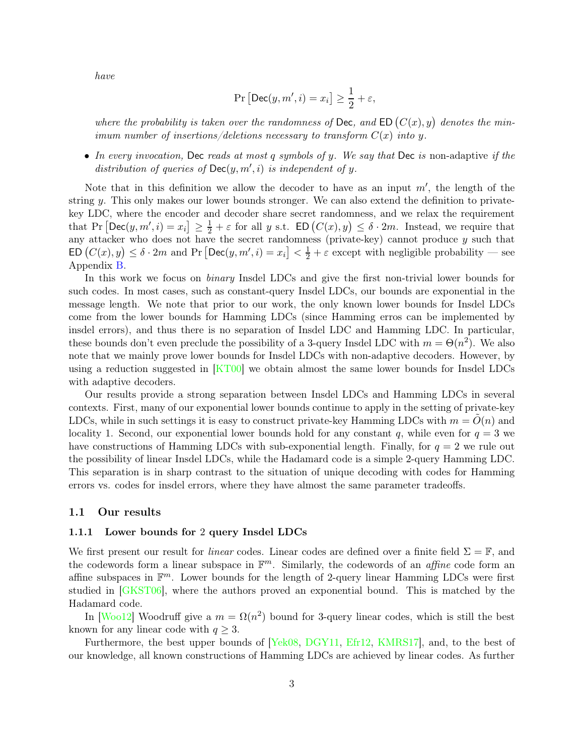*have*

$$\Pr\left[\mathsf{Dec}(y, m', i) = x_i\right] \geq \frac{1}{2} + \varepsilon,$$

*where the probability is taken over the randomness of* $\mathsf{Dec}$*, and* $\mathsf{ED}\left(C(x), y\right)$ *denotes the minimum number of insertions/deletions necessary to transform* $C(x)$ *into* $y$*.*

- *In every invocation,* $\mathsf{Dec}$ *reads at most* $q$ *symbols of* $y$*. We say that* $\mathsf{Dec}$ *is* non-adaptive *if the distribution of queries of* $\mathsf{Dec}(y, m', i)$ *is independent of* $y$*.*

Note that in this definition we allow the decoder to have as an input $m'$, the length of the string $y$. This only makes our lower bounds stronger. We can also extend the definition to private-key LDC, where the encoder and decoder share secret randomness, and we relax the requirement that $\Pr\left[\mathsf{Dec}(y, m', i) = x_i\right] \geq \frac{1}{2} + \varepsilon$ for all $y$ s.t. $\mathsf{ED}\left(C(x), y\right) \leq \delta \cdot 2m$. Instead, we require that any attacker who does not have the secret randomness (private-key) cannot produce $y$ such that $\mathsf{ED}\left(C(x), y\right) \leq \delta \cdot 2m$ and $\Pr\left[\mathsf{Dec}(y, m', i) = x_i\right] < \frac{1}{2} + \varepsilon$ except with negligible probability — see Appendix B.

In this work we focus on *binary* Insdel LDCs and give the first non-trivial lower bounds for such codes. In most cases, such as constant-query Insdel LDCs, our bounds are exponential in the message length. We note that prior to our work, the only known lower bounds for Insdel LDCs come from the lower bounds for Hamming LDCs (since Hamming erros can be implemented by insdel errors), and thus there is no separation of Insdel LDC and Hamming LDC. In particular, these bounds don't even preclude the possibility of a 3-query Insdel LDC with $m = \Theta(n^2)$. We also note that we mainly prove lower bounds for Insdel LDCs with non-adaptive decoders. However, by using a reduction suggested in [KT00] we obtain almost the same lower bounds for Insdel LDCs with adaptive decoders.

Our results provide a strong separation between Insdel LDCs and Hamming LDCs in several contexts. First, many of our exponential lower bounds continue to apply in the setting of private-key LDCs, while in such settings it is easy to construct private-key Hamming LDCs with $m = \tilde{O}(n)$ and locality 1. Second, our exponential lower bounds hold for any constant $q$, while even for $q = 3$ we have constructions of Hamming LDCs with sub-exponential length. Finally, for $q = 2$ we rule out the possibility of linear Insdel LDCs, while the Hadamard code is a simple 2-query Hamming LDC. This separation is in sharp contrast to the situation of unique decoding with codes for Hamming errors vs. codes for insdel errors, where they have almost the same parameter tradeoffs.

## 1.1 Our results

### 1.1.1 Lower bounds for 2 query Insdel LDCs

We first present our result for *linear* codes. Linear codes are defined over a finite field $\Sigma = \mathbb{F}$, and the codewords form a linear subspace in $\mathbb{F}^m$. Similarly, the codewords of an *affine* code form an affine subspaces in $\mathbb{F}^m$. Lower bounds for the length of 2-query linear Hamming LDCs were first studied in [GKST06], where the authors proved an exponential bound. This is matched by the Hadamard code.

In [Woo12] Woodruff give a $m = \Omega(n^2)$ bound for 3-query linear codes, which is still the best known for any linear code with $q \geq 3$.

Furthermore, the best upper bounds of [Yek08, DGY11, Efr12, KMRS17], and, to the best of our knowledge, all known constructions of Hamming LDCs are achieved by linear codes. As further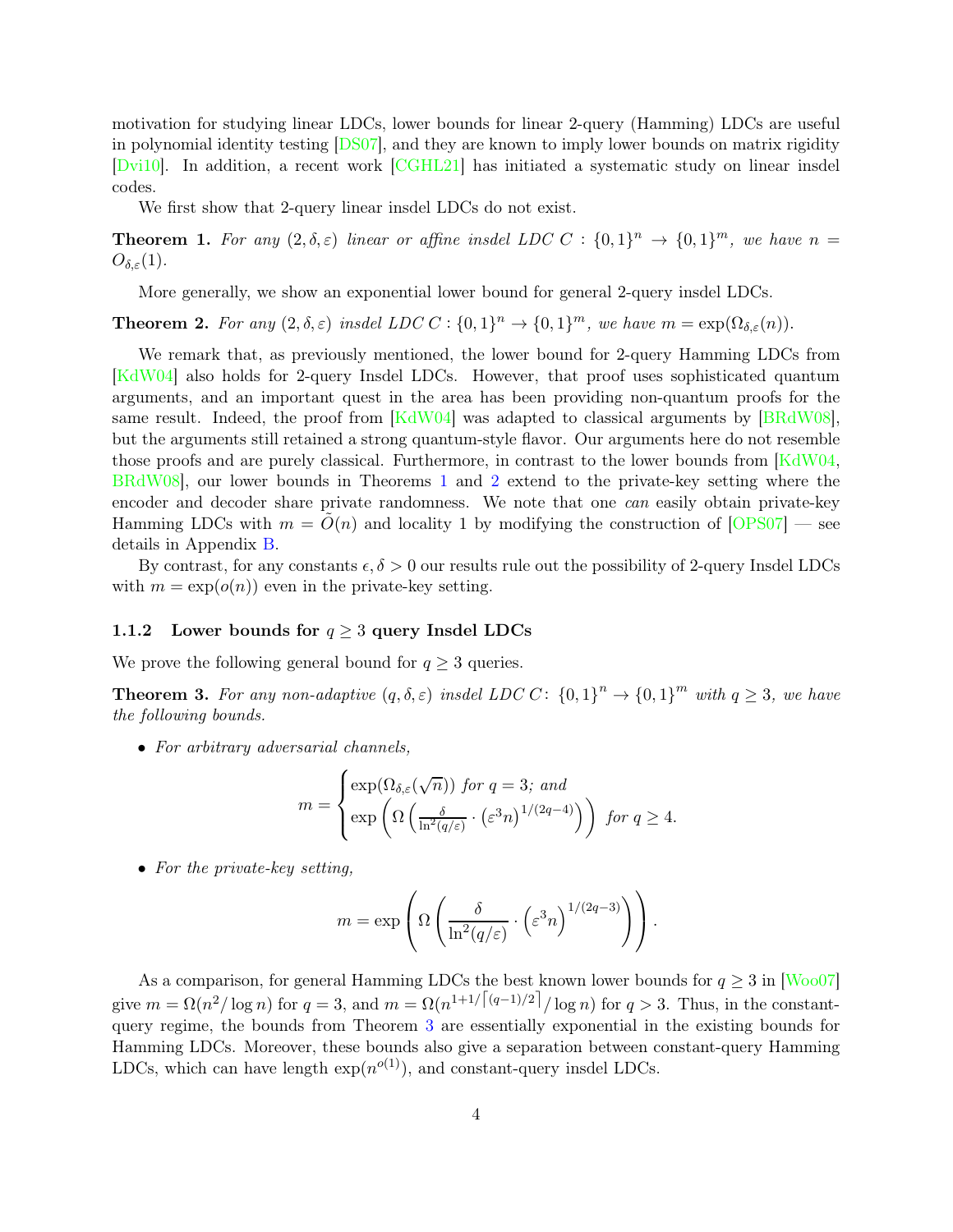motivation for studying linear LDCs, lower bounds for linear 2-query (Hamming) LDCs are useful in polynomial identity testing [DS07], and they are known to imply lower bounds on matrix rigidity [Dvi10]. In addition, a recent work [CGHL21] has initiated a systematic study on linear insdel codes.

We first show that 2-query linear insdel LDCs do not exist.

**Theorem 1.** *For any $(2, \delta, \varepsilon)$ linear or affine insdel LDC $C : \{0,1\}^n \to \{0,1\}^m$, we have $n = O_{\delta,\varepsilon}(1)$.*

More generally, we show an exponential lower bound for general 2-query insdel LDCs.

**Theorem 2.** *For any $(2, \delta, \varepsilon)$ insdel LDC $C : \{0,1\}^n \to \{0,1\}^m$, we have $m = \exp(\Omega_{\delta,\varepsilon}(n))$.*

We remark that, as previously mentioned, the lower bound for 2-query Hamming LDCs from [KdW04] also holds for 2-query Insdel LDCs. However, that proof uses sophisticated quantum arguments, and an important quest in the area has been providing non-quantum proofs for the same result. Indeed, the proof from [KdW04] was adapted to classical arguments by [BRdW08], but the arguments still retained a strong quantum-style flavor. Our arguments here do not resemble those proofs and are purely classical. Furthermore, in contrast to the lower bounds from [KdW04, BRdW08], our lower bounds in Theorems 1 and 2 extend to the private-key setting where the encoder and decoder share private randomness. We note that one *can* easily obtain private-key Hamming LDCs with $m = \widetilde{O}(n)$ and locality 1 by modifying the construction of [OPS07] — see details in Appendix B.

By contrast, for any constants $\epsilon, \delta > 0$ our results rule out the possibility of 2-query Insdel LDCs with $m = \exp(o(n))$ even in the private-key setting.

### 1.1.2 Lower bounds for $q \geq 3$ query Insdel LDCs

We prove the following general bound for $q \geq 3$ queries.

**Theorem 3.** *For any non-adaptive $(q, \delta, \varepsilon)$ insdel LDC $C : \{0,1\}^n \to \{0,1\}^m$ with $q \geq 3$, we have the following bounds.*

- *For arbitrary adversarial channels,*

$$m = \begin{cases} \exp(\Omega_{\delta,\varepsilon}(\sqrt{n})) \text{ for } q = 3; \text{ and} \\ \exp\left(\Omega\left(\frac{\delta}{\ln^2(q/\varepsilon)} \cdot \left(\varepsilon^3 n\right)^{1/(2q-4)}\right)\right) \text{ for } q \geq 4. \end{cases}$$

- *For the private-key setting,*

$$m = \exp\left(\Omega\left(\frac{\delta}{\ln^2(q/\varepsilon)} \cdot \left(\varepsilon^3 n\right)^{1/(2q-3)}\right)\right).$$

As a comparison, for general Hamming LDCs the best known lower bounds for $q \geq 3$ in [Woo07] give $m = \Omega(n^2/\log n)$ for $q = 3$, and $m = \Omega(n^{1+1/\lceil (q-1)/2 \rceil}/\log n)$ for $q > 3$. Thus, in the constant-query regime, the bounds from Theorem 3 are essentially exponential in the existing bounds for Hamming LDCs. Moreover, these bounds also give a separation between constant-query Hamming LDCs, which can have length $\exp(n^{o(1)})$, and constant-query insdel LDCs.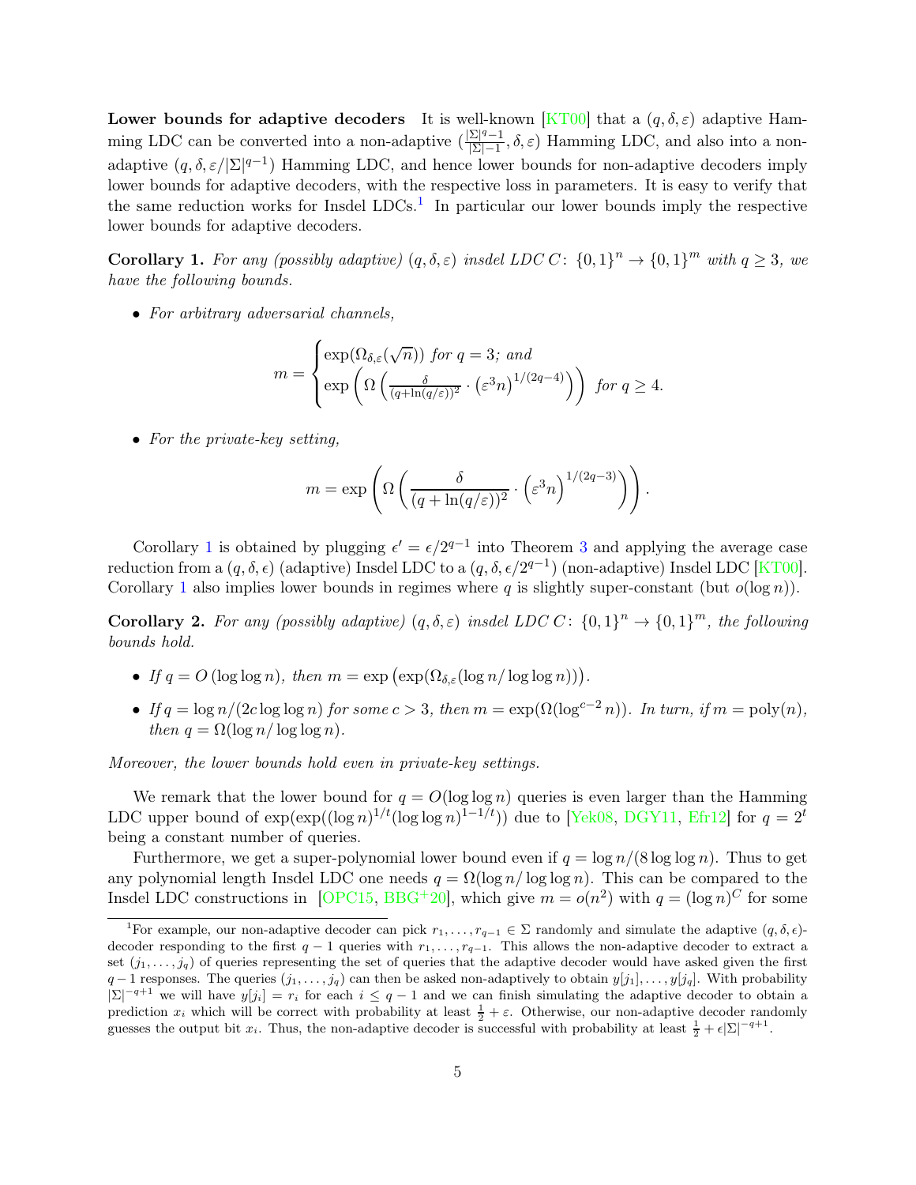**Lower bounds for adaptive decoders** It is well-known [KT00] that a $(q, \delta, \varepsilon)$ adaptive Hamming LDC can be converted into a non-adaptive $(\frac{|\Sigma|^q - 1}{|\Sigma| - 1}, \delta, \varepsilon)$ Hamming LDC, and also into a non-adaptive $(q, \delta, \varepsilon/|\Sigma|^{q-1})$ Hamming LDC, and hence lower bounds for non-adaptive decoders imply lower bounds for adaptive decoders, with the respective loss in parameters. It is easy to verify that the same reduction works for Insdel LDCs.[1] In particular our lower bounds imply the respective lower bounds for adaptive decoders.

**Corollary 1.** *For any (possibly adaptive) $(q, \delta, \varepsilon)$ insdel LDC $C\colon \{0,1\}^n \to \{0,1\}^m$ with $q \geq 3$, we have the following bounds.*

- *For arbitrary adversarial channels,*

$$m = \begin{cases} \exp(\Omega_{\delta,\varepsilon}(\sqrt{n})) \text{ for } q = 3; \text{ and} \\ \exp\left(\Omega\left(\frac{\delta}{(q+\ln(q/\varepsilon))^2} \cdot \left(\varepsilon^3 n\right)^{1/(2q-4)}\right)\right) \text{ for } q \geq 4. \end{cases}$$

- *For the private-key setting,*

$$m = \exp\left(\Omega\left(\frac{\delta}{(q+\ln(q/\varepsilon))^2} \cdot \left(\varepsilon^3 n\right)^{1/(2q-3)}\right)\right).$$

Corollary 1 is obtained by plugging $\epsilon' = \epsilon/2^{q-1}$ into Theorem 3 and applying the average case reduction from a $(q, \delta, \epsilon)$ (adaptive) Insdel LDC to a $(q, \delta, \epsilon/2^{q-1})$ (non-adaptive) Insdel LDC [KT00]. Corollary 1 also implies lower bounds in regimes where $q$ is slightly super-constant (but $o(\log n)$).

**Corollary 2.** *For any (possibly adaptive) $(q, \delta, \varepsilon)$ insdel LDC $C\colon \{0,1\}^n \to \{0,1\}^m$, the following bounds hold.*

- *If $q = O(\log\log n)$, then $m = \exp\left(\exp(\Omega_{\delta,\varepsilon}(\log n/\log\log n))\right)$.*
- *If $q = \log n/(2c\log\log n)$ for some $c > 3$, then $m = \exp(\Omega(\log^{c-2} n))$. In turn, if $m = \mathrm{poly}(n)$, then $q = \Omega(\log n/\log\log n)$.*

*Moreover, the lower bounds hold even in private-key settings.*

We remark that the lower bound for $q = O(\log\log n)$ queries is even larger than the Hamming LDC upper bound of $\exp(\exp((\log n)^{1/t}(\log\log n)^{1-1/t}))$ due to [Yek08, DGY11, Efr12] for $q = 2^t$ being a constant number of queries.

Furthermore, we get a super-polynomial lower bound even if $q = \log n/(8\log\log n)$. Thus to get any polynomial length Insdel LDC one needs $q = \Omega(\log n/\log\log n)$. This can be compared to the Insdel LDC constructions in [OPC15, BBG+20], which give $m = o(n^2)$ with $q = (\log n)^C$ for some

[1] For example, our non-adaptive decoder can pick $r_1, \ldots, r_{q-1} \in \Sigma$ randomly and simulate the adaptive $(q, \delta, \epsilon)$-decoder responding to the first $q-1$ queries with $r_1, \ldots, r_{q-1}$. This allows the non-adaptive decoder to extract a set $(j_1, \ldots, j_q)$ of queries representing the set of queries that the adaptive decoder would have asked given the first $q-1$ responses. The queries $(j_1, \ldots, j_q)$ can then be asked non-adaptively to obtain $y[j_1], \ldots, y[j_q]$. With probability $|\Sigma|^{-q+1}$ we will have $y[j_i] = r_i$ for each $i \leq q-1$ and we can finish simulating the adaptive decoder to obtain a prediction $x_i$ which will be correct with probability at least $\frac{1}{2} + \varepsilon$. Otherwise, our non-adaptive decoder randomly guesses the output bit $x_i$. Thus, the non-adaptive decoder is successful with probability at least $\frac{1}{2} + \epsilon|\Sigma|^{-q+1}$.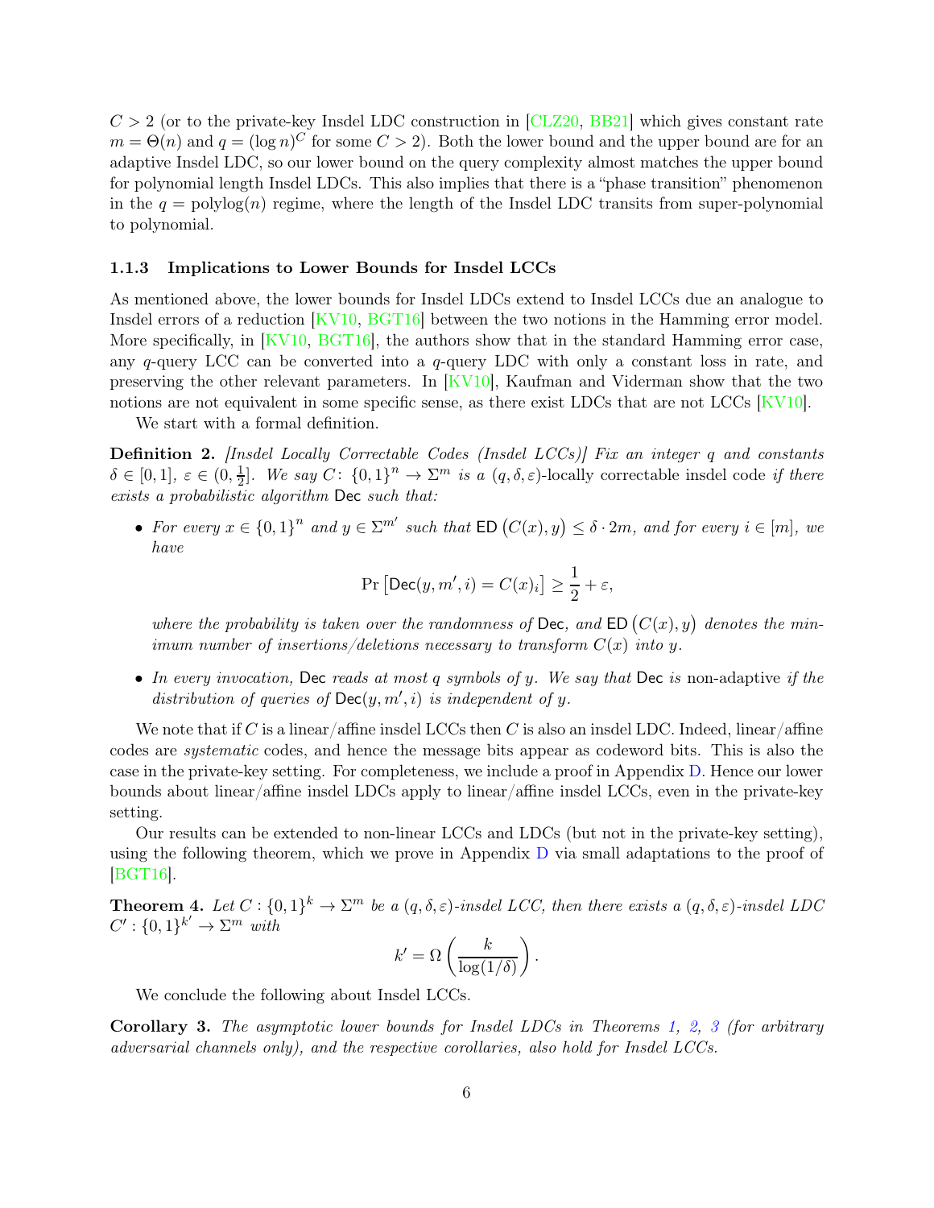$C > 2$ (or to the private-key Insdel LDC construction in [CLZ20, BB21] which gives constant rate $m = \Theta(n)$ and $q = (\log n)^C$ for some $C > 2$). Both the lower bound and the upper bound are for an adaptive Insdel LDC, so our lower bound on the query complexity almost matches the upper bound for polynomial length Insdel LDCs. This also implies that there is a "phase transition" phenomenon in the $q = \text{polylog}(n)$ regime, where the length of the Insdel LDC transits from super-polynomial to polynomial.

### 1.1.3 Implications to Lower Bounds for Insdel LCCs

As mentioned above, the lower bounds for Insdel LDCs extend to Insdel LCCs due an analogue to Insdel errors of a reduction [KV10, BGT16] between the two notions in the Hamming error model. More specifically, in [KV10, BGT16], the authors show that in the standard Hamming error case, any $q$-query LCC can be converted into a $q$-query LDC with only a constant loss in rate, and preserving the other relevant parameters. In [KV10], Kaufman and Viderman show that the two notions are not equivalent in some specific sense, as there exist LDCs that are not LCCs [KV10].

We start with a formal definition.

**Definition 2.** *[Insdel Locally Correctable Codes (Insdel LCCs)] Fix an integer $q$ and constants $\delta \in [0, 1]$, $\varepsilon \in (0, \frac{1}{2}]$. We say $C\colon \{0,1\}^n \to \Sigma^m$ is a $(q, \delta, \varepsilon)$-*locally correctable insdel code *if there exists a probabilistic algorithm* $\mathsf{Dec}$ *such that:*

- *For every $x \in \{0,1\}^n$ and $y \in \Sigma^{m'}$ such that $\mathsf{ED}\left(C(x), y\right) \le \delta \cdot 2m$, and for every $i \in [m]$, we have*
$$\Pr\left[\mathsf{Dec}(y, m', i) = C(x)_i\right] \ge \frac{1}{2} + \varepsilon,$$
*where the probability is taken over the randomness of* $\mathsf{Dec}$*, and $\mathsf{ED}\left(C(x), y\right)$ denotes the minimum number of insertions/deletions necessary to transform $C(x)$ into $y$.*
- *In every invocation,* $\mathsf{Dec}$ *reads at most $q$ symbols of $y$. We say that* $\mathsf{Dec}$ *is* non-adaptive *if the distribution of queries of $\mathsf{Dec}(y, m', i)$ is independent of $y$.*

We note that if $C$ is a linear/affine insdel LCCs then $C$ is also an insdel LDC. Indeed, linear/affine codes are *systematic* codes, and hence the message bits appear as codeword bits. This is also the case in the private-key setting. For completeness, we include a proof in Appendix D. Hence our lower bounds about linear/affine insdel LDCs apply to linear/affine insdel LCCs, even in the private-key setting.

Our results can be extended to non-linear LCCs and LDCs (but not in the private-key setting), using the following theorem, which we prove in Appendix D via small adaptations to the proof of [BGT16].

**Theorem 4.** *Let $C : \{0,1\}^k \to \Sigma^m$ be a $(q, \delta, \varepsilon)$-insdel LCC, then there exists a $(q, \delta, \varepsilon)$-insdel LDC $C' : \{0,1\}^{k'} \to \Sigma^m$ with*
$$k' = \Omega\left(\frac{k}{\log(1/\delta)}\right).$$

We conclude the following about Insdel LCCs.

**Corollary 3.** *The asymptotic lower bounds for Insdel LDCs in Theorems 1, 2, 3 (for arbitrary adversarial channels only), and the respective corollaries, also hold for Insdel LCCs.*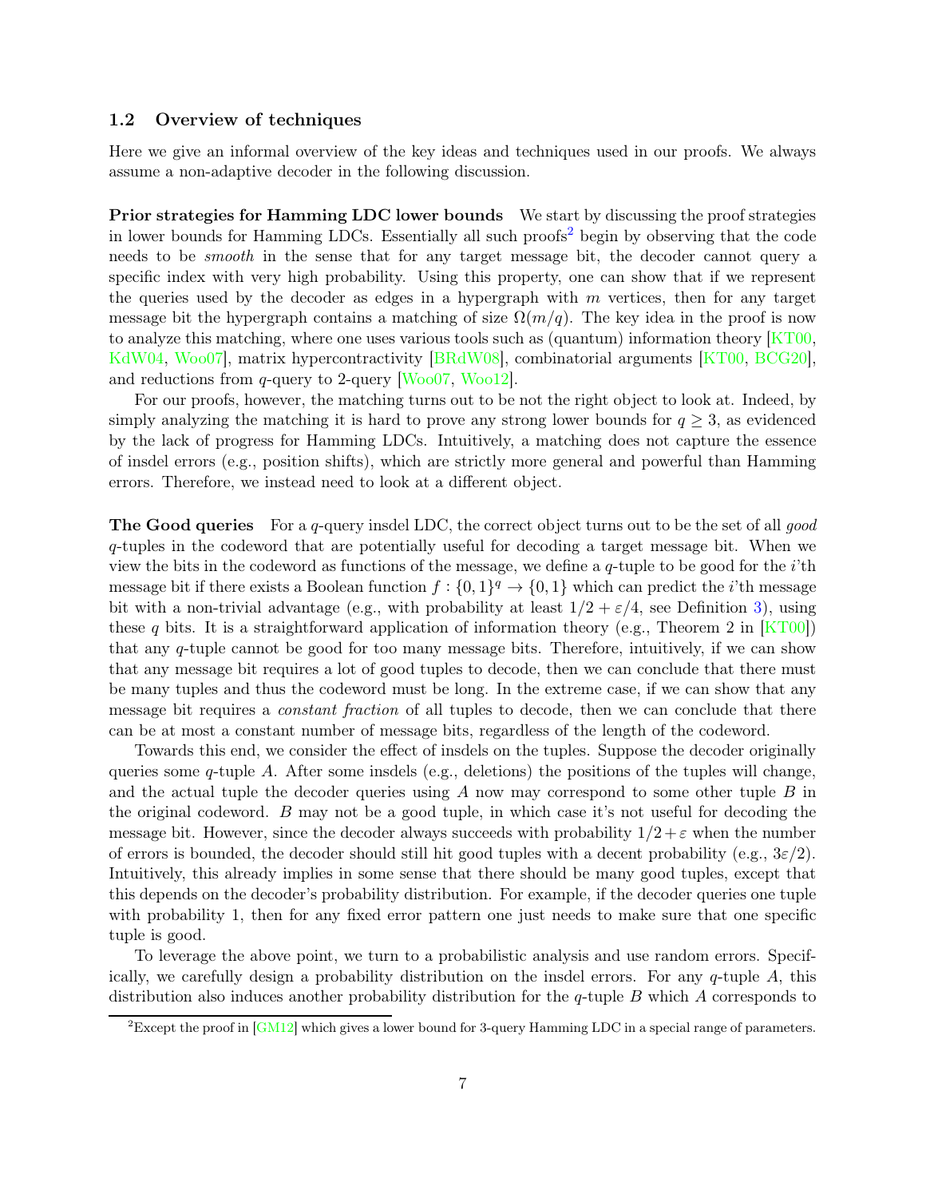### 1.2 Overview of techniques

Here we give an informal overview of the key ideas and techniques used in our proofs. We always assume a non-adaptive decoder in the following discussion.

**Prior strategies for Hamming LDC lower bounds** We start by discussing the proof strategies in lower bounds for Hamming LDCs. Essentially all such proofs[2] begin by observing that the code needs to be *smooth* in the sense that for any target message bit, the decoder cannot query a specific index with very high probability. Using this property, one can show that if we represent the queries used by the decoder as edges in a hypergraph with $m$ vertices, then for any target message bit the hypergraph contains a matching of size $\Omega(m/q)$. The key idea in the proof is now to analyze this matching, where one uses various tools such as (quantum) information theory [KT00, KdW04, Woo07], matrix hypercontractivity [BRdW08], combinatorial arguments [KT00, BCG20], and reductions from $q$-query to 2-query [Woo07, Woo12].

For our proofs, however, the matching turns out to be not the right object to look at. Indeed, by simply analyzing the matching it is hard to prove any strong lower bounds for $q \geq 3$, as evidenced by the lack of progress for Hamming LDCs. Intuitively, a matching does not capture the essence of insdel errors (e.g., position shifts), which are strictly more general and powerful than Hamming errors. Therefore, we instead need to look at a different object.

**The Good queries** For a $q$-query insdel LDC, the correct object turns out to be the set of all *good* $q$-tuples in the codeword that are potentially useful for decoding a target message bit. When we view the bits in the codeword as functions of the message, we define a $q$-tuple to be good for the $i$'th message bit if there exists a Boolean function $f : \{0,1\}^q \to \{0,1\}$ which can predict the $i$'th message bit with a non-trivial advantage (e.g., with probability at least $1/2 + \varepsilon/4$, see Definition 3), using these $q$ bits. It is a straightforward application of information theory (e.g., Theorem 2 in [KT00]) that any $q$-tuple cannot be good for too many message bits. Therefore, intuitively, if we can show that any message bit requires a lot of good tuples to decode, then we can conclude that there must be many tuples and thus the codeword must be long. In the extreme case, if we can show that any message bit requires a *constant fraction* of all tuples to decode, then we can conclude that there can be at most a constant number of message bits, regardless of the length of the codeword.

Towards this end, we consider the effect of insdels on the tuples. Suppose the decoder originally queries some $q$-tuple $A$. After some insdels (e.g., deletions) the positions of the tuples will change, and the actual tuple the decoder queries using $A$ now may correspond to some other tuple $B$ in the original codeword. $B$ may not be a good tuple, in which case it's not useful for decoding the message bit. However, since the decoder always succeeds with probability $1/2 + \varepsilon$ when the number of errors is bounded, the decoder should still hit good tuples with a decent probability (e.g., $3\varepsilon/2$). Intuitively, this already implies in some sense that there should be many good tuples, except that this depends on the decoder's probability distribution. For example, if the decoder queries one tuple with probability 1, then for any fixed error pattern one just needs to make sure that one specific tuple is good.

To leverage the above point, we turn to a probabilistic analysis and use random errors. Specifically, we carefully design a probability distribution on the insdel errors. For any $q$-tuple $A$, this distribution also induces another probability distribution for the $q$-tuple $B$ which $A$ corresponds to

[2] Except the proof in [GM12] which gives a lower bound for 3-query Hamming LDC in a special range of parameters.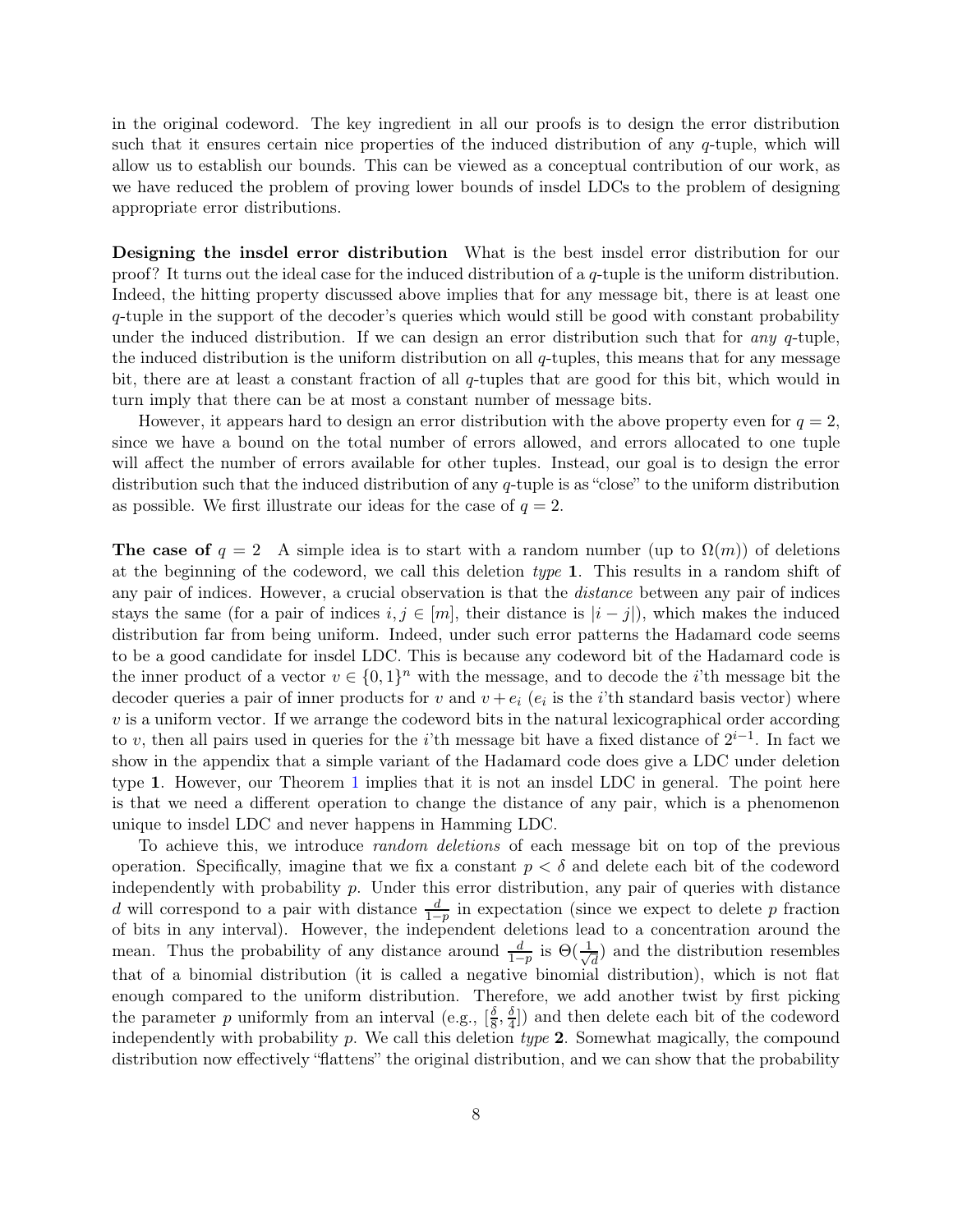in the original codeword. The key ingredient in all our proofs is to design the error distribution such that it ensures certain nice properties of the induced distribution of any $q$-tuple, which will allow us to establish our bounds. This can be viewed as a conceptual contribution of our work, as we have reduced the problem of proving lower bounds of insdel LDCs to the problem of designing appropriate error distributions.

**Designing the insdel error distribution** What is the best insdel error distribution for our proof? It turns out the ideal case for the induced distribution of a $q$-tuple is the uniform distribution. Indeed, the hitting property discussed above implies that for any message bit, there is at least one $q$-tuple in the support of the decoder's queries which would still be good with constant probability under the induced distribution. If we can design an error distribution such that for *any* $q$-tuple, the induced distribution is the uniform distribution on all $q$-tuples, this means that for any message bit, there are at least a constant fraction of all $q$-tuples that are good for this bit, which would in turn imply that there can be at most a constant number of message bits.

However, it appears hard to design an error distribution with the above property even for $q = 2$, since we have a bound on the total number of errors allowed, and errors allocated to one tuple will affect the number of errors available for other tuples. Instead, our goal is to design the error distribution such that the induced distribution of any $q$-tuple is as "close" to the uniform distribution as possible. We first illustrate our ideas for the case of $q = 2$.

**The case of $q = 2$** A simple idea is to start with a random number (up to $\Omega(m)$) of deletions at the beginning of the codeword, we call this deletion *type* **1**. This results in a random shift of any pair of indices. However, a crucial observation is that the *distance* between any pair of indices stays the same (for a pair of indices $i, j \in [m]$, their distance is $|i - j|$), which makes the induced distribution far from being uniform. Indeed, under such error patterns the Hadamard code seems to be a good candidate for insdel LDC. This is because any codeword bit of the Hadamard code is the inner product of a vector $v \in \{0,1\}^n$ with the message, and to decode the $i$'th message bit the decoder queries a pair of inner products for $v$ and $v + e_i$ ($e_i$ is the $i$'th standard basis vector) where $v$ is a uniform vector. If we arrange the codeword bits in the natural lexicographical order according to $v$, then all pairs used in queries for the $i$'th message bit have a fixed distance of $2^{i-1}$. In fact we show in the appendix that a simple variant of the Hadamard code does give a LDC under deletion type **1**. However, our Theorem 1 implies that it is not an insdel LDC in general. The point here is that we need a different operation to change the distance of any pair, which is a phenomenon unique to insdel LDC and never happens in Hamming LDC.

To achieve this, we introduce *random deletions* of each message bit on top of the previous operation. Specifically, imagine that we fix a constant $p < \delta$ and delete each bit of the codeword independently with probability $p$. Under this error distribution, any pair of queries with distance $d$ will correspond to a pair with distance $\frac{d}{1-p}$ in expectation (since we expect to delete $p$ fraction of bits in any interval). However, the independent deletions lead to a concentration around the mean. Thus the probability of any distance around $\frac{d}{1-p}$ is $\Theta(\frac{1}{\sqrt{d}})$ and the distribution resembles that of a binomial distribution (it is called a negative binomial distribution), which is not flat enough compared to the uniform distribution. Therefore, we add another twist by first picking the parameter $p$ uniformly from an interval (e.g., $[\frac{\delta}{8}, \frac{\delta}{4}]$) and then delete each bit of the codeword independently with probability $p$. We call this deletion *type* **2**. Somewhat magically, the compound distribution now effectively "flattens" the original distribution, and we can show that the probability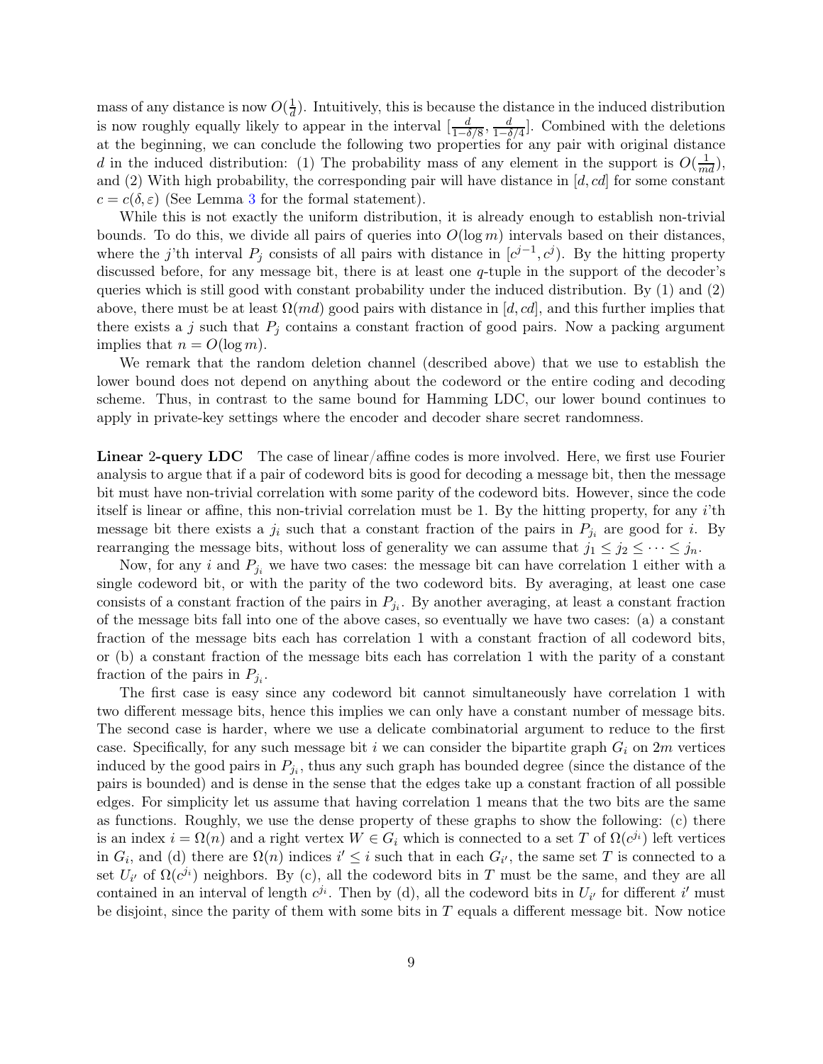mass of any distance is now $O(\frac{1}{d})$. Intuitively, this is because the distance in the induced distribution is now roughly equally likely to appear in the interval $[\frac{d}{1-\delta/8}, \frac{d}{1-\delta/4}]$. Combined with the deletions at the beginning, we can conclude the following two properties for any pair with original distance $d$ in the induced distribution: (1) The probability mass of any element in the support is $O(\frac{1}{md})$, and (2) With high probability, the corresponding pair will have distance in $[d, cd]$ for some constant $c = c(\delta, \varepsilon)$ (See Lemma 3 for the formal statement).

While this is not exactly the uniform distribution, it is already enough to establish non-trivial bounds. To do this, we divide all pairs of queries into $O(\log m)$ intervals based on their distances, where the $j$'th interval $P_j$ consists of all pairs with distance in $[c^{j-1}, c^j)$. By the hitting property discussed before, for any message bit, there is at least one $q$-tuple in the support of the decoder's queries which is still good with constant probability under the induced distribution. By (1) and (2) above, there must be at least $\Omega(md)$ good pairs with distance in $[d, cd]$, and this further implies that there exists a $j$ such that $P_j$ contains a constant fraction of good pairs. Now a packing argument implies that $n = O(\log m)$.

We remark that the random deletion channel (described above) that we use to establish the lower bound does not depend on anything about the codeword or the entire coding and decoding scheme. Thus, in contrast to the same bound for Hamming LDC, our lower bound continues to apply in private-key settings where the encoder and decoder share secret randomness.

**Linear 2-query LDC** The case of linear/affine codes is more involved. Here, we first use Fourier analysis to argue that if a pair of codeword bits is good for decoding a message bit, then the message bit must have non-trivial correlation with some parity of the codeword bits. However, since the code itself is linear or affine, this non-trivial correlation must be 1. By the hitting property, for any $i$'th message bit there exists a $j_i$ such that a constant fraction of the pairs in $P_{j_i}$ are good for $i$. By rearranging the message bits, without loss of generality we can assume that $j_1 \leq j_2 \leq \cdots \leq j_n$.

Now, for any $i$ and $P_{j_i}$ we have two cases: the message bit can have correlation 1 either with a single codeword bit, or with the parity of the two codeword bits. By averaging, at least one case consists of a constant fraction of the pairs in $P_{j_i}$. By another averaging, at least a constant fraction of the message bits fall into one of the above cases, so eventually we have two cases: (a) a constant fraction of the message bits each has correlation 1 with a constant fraction of all codeword bits, or (b) a constant fraction of the message bits each has correlation 1 with the parity of a constant fraction of the pairs in $P_{j_i}$.

The first case is easy since any codeword bit cannot simultaneously have correlation 1 with two different message bits, hence this implies we can only have a constant number of message bits. The second case is harder, where we use a delicate combinatorial argument to reduce to the first case. Specifically, for any such message bit $i$ we can consider the bipartite graph $G_i$ on $2m$ vertices induced by the good pairs in $P_{j_i}$, thus any such graph has bounded degree (since the distance of the pairs is bounded) and is dense in the sense that the edges take up a constant fraction of all possible edges. For simplicity let us assume that having correlation 1 means that the two bits are the same as functions. Roughly, we use the dense property of these graphs to show the following: (c) there is an index $i = \Omega(n)$ and a right vertex $W \in G_i$ which is connected to a set $T$ of $\Omega(c^{j_i})$ left vertices in $G_i$, and (d) there are $\Omega(n)$ indices $i' \leq i$ such that in each $G_{i'}$, the same set $T$ is connected to a set $U_{i'}$ of $\Omega(c^{j_i})$ neighbors. By (c), all the codeword bits in $T$ must be the same, and they are all contained in an interval of length $c^{j_i}$. Then by (d), all the codeword bits in $U_{i'}$ for different $i'$ must be disjoint, since the parity of them with some bits in $T$ equals a different message bit. Now notice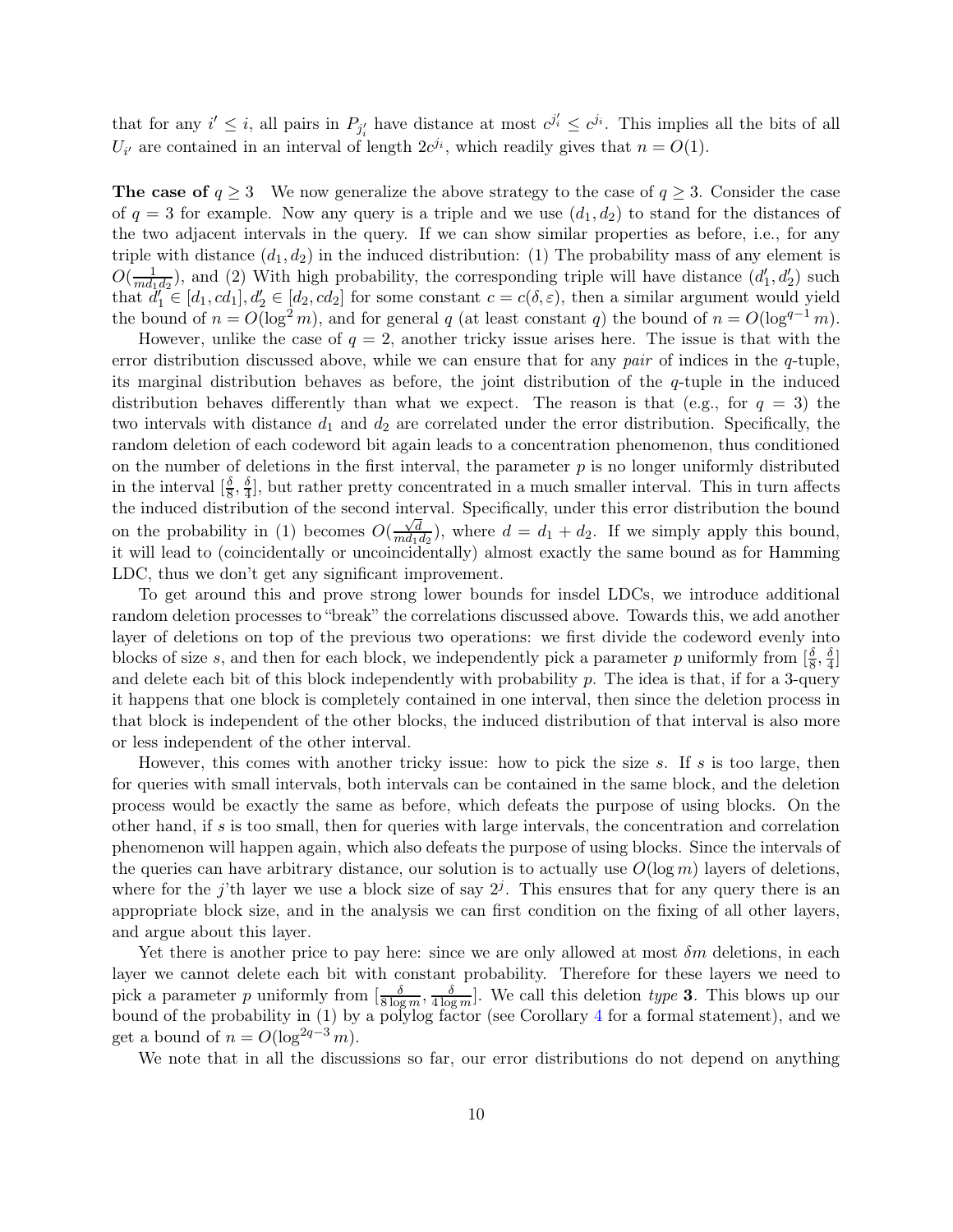that for any $i' \leq i$, all pairs in $P_{j'_{i}}$ have distance at most $c^{j'_i} \leq c^{j_i}$. This implies all the bits of all $U_{i'}$ are contained in an interval of length $2c^{j_i}$, which readily gives that $n = O(1)$.

**The case of $q \geq 3$** We now generalize the above strategy to the case of $q \geq 3$. Consider the case of $q = 3$ for example. Now any query is a triple and we use $(d_1, d_2)$ to stand for the distances of the two adjacent intervals in the query. If we can show similar properties as before, i.e., for any triple with distance $(d_1, d_2)$ in the induced distribution: (1) The probability mass of any element is $O(\frac{1}{md_1d_2})$, and (2) With high probability, the corresponding triple will have distance $(d'_1, d'_2)$ such that $d'_1 \in [d_1, cd_1], d'_2 \in [d_2, cd_2]$ for some constant $c = c(\delta, \varepsilon)$, then a similar argument would yield the bound of $n = O(\log^2 m)$, and for general $q$ (at least constant $q$) the bound of $n = O(\log^{q-1} m)$.

However, unlike the case of $q = 2$, another tricky issue arises here. The issue is that with the error distribution discussed above, while we can ensure that for any *pair* of indices in the $q$-tuple, its marginal distribution behaves as before, the joint distribution of the $q$-tuple in the induced distribution behaves differently than what we expect. The reason is that (e.g., for $q = 3$) the two intervals with distance $d_1$ and $d_2$ are correlated under the error distribution. Specifically, the random deletion of each codeword bit again leads to a concentration phenomenon, thus conditioned on the number of deletions in the first interval, the parameter $p$ is no longer uniformly distributed in the interval $[\frac{\delta}{8}, \frac{\delta}{4}]$, but rather pretty concentrated in a much smaller interval. This in turn affects the induced distribution of the second interval. Specifically, under this error distribution the bound on the probability in (1) becomes $O(\frac{\sqrt{d}}{md_1d_2})$, where $d = d_1 + d_2$. If we simply apply this bound, it will lead to (coincidentally or uncoincidentally) almost exactly the same bound as for Hamming LDC, thus we don't get any significant improvement.

To get around this and prove strong lower bounds for insdel LDCs, we introduce additional random deletion processes to "break" the correlations discussed above. Towards this, we add another layer of deletions on top of the previous two operations: we first divide the codeword evenly into blocks of size $s$, and then for each block, we independently pick a parameter $p$ uniformly from $[\frac{\delta}{8}, \frac{\delta}{4}]$ and delete each bit of this block independently with probability $p$. The idea is that, if for a 3-query it happens that one block is completely contained in one interval, then since the deletion process in that block is independent of the other blocks, the induced distribution of that interval is also more or less independent of the other interval.

However, this comes with another tricky issue: how to pick the size $s$. If $s$ is too large, then for queries with small intervals, both intervals can be contained in the same block, and the deletion process would be exactly the same as before, which defeats the purpose of using blocks. On the other hand, if $s$ is too small, then for queries with large intervals, the concentration and correlation phenomenon will happen again, which also defeats the purpose of using blocks. Since the intervals of the queries can have arbitrary distance, our solution is to actually use $O(\log m)$ layers of deletions, where for the $j$'th layer we use a block size of say $2^j$. This ensures that for any query there is an appropriate block size, and in the analysis we can first condition on the fixing of all other layers, and argue about this layer.

Yet there is another price to pay here: since we are only allowed at most $\delta m$ deletions, in each layer we cannot delete each bit with constant probability. Therefore for these layers we need to pick a parameter $p$ uniformly from $[\frac{\delta}{8 \log m}, \frac{\delta}{4 \log m}]$. We call this deletion *type* **3**. This blows up our bound of the probability in (1) by a polylog factor (see Corollary 4 for a formal statement), and we get a bound of $n = O(\log^{2q-3} m)$.

We note that in all the discussions so far, our error distributions do not depend on anything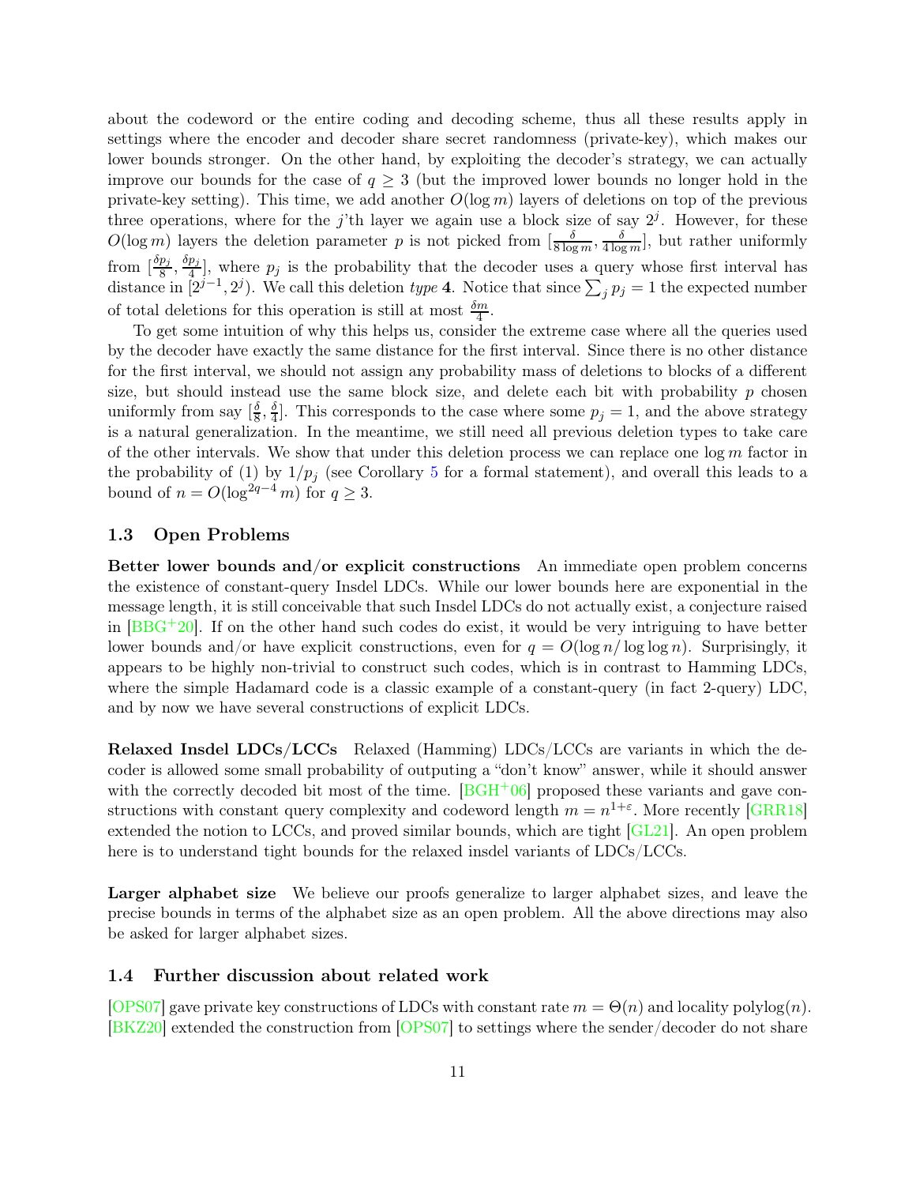about the codeword or the entire coding and decoding scheme, thus all these results apply in settings where the encoder and decoder share secret randomness (private-key), which makes our lower bounds stronger. On the other hand, by exploiting the decoder's strategy, we can actually improve our bounds for the case of $q \geq 3$ (but the improved lower bounds no longer hold in the private-key setting). This time, we add another $O(\log m)$ layers of deletions on top of the previous three operations, where for the $j$'th layer we again use a block size of say $2^j$. However, for these $O(\log m)$ layers the deletion parameter $p$ is not picked from $[\frac{\delta}{8 \log m}, \frac{\delta}{4 \log m}]$, but rather uniformly from $[\frac{\delta p_j}{8}, \frac{\delta p_j}{4}]$, where $p_j$ is the probability that the decoder uses a query whose first interval has distance in $[2^{j-1}, 2^j)$. We call this deletion *type* **4**. Notice that since $\sum_j p_j = 1$ the expected number of total deletions for this operation is still at most $\frac{\delta m}{4}$.

To get some intuition of why this helps us, consider the extreme case where all the queries used by the decoder have exactly the same distance for the first interval. Since there is no other distance for the first interval, we should not assign any probability mass of deletions to blocks of a different size, but should instead use the same block size, and delete each bit with probability $p$ chosen uniformly from say $[\frac{\delta}{8}, \frac{\delta}{4}]$. This corresponds to the case where some $p_j = 1$, and the above strategy is a natural generalization. In the meantime, we still need all previous deletion types to take care of the other intervals. We show that under this deletion process we can replace one $\log m$ factor in the probability of (1) by $1/p_j$ (see Corollary 5 for a formal statement), and overall this leads to a bound of $n = O(\log^{2q-4} m)$ for $q \geq 3$.

### 1.3 Open Problems

**Better lower bounds and/or explicit constructions** An immediate open problem concerns the existence of constant-query Insdel LDCs. While our lower bounds here are exponential in the message length, it is still conceivable that such Insdel LDCs do not actually exist, a conjecture raised in [BBG+20]. If on the other hand such codes do exist, it would be very intriguing to have better lower bounds and/or have explicit constructions, even for $q = O(\log n / \log \log n)$. Surprisingly, it appears to be highly non-trivial to construct such codes, which is in contrast to Hamming LDCs, where the simple Hadamard code is a classic example of a constant-query (in fact 2-query) LDC, and by now we have several constructions of explicit LDCs.

**Relaxed Insdel LDCs/LCCs** Relaxed (Hamming) LDCs/LCCs are variants in which the decoder is allowed some small probability of outputing a "don't know" answer, while it should answer with the correctly decoded bit most of the time. [BGH+06] proposed these variants and gave constructions with constant query complexity and codeword length $m = n^{1+\varepsilon}$. More recently [GRR18] extended the notion to LCCs, and proved similar bounds, which are tight [GL21]. An open problem here is to understand tight bounds for the relaxed insdel variants of LDCs/LCCs.

**Larger alphabet size** We believe our proofs generalize to larger alphabet sizes, and leave the precise bounds in terms of the alphabet size as an open problem. All the above directions may also be asked for larger alphabet sizes.

### 1.4 Further discussion about related work

[OPS07] gave private key constructions of LDCs with constant rate $m = \Theta(n)$ and locality $\mathrm{polylog}(n)$. [BKZ20] extended the construction from [OPS07] to settings where the sender/decoder do not share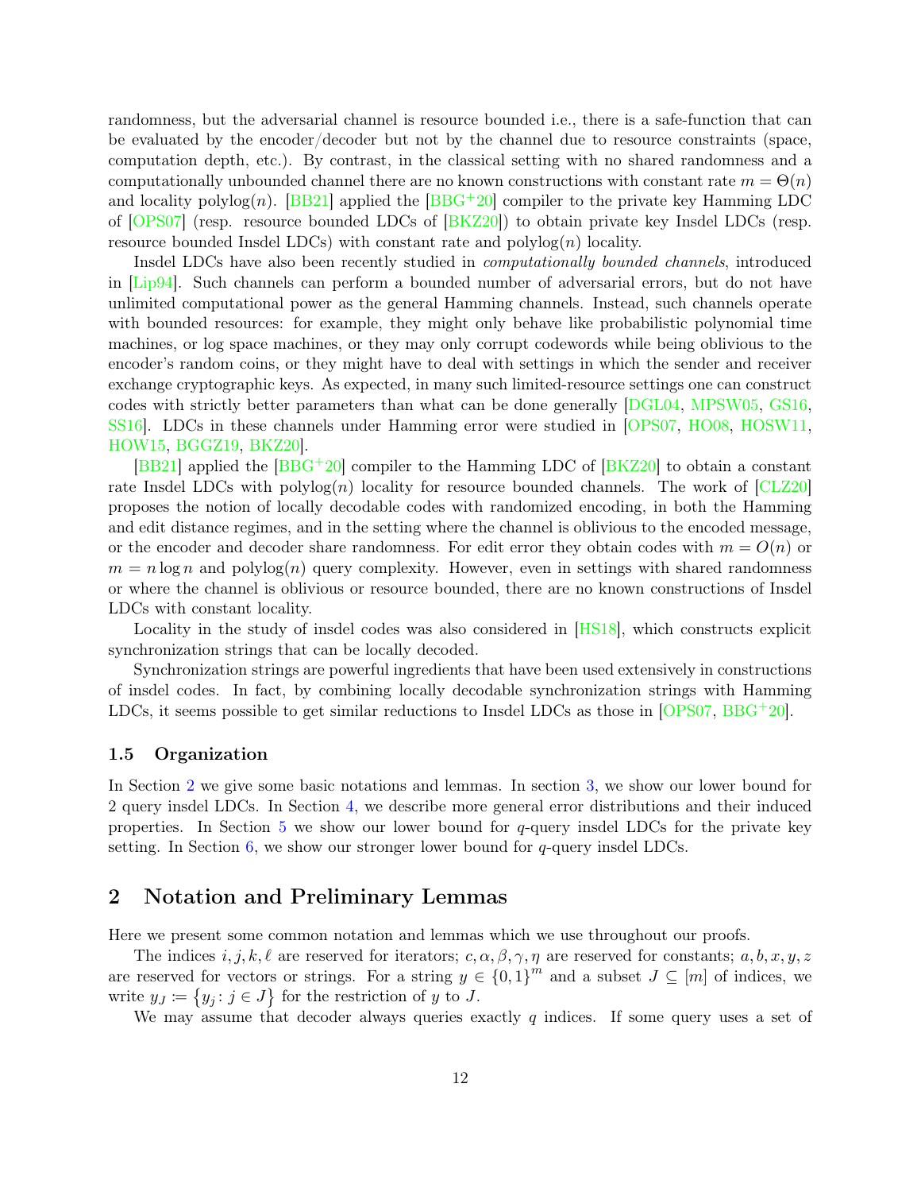randomness, but the adversarial channel is resource bounded i.e., there is a safe-function that can be evaluated by the encoder/decoder but not by the channel due to resource constraints (space, computation depth, etc.). By contrast, in the classical setting with no shared randomness and a computationally unbounded channel there are no known constructions with constant rate $m = \Theta(n)$ and locality $\text{polylog}(n)$. [BB21] applied the [BBG+20] compiler to the private key Hamming LDC of [OPS07] (resp. resource bounded LDCs of [BKZ20]) to obtain private key Insdel LDCs (resp. resource bounded Insdel LDCs) with constant rate and $\text{polylog}(n)$ locality.

Insdel LDCs have also been recently studied in *computationally bounded channels*, introduced in [Lip94]. Such channels can perform a bounded number of adversarial errors, but do not have unlimited computational power as the general Hamming channels. Instead, such channels operate with bounded resources: for example, they might only behave like probabilistic polynomial time machines, or log space machines, or they may only corrupt codewords while being oblivious to the encoder's random coins, or they might have to deal with settings in which the sender and receiver exchange cryptographic keys. As expected, in many such limited-resource settings one can construct codes with strictly better parameters than what can be done generally [DGL04, MPSW05, GS16, SS16]. LDCs in these channels under Hamming error were studied in [OPS07, HO08, HOSW11, HOW15, BGGZ19, BKZ20].

[BB21] applied the [BBG+20] compiler to the Hamming LDC of [BKZ20] to obtain a constant rate Insdel LDCs with $\text{polylog}(n)$ locality for resource bounded channels. The work of [CLZ20] proposes the notion of locally decodable codes with randomized encoding, in both the Hamming and edit distance regimes, and in the setting where the channel is oblivious to the encoded message, or the encoder and decoder share randomness. For edit error they obtain codes with $m = O(n)$ or $m = n \log n$ and $\text{polylog}(n)$ query complexity. However, even in settings with shared randomness or where the channel is oblivious or resource bounded, there are no known constructions of Insdel LDCs with constant locality.

Locality in the study of insdel codes was also considered in [HS18], which constructs explicit synchronization strings that can be locally decoded.

Synchronization strings are powerful ingredients that have been used extensively in constructions of insdel codes. In fact, by combining locally decodable synchronization strings with Hamming LDCs, it seems possible to get similar reductions to Insdel LDCs as those in [OPS07, BBG+20].

### 1.5 Organization

In Section 2 we give some basic notations and lemmas. In section 3, we show our lower bound for 2 query insdel LDCs. In Section 4, we describe more general error distributions and their induced properties. In Section 5 we show our lower bound for $q$-query insdel LDCs for the private key setting. In Section 6, we show our stronger lower bound for $q$-query insdel LDCs.

## 2 Notation and Preliminary Lemmas

Here we present some common notation and lemmas which we use throughout our proofs.

The indices $i, j, k, \ell$ are reserved for iterators; $c, \alpha, \beta, \gamma, \eta$ are reserved for constants; $a, b, x, y, z$ are reserved for vectors or strings. For a string $y \in \{0,1\}^m$ and a subset $J \subseteq [m]$ of indices, we write $y_J \coloneqq \{y_j : j \in J\}$ for the restriction of $y$ to $J$.

We may assume that decoder always queries exactly $q$ indices. If some query uses a set of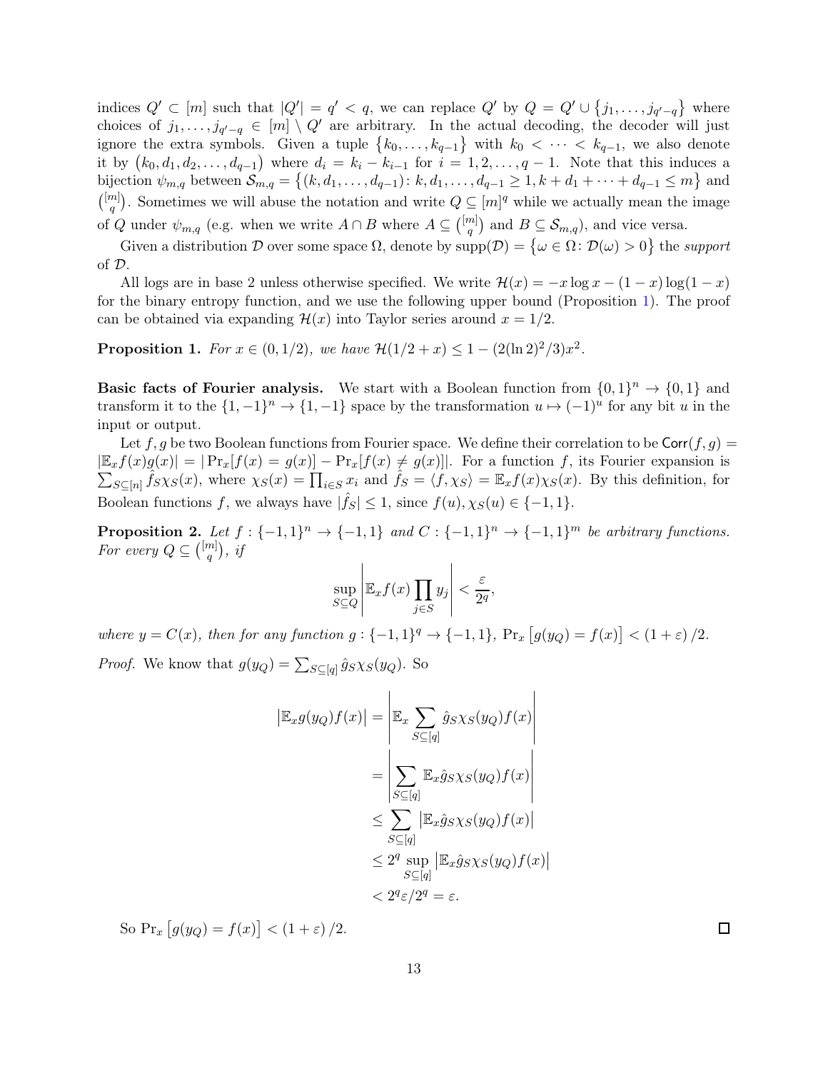indices $Q' \subset [m]$ such that $|Q'| = q' < q$, we can replace $Q'$ by $Q = Q' \cup \{j_1, \ldots, j_{q'-q}\}$ where choices of $j_1, \ldots, j_{q'-q} \in [m] \setminus Q'$ are arbitrary. In the actual decoding, the decoder will just ignore the extra symbols. Given a tuple $\{k_0, \ldots, k_{q-1}\}$ with $k_0 < \cdots < k_{q-1}$, we also denote it by $(k_0, d_1, d_2, \ldots, d_{q-1})$ where $d_i = k_i - k_{i-1}$ for $i = 1, 2, \ldots, q-1$. Note that this induces a bijection $\psi_{m,q}$ between $\mathcal{S}_{m,q} = \{(k, d_1, \ldots, d_{q-1}) : k, d_1, \ldots, d_{q-1} \geq 1, k + d_1 + \cdots + d_{q-1} \leq m\}$ and $\binom{[m]}{q}$. Sometimes we will abuse the notation and write $Q \subseteq [m]^q$ while we actually mean the image of $Q$ under $\psi_{m,q}$ (e.g. when we write $A \cap B$ where $A \subseteq \binom{[m]}{q}$ and $B \subseteq \mathcal{S}_{m,q}$), and vice versa.

Given a distribution $\mathcal{D}$ over some space $\Omega$, denote by $\mathrm{supp}(\mathcal{D}) = \{\omega \in \Omega : \mathcal{D}(\omega) > 0\}$ the *support* of $\mathcal{D}$.

All logs are in base 2 unless otherwise specified. We write $\mathcal{H}(x) = -x \log x - (1-x)\log(1-x)$ for the binary entropy function, and we use the following upper bound (Proposition 1). The proof can be obtained via expanding $\mathcal{H}(x)$ into Taylor series around $x = 1/2$.

**Proposition 1.** *For $x \in (0, 1/2)$, we have $\mathcal{H}(1/2 + x) \leq 1 - (2(\ln 2)^2/3)x^2$.*

**Basic facts of Fourier analysis.** We start with a Boolean function from $\{0,1\}^n \to \{0,1\}$ and transform it to the $\{1,-1\}^n \to \{1,-1\}$ space by the transformation $u \mapsto (-1)^u$ for any bit $u$ in the input or output.

Let $f, g$ be two Boolean functions from Fourier space. We define their correlation to be $\mathsf{Corr}(f,g) = |\mathbb{E}_x f(x)g(x)| = |\Pr_x[f(x) = g(x)] - \Pr_x[f(x) \neq g(x)]|$. For a function $f$, its Fourier expansion is $\sum_{S \subseteq [n]} \hat{f}_S \chi_S(x)$, where $\chi_S(x) = \prod_{i \in S} x_i$ and $\hat{f}_S = \langle f, \chi_S \rangle = \mathbb{E}_x f(x)\chi_S(x)$. By this definition, for Boolean functions $f$, we always have $|\hat{f}_S| \leq 1$, since $f(u), \chi_S(u) \in \{-1, 1\}$.

**Proposition 2.** *Let $f : \{-1,1\}^n \to \{-1,1\}$ and $C : \{-1,1\}^n \to \{-1,1\}^m$ be arbitrary functions. For every $Q \subseteq \binom{[m]}{q}$, if*

$$\sup_{S \subseteq Q} \left| \mathbb{E}_x f(x) \prod_{j \in S} y_j \right| < \frac{\varepsilon}{2^q},$$

*where $y = C(x)$, then for any function $g : \{-1,1\}^q \to \{-1,1\}$, $\Pr_x[g(y_Q) = f(x)] < (1+\varepsilon)/2$.*

*Proof.* We know that $g(y_Q) = \sum_{S \subseteq [q]} \hat{g}_S \chi_S(y_Q)$. So

$$\begin{aligned}
|\mathbb{E}_x g(y_Q) f(x)| &= \left| \mathbb{E}_x \sum_{S \subseteq [q]} \hat{g}_S \chi_S(y_Q) f(x) \right| \\
&= \left| \sum_{S \subseteq [q]} \mathbb{E}_x \hat{g}_S \chi_S(y_Q) f(x) \right| \\
&\leq \sum_{S \subseteq [q]} |\mathbb{E}_x \hat{g}_S \chi_S(y_Q) f(x)| \\
&\leq 2^q \sup_{S \subseteq [q]} |\mathbb{E}_x \hat{g}_S \chi_S(y_Q) f(x)| \\
&< 2^q \varepsilon / 2^q = \varepsilon.
\end{aligned}$$

So $\Pr_x[g(y_Q) = f(x)] < (1+\varepsilon)/2$. ∎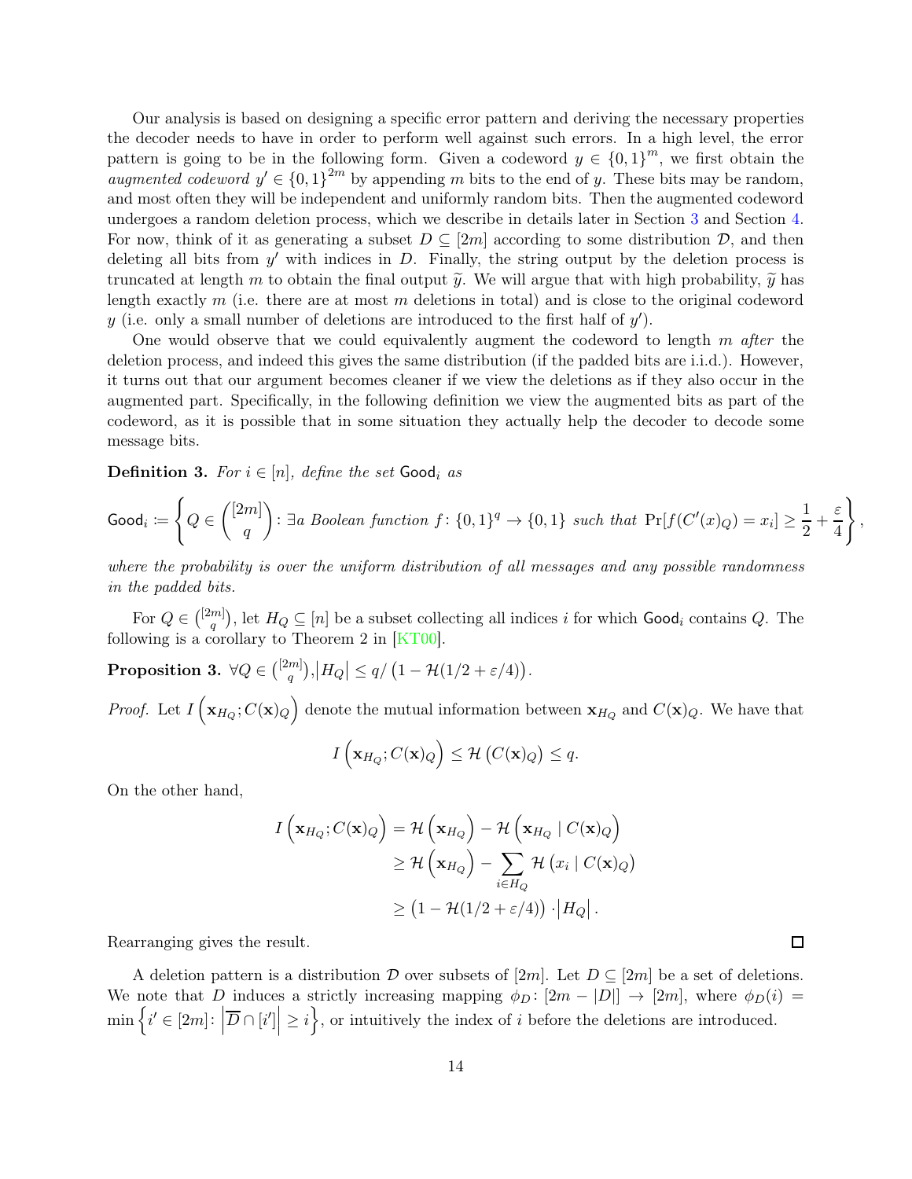Our analysis is based on designing a specific error pattern and deriving the necessary properties the decoder needs to have in order to perform well against such errors. In a high level, the error pattern is going to be in the following form. Given a codeword $y \in \{0,1\}^m$, we first obtain the *augmented codeword* $y' \in \{0,1\}^{2m}$ by appending $m$ bits to the end of $y$. These bits may be random, and most often they will be independent and uniformly random bits. Then the augmented codeword undergoes a random deletion process, which we describe in details later in Section 3 and Section 4. For now, think of it as generating a subset $D \subseteq [2m]$ according to some distribution $\mathcal{D}$, and then deleting all bits from $y'$ with indices in $D$. Finally, the string output by the deletion process is truncated at length $m$ to obtain the final output $\widetilde{y}$. We will argue that with high probability, $\widetilde{y}$ has length exactly $m$ (i.e. there are at most $m$ deletions in total) and is close to the original codeword $y$ (i.e. only a small number of deletions are introduced to the first half of $y'$).

One would observe that we could equivalently augment the codeword to length $m$ *after* the deletion process, and indeed this gives the same distribution (if the padded bits are i.i.d.). However, it turns out that our argument becomes cleaner if we view the deletions as if they also occur in the augmented part. Specifically, in the following definition we view the augmented bits as part of the codeword, as it is possible that in some situation they actually help the decoder to decode some message bits.

**Definition 3.** *For $i \in [n]$, define the set* $\mathsf{Good}_i$ *as*

$$\mathsf{Good}_i \coloneqq \left\{ Q \in \binom{[2m]}{q} : \exists \text{a Boolean function } f\colon \{0,1\}^q \to \{0,1\} \text{ such that } \Pr[f(C'(x)_Q) = x_i] \geq \frac{1}{2} + \frac{\varepsilon}{4} \right\},$$

*where the probability is over the uniform distribution of all messages and any possible randomness in the padded bits.*

For $Q \in \binom{[2m]}{q}$, let $H_Q \subseteq [n]$ be a subset collecting all indices $i$ for which $\mathsf{Good}_i$ contains $Q$. The following is a corollary to Theorem 2 in [KT00].

**Proposition 3.** $\forall Q \in \binom{[2m]}{q}, \left|H_Q\right| \leq q / \left(1 - \mathcal{H}(1/2 + \varepsilon/4)\right)$.

*Proof.* Let $I\left(\mathbf{x}_{H_Q}; C(\mathbf{x})_Q\right)$ denote the mutual information between $\mathbf{x}_{H_Q}$ and $C(\mathbf{x})_Q$. We have that

$$I\left(\mathbf{x}_{H_Q}; C(\mathbf{x})_Q\right) \leq \mathcal{H}\left(C(\mathbf{x})_Q\right) \leq q.$$

On the other hand,

$$\begin{aligned}
I\left(\mathbf{x}_{H_Q}; C(\mathbf{x})_Q\right) &= \mathcal{H}\left(\mathbf{x}_{H_Q}\right) - \mathcal{H}\left(\mathbf{x}_{H_Q} \mid C(\mathbf{x})_Q\right) \\
&\geq \mathcal{H}\left(\mathbf{x}_{H_Q}\right) - \sum_{i \in H_Q} \mathcal{H}\left(x_i \mid C(\mathbf{x})_Q\right) \\
&\geq \left(1 - \mathcal{H}(1/2 + \varepsilon/4)\right) \cdot \left|H_Q\right|.
\end{aligned}$$

Rearranging gives the result. ∎

A deletion pattern is a distribution $\mathcal{D}$ over subsets of $[2m]$. Let $D \subseteq [2m]$ be a set of deletions. We note that $D$ induces a strictly increasing mapping $\phi_D\colon [2m - |D|] \to [2m]$, where $\phi_D(i) = \min\left\{i' \in [2m] \colon \left|\overline{D} \cap [i']\right| \geq i\right\}$, or intuitively the index of $i$ before the deletions are introduced.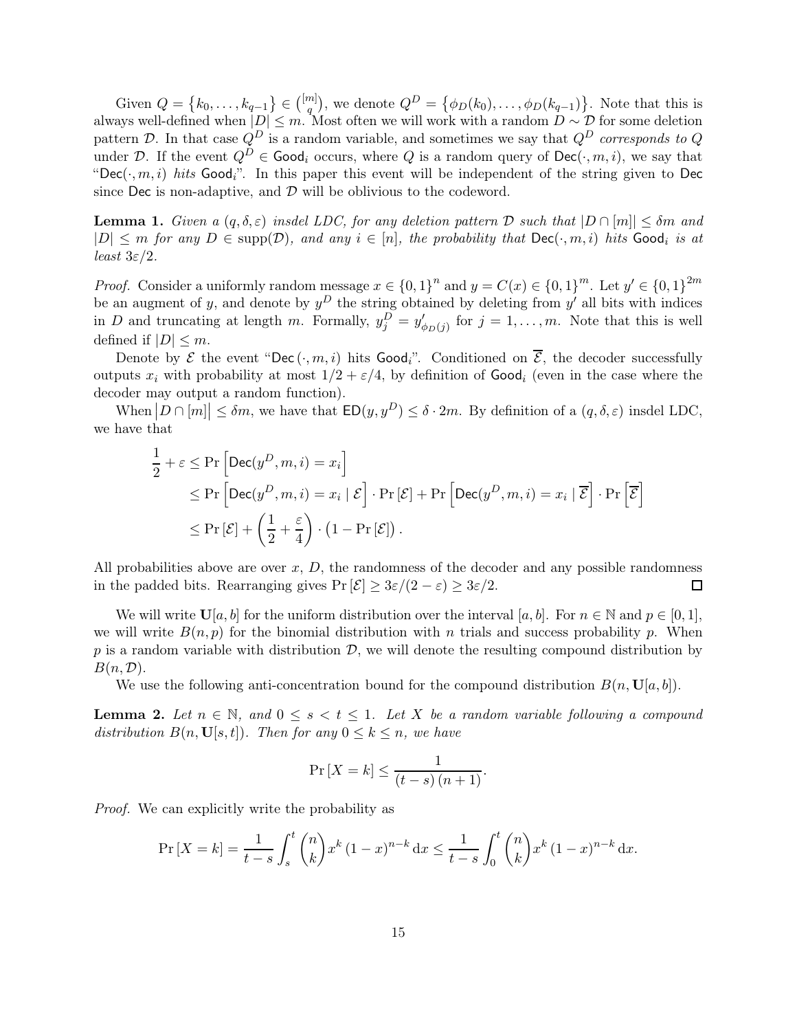Given $Q = \{k_0, \ldots, k_{q-1}\} \in \binom{[m]}{q}$, we denote $Q^D = \{\phi_D(k_0), \ldots, \phi_D(k_{q-1})\}$. Note that this is always well-defined when $|D| \leq m$. Most often we will work with a random $D \sim \mathcal{D}$ for some deletion pattern $\mathcal{D}$. In that case $Q^D$ is a random variable, and sometimes we say that $Q^D$ *corresponds to* $Q$ under $\mathcal{D}$. If the event $Q^D \in \mathsf{Good}_i$ occurs, where $Q$ is a random query of $\mathsf{Dec}(\cdot, m, i)$, we say that "$\mathsf{Dec}(\cdot, m, i)$ *hits* $\mathsf{Good}_i$". In this paper this event will be independent of the string given to $\mathsf{Dec}$ since $\mathsf{Dec}$ is non-adaptive, and $\mathcal{D}$ will be oblivious to the codeword.

**Lemma 1.** *Given a $(q, \delta, \varepsilon)$ insdel LDC, for any deletion pattern $\mathcal{D}$ such that $|D \cap [m]| \leq \delta m$ and $|D| \leq m$ for any $D \in \mathrm{supp}(\mathcal{D})$, and any $i \in [n]$, the probability that $\mathsf{Dec}(\cdot, m, i)$ hits $\mathsf{Good}_i$ is at least $3\varepsilon/2$.*

*Proof.* Consider a uniformly random message $x \in \{0,1\}^n$ and $y = C(x) \in \{0,1\}^m$. Let $y' \in \{0,1\}^{2m}$ be an augment of $y$, and denote by $y^D$ the string obtained by deleting from $y'$ all bits with indices in $D$ and truncating at length $m$. Formally, $y^D_j = y'_{\phi_D(j)}$ for $j = 1, \ldots, m$. Note that this is well defined if $|D| \leq m$.

Denote by $\mathcal{E}$ the event "$\mathsf{Dec}(\cdot, m, i)$ hits $\mathsf{Good}_i$". Conditioned on $\overline{\mathcal{E}}$, the decoder successfully outputs $x_i$ with probability at most $1/2 + \varepsilon/4$, by definition of $\mathsf{Good}_i$ (even in the case where the decoder may output a random function).

When $|D \cap [m]| \leq \delta m$, we have that $\mathsf{ED}(y, y^D) \leq \delta \cdot 2m$. By definition of a $(q, \delta, \varepsilon)$ insdel LDC, we have that

$$\begin{aligned}
\frac{1}{2} + \varepsilon &\leq \Pr\left[\mathsf{Dec}(y^D, m, i) = x_i\right] \\
&\leq \Pr\left[\mathsf{Dec}(y^D, m, i) = x_i \mid \mathcal{E}\right] \cdot \Pr\left[\mathcal{E}\right] + \Pr\left[\mathsf{Dec}(y^D, m, i) = x_i \mid \overline{\mathcal{E}}\right] \cdot \Pr\left[\overline{\mathcal{E}}\right] \\
&\leq \Pr\left[\mathcal{E}\right] + \left(\frac{1}{2} + \frac{\varepsilon}{4}\right) \cdot \left(1 - \Pr\left[\mathcal{E}\right]\right).
\end{aligned}$$

All probabilities above are over $x$, $D$, the randomness of the decoder and any possible randomness in the padded bits. Rearranging gives $\Pr[\mathcal{E}] \geq 3\varepsilon/(2 - \varepsilon) \geq 3\varepsilon/2$. $\square$

We will write $\mathbf{U}[a, b]$ for the uniform distribution over the interval $[a, b]$. For $n \in \mathbb{N}$ and $p \in [0, 1]$, we will write $B(n, p)$ for the binomial distribution with $n$ trials and success probability $p$. When $p$ is a random variable with distribution $\mathcal{D}$, we will denote the resulting compound distribution by $B(n, \mathcal{D})$.

We use the following anti-concentration bound for the compound distribution $B(n, \mathbf{U}[a, b])$.

**Lemma 2.** *Let $n \in \mathbb{N}$, and $0 \leq s < t \leq 1$. Let $X$ be a random variable following a compound distribution $B(n, \mathbf{U}[s, t])$. Then for any $0 \leq k \leq n$, we have*

$$\Pr[X = k] \leq \frac{1}{(t - s)(n + 1)}.$$

*Proof.* We can explicitly write the probability as

$$\Pr[X = k] = \frac{1}{t - s} \int_s^t \binom{n}{k} x^k (1 - x)^{n-k} \, \mathrm{d}x \leq \frac{1}{t - s} \int_0^t \binom{n}{k} x^k (1 - x)^{n-k} \, \mathrm{d}x.$$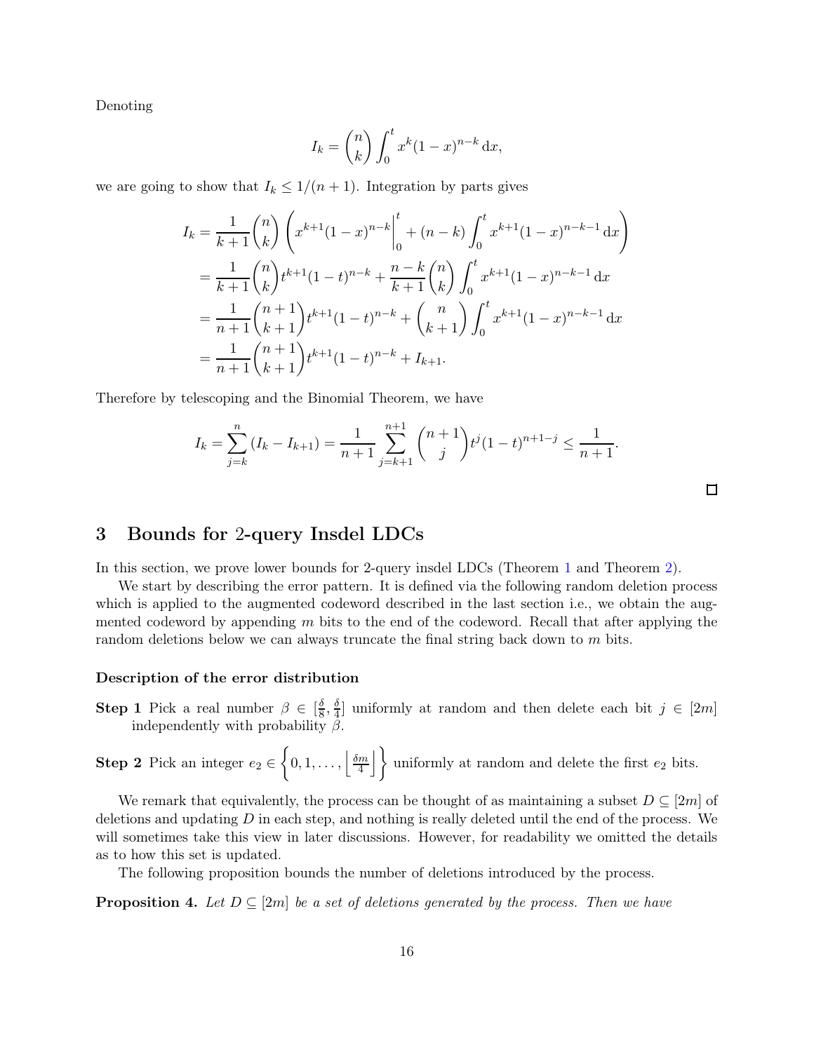Denoting

$$I_k = \binom{n}{k} \int_0^t x^k (1-x)^{n-k} \, \mathrm{d}x,$$

we are going to show that $I_k \le 1/(n+1)$. Integration by parts gives

$$\begin{aligned}
I_k &= \frac{1}{k+1}\binom{n}{k}\left( x^{k+1}(1-x)^{n-k}\Big|_0^t + (n-k)\int_0^t x^{k+1}(1-x)^{n-k-1}\,\mathrm{d}x \right) \\
&= \frac{1}{k+1}\binom{n}{k} t^{k+1}(1-t)^{n-k} + \frac{n-k}{k+1}\binom{n}{k}\int_0^t x^{k+1}(1-x)^{n-k-1}\,\mathrm{d}x \\
&= \frac{1}{n+1}\binom{n+1}{k+1} t^{k+1}(1-t)^{n-k} + \binom{n}{k+1}\int_0^t x^{k+1}(1-x)^{n-k-1}\,\mathrm{d}x \\
&= \frac{1}{n+1}\binom{n+1}{k+1} t^{k+1}(1-t)^{n-k} + I_{k+1}.
\end{aligned}$$

Therefore by telescoping and the Binomial Theorem, we have

$$I_k = \sum_{j=k}^{n} (I_k - I_{k+1}) = \frac{1}{n+1}\sum_{j=k+1}^{n+1}\binom{n+1}{j} t^j (1-t)^{n+1-j} \le \frac{1}{n+1}.$$

□

## 3 Bounds for 2-query Insdel LDCs

In this section, we prove lower bounds for 2-query insdel LDCs (Theorem 1 and Theorem 2).

We start by describing the error pattern. It is defined via the following random deletion process which is applied to the augmented codeword described in the last section i.e., we obtain the augmented codeword by appending $m$ bits to the end of the codeword. Recall that after applying the random deletions below we can always truncate the final string back down to $m$ bits.

#### Description of the error distribution

**Step 1** Pick a real number $\beta \in [\frac{\delta}{8}, \frac{\delta}{4}]$ uniformly at random and then delete each bit $j \in [2m]$ independently with probability $\beta$.

**Step 2** Pick an integer $e_2 \in \left\{0, 1, \ldots, \left\lfloor \frac{\delta m}{4} \right\rfloor \right\}$ uniformly at random and delete the first $e_2$ bits.

We remark that equivalently, the process can be thought of as maintaining a subset $D \subseteq [2m]$ of deletions and updating $D$ in each step, and nothing is really deleted until the end of the process. We will sometimes take this view in later discussions. However, for readability we omitted the details as to how this set is updated.

The following proposition bounds the number of deletions introduced by the process.

**Proposition 4.** *Let $D \subseteq [2m]$ be a set of deletions generated by the process. Then we have*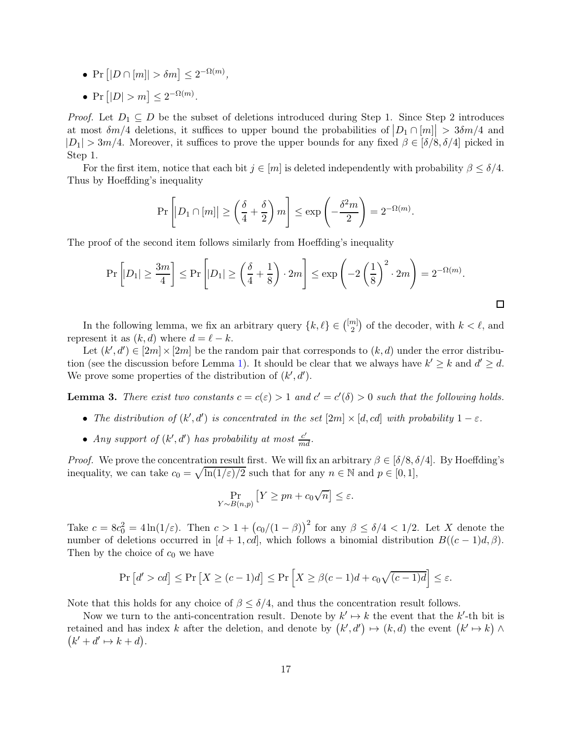- $\Pr\left[|D \cap [m]| > \delta m\right] \leq 2^{-\Omega(m)}$,
- $\Pr\left[|D| > m\right] \leq 2^{-\Omega(m)}$.

*Proof.* Let $D_1 \subseteq D$ be the subset of deletions introduced during Step 1. Since Step 2 introduces at most $\delta m/4$ deletions, it suffices to upper bound the probabilities of $|D_1 \cap [m]| > 3\delta m/4$ and $|D_1| > 3m/4$. Moreover, it suffices to prove the upper bounds for any fixed $\beta \in [\delta/8, \delta/4]$ picked in Step 1.

For the first item, notice that each bit $j \in [m]$ is deleted independently with probability $\beta \leq \delta/4$. Thus by Hoeffding's inequality

$$\Pr\left[\left|D_1 \cap [m]\right| \geq \left(\frac{\delta}{4} + \frac{\delta}{2}\right) m\right] \leq \exp\left(-\frac{\delta^2 m}{2}\right) = 2^{-\Omega(m)}.$$

The proof of the second item follows similarly from Hoeffding's inequality

$$\Pr\left[|D_1| \geq \frac{3m}{4}\right] \leq \Pr\left[|D_1| \geq \left(\frac{\delta}{4} + \frac{1}{8}\right) \cdot 2m\right] \leq \exp\left(-2\left(\frac{1}{8}\right)^2 \cdot 2m\right) = 2^{-\Omega(m)}.$$

□

In the following lemma, we fix an arbitrary query $\{k, \ell\} \in \binom{[m]}{2}$ of the decoder, with $k < \ell$, and represent it as $(k, d)$ where $d = \ell - k$.

Let $(k', d') \in [2m] \times [2m]$ be the random pair that corresponds to $(k, d)$ under the error distribution (see the discussion before Lemma 1). It should be clear that we always have $k' \geq k$ and $d' \geq d$. We prove some properties of the distribution of $(k', d')$.

**Lemma 3.** *There exist two constants $c = c(\varepsilon) > 1$ and $c' = c'(\delta) > 0$ such that the following holds.*

- *The distribution of $(k', d')$ is concentrated in the set $[2m] \times [d, cd]$ with probability $1 - \varepsilon$.*
- *Any support of $(k', d')$ has probability at most $\frac{c'}{md}$.*

*Proof.* We prove the concentration result first. We will fix an arbitrary $\beta \in [\delta/8, \delta/4]$. By Hoeffding's inequality, we can take $c_0 = \sqrt{\ln(1/\varepsilon)/2}$ such that for any $n \in \mathbb{N}$ and $p \in [0, 1]$,

$$\Pr_{Y \sim B(n,p)}\left[Y \geq pn + c_0\sqrt{n}\right] \leq \varepsilon.$$

Take $c = 8c_0^2 = 4\ln(1/\varepsilon)$. Then $c > 1 + \left(c_0/(1-\beta)\right)^2$ for any $\beta \leq \delta/4 < 1/2$. Let $X$ denote the number of deletions occurred in $[d+1, cd]$, which follows a binomial distribution $B((c-1)d, \beta)$. Then by the choice of $c_0$ we have

$$\Pr\left[d' > cd\right] \leq \Pr\left[X \geq (c-1)d\right] \leq \Pr\left[X \geq \beta(c-1)d + c_0\sqrt{(c-1)d}\right] \leq \varepsilon.$$

Note that this holds for any choice of $\beta \leq \delta/4$, and thus the concentration result follows.

Now we turn to the anti-concentration result. Denote by $k' \mapsto k$ the event that the $k'$-th bit is retained and has index $k$ after the deletion, and denote by $(k', d') \mapsto (k, d)$ the event $(k' \mapsto k) \wedge (k' + d' \mapsto k + d)$.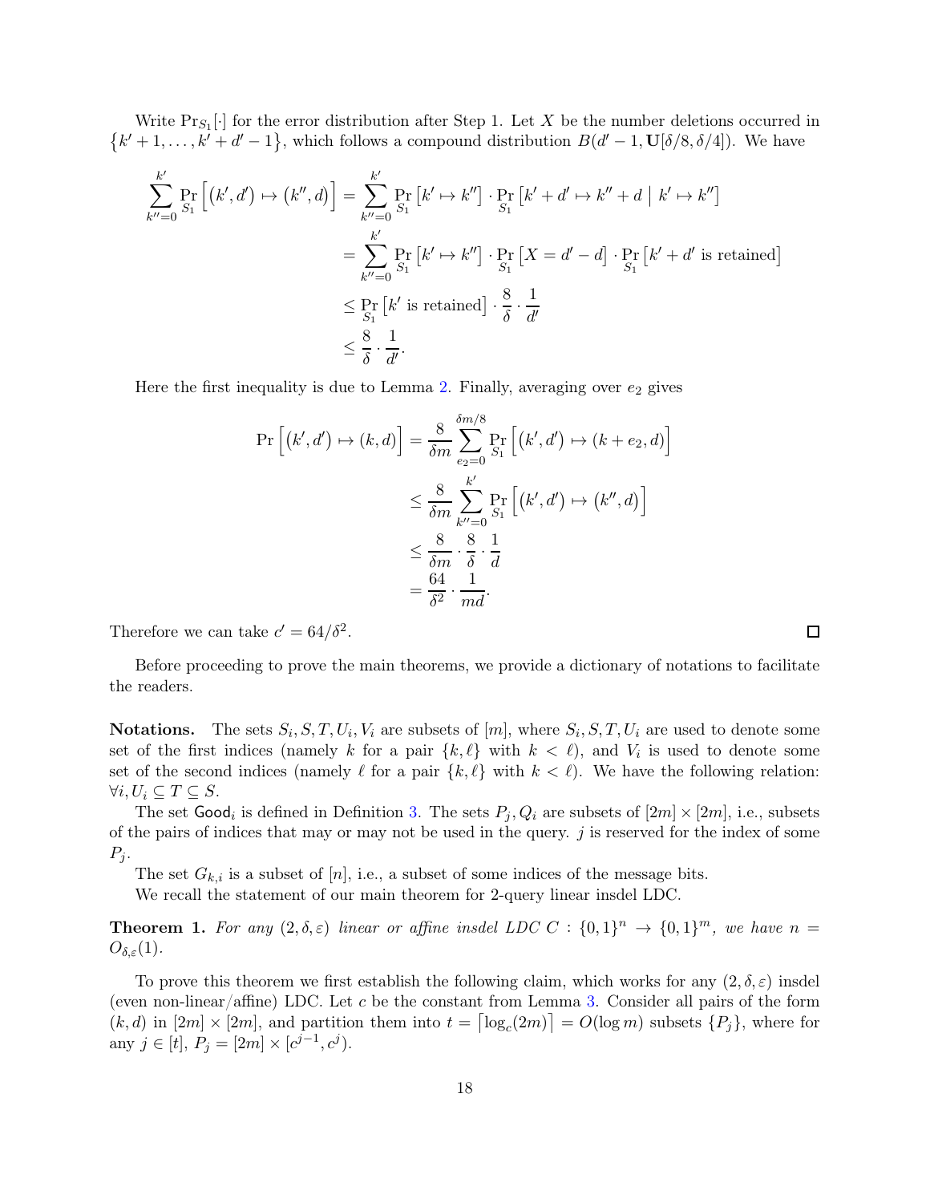Write $\Pr_{S_1}[\cdot]$ for the error distribution after Step 1. Let $X$ be the number deletions occurred in $\{k'+1, \ldots, k'+d'-1\}$, which follows a compound distribution $B(d'-1, \mathbf{U}[\delta/8, \delta/4])$. We have

$$
\begin{aligned}
\sum_{k''=0}^{k'} \Pr_{S_1}\left[(k', d') \mapsto (k'', d)\right] &= \sum_{k''=0}^{k'} \Pr_{S_1}\left[k' \mapsto k''\right] \cdot \Pr_{S_1}\left[k'+d' \mapsto k''+d \mid k' \mapsto k''\right] \\
&= \sum_{k''=0}^{k'} \Pr_{S_1}\left[k' \mapsto k''\right] \cdot \Pr_{S_1}\left[X = d'-d\right] \cdot \Pr_{S_1}\left[k'+d' \text{ is retained}\right] \\
&\leq \Pr_{S_1}\left[k' \text{ is retained}\right] \cdot \frac{8}{\delta} \cdot \frac{1}{d'} \\
&\leq \frac{8}{\delta} \cdot \frac{1}{d'}.
\end{aligned}
$$

Here the first inequality is due to Lemma 2. Finally, averaging over $e_2$ gives

$$
\begin{aligned}
\Pr\left[(k', d') \mapsto (k, d)\right] &= \frac{8}{\delta m} \sum_{e_2=0}^{\delta m/8} \Pr_{S_1}\left[(k', d') \mapsto (k+e_2, d)\right] \\
&\leq \frac{8}{\delta m} \sum_{k''=0}^{k'} \Pr_{S_1}\left[(k', d') \mapsto (k'', d)\right] \\
&\leq \frac{8}{\delta m} \cdot \frac{8}{\delta} \cdot \frac{1}{d} \\
&= \frac{64}{\delta^2} \cdot \frac{1}{md}.
\end{aligned}
$$

Therefore we can take $c' = 64/\delta^2$. ∎

Before proceeding to prove the main theorems, we provide a dictionary of notations to facilitate the readers.

**Notations.** The sets $S_i, S, T, U_i, V_i$ are subsets of $[m]$, where $S_i, S, T, U_i$ are used to denote some set of the first indices (namely $k$ for a pair $\{k, \ell\}$ with $k < \ell$), and $V_i$ is used to denote some set of the second indices (namely $\ell$ for a pair $\{k, \ell\}$ with $k < \ell$). We have the following relation: $\forall i, U_i \subseteq T \subseteq S$.

The set $\mathsf{Good}_i$ is defined in Definition 3. The sets $P_j, Q_i$ are subsets of $[2m] \times [2m]$, i.e., subsets of the pairs of indices that may or may not be used in the query. $j$ is reserved for the index of some $P_j$.

The set $G_{k,i}$ is a subset of $[n]$, i.e., a subset of some indices of the message bits.

We recall the statement of our main theorem for 2-query linear insdel LDC.

**Theorem 1.** *For any $(2, \delta, \varepsilon)$ linear or affine insdel LDC $C : \{0,1\}^n \to \{0,1\}^m$, we have $n = O_{\delta,\varepsilon}(1)$.*

To prove this theorem we first establish the following claim, which works for any $(2, \delta, \varepsilon)$ insdel (even non-linear/affine) LDC. Let $c$ be the constant from Lemma 3. Consider all pairs of the form $(k, d)$ in $[2m] \times [2m]$, and partition them into $t = \lceil \log_c(2m) \rceil = O(\log m)$ subsets $\{P_j\}$, where for any $j \in [t]$, $P_j = [2m] \times [c^{j-1}, c^j)$.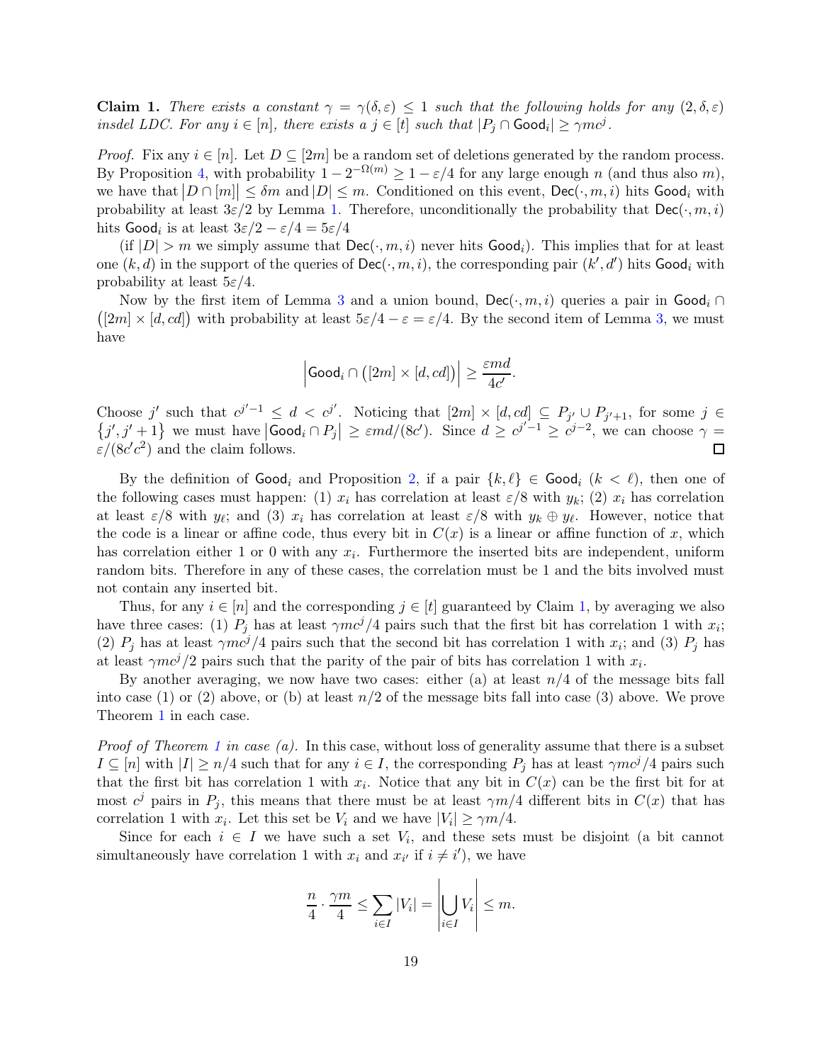**Claim 1.** *There exists a constant $\gamma = \gamma(\delta, \varepsilon) \leq 1$ such that the following holds for any $(2, \delta, \varepsilon)$ insdel LDC. For any $i \in [n]$, there exists a $j \in [t]$ such that $|P_j \cap \mathsf{Good}_i| \geq \gamma m c^j$.*

*Proof.* Fix any $i \in [n]$. Let $D \subseteq [2m]$ be a random set of deletions generated by the random process. By Proposition 4, with probability $1 - 2^{-\Omega(m)} \geq 1 - \varepsilon/4$ for any large enough $n$ (and thus also $m$), we have that $|D \cap [m]| \leq \delta m$ and $|D| \leq m$. Conditioned on this event, $\mathsf{Dec}(\cdot, m, i)$ hits $\mathsf{Good}_i$ with probability at least $3\varepsilon/2$ by Lemma 1. Therefore, unconditionally the probability that $\mathsf{Dec}(\cdot, m, i)$ hits $\mathsf{Good}_i$ is at least $3\varepsilon/2 - \varepsilon/4 = 5\varepsilon/4$

(if $|D| > m$ we simply assume that $\mathsf{Dec}(\cdot, m, i)$ never hits $\mathsf{Good}_i$). This implies that for at least one $(k, d)$ in the support of the queries of $\mathsf{Dec}(\cdot, m, i)$, the corresponding pair $(k', d')$ hits $\mathsf{Good}_i$ with probability at least $5\varepsilon/4$.

Now by the first item of Lemma 3 and a union bound, $\mathsf{Dec}(\cdot, m, i)$ queries a pair in $\mathsf{Good}_i \cap ([2m] \times [d, cd])$ with probability at least $5\varepsilon/4 - \varepsilon = \varepsilon/4$. By the second item of Lemma 3, we must have

$$\left|\mathsf{Good}_i \cap \left([2m] \times [d, cd]\right)\right| \geq \frac{\varepsilon m d}{4c'}.$$

Choose $j'$ such that $c^{j'-1} \leq d < c^{j'}$. Noticing that $[2m] \times [d, cd] \subseteq P_{j'} \cup P_{j'+1}$, for some $j \in \{j', j'+1\}$ we must have $|\mathsf{Good}_i \cap P_j| \geq \varepsilon m d/(8c')$. Since $d \geq c^{j'-1} \geq c^{j-2}$, we can choose $\gamma = \varepsilon/(8c'c^2)$ and the claim follows. $\square$

By the definition of $\mathsf{Good}_i$ and Proposition 2, if a pair $\{k, \ell\} \in \mathsf{Good}_i$ ($k < \ell$), then one of the following cases must happen: (1) $x_i$ has correlation at least $\varepsilon/8$ with $y_k$; (2) $x_i$ has correlation at least $\varepsilon/8$ with $y_\ell$; and (3) $x_i$ has correlation at least $\varepsilon/8$ with $y_k \oplus y_\ell$. However, notice that the code is a linear or affine code, thus every bit in $C(x)$ is a linear or affine function of $x$, which has correlation either 1 or 0 with any $x_i$. Furthermore the inserted bits are independent, uniform random bits. Therefore in any of these cases, the correlation must be 1 and the bits involved must not contain any inserted bit.

Thus, for any $i \in [n]$ and the corresponding $j \in [t]$ guaranteed by Claim 1, by averaging we also have three cases: (1) $P_j$ has at least $\gamma m c^j/4$ pairs such that the first bit has correlation 1 with $x_i$; (2) $P_j$ has at least $\gamma m c^j/4$ pairs such that the second bit has correlation 1 with $x_i$; and (3) $P_j$ has at least $\gamma m c^j/2$ pairs such that the parity of the pair of bits has correlation 1 with $x_i$.

By another averaging, we now have two cases: either (a) at least $n/4$ of the message bits fall into case (1) or (2) above, or (b) at least $n/2$ of the message bits fall into case (3) above. We prove Theorem 1 in each case.

*Proof of Theorem 1 in case (a).* In this case, without loss of generality assume that there is a subset $I \subseteq [n]$ with $|I| \geq n/4$ such that for any $i \in I$, the corresponding $P_j$ has at least $\gamma m c^j/4$ pairs such that the first bit has correlation 1 with $x_i$. Notice that any bit in $C(x)$ can be the first bit for at most $c^j$ pairs in $P_j$, this means that there must be at least $\gamma m/4$ different bits in $C(x)$ that has correlation 1 with $x_i$. Let this set be $V_i$ and we have $|V_i| \geq \gamma m/4$.

Since for each $i \in I$ we have such a set $V_i$, and these sets must be disjoint (a bit cannot simultaneously have correlation 1 with $x_i$ and $x_{i'}$ if $i \neq i'$), we have

$$\frac{n}{4} \cdot \frac{\gamma m}{4} \leq \sum_{i \in I} |V_i| = \left|\bigcup_{i \in I} V_i\right| \leq m.$$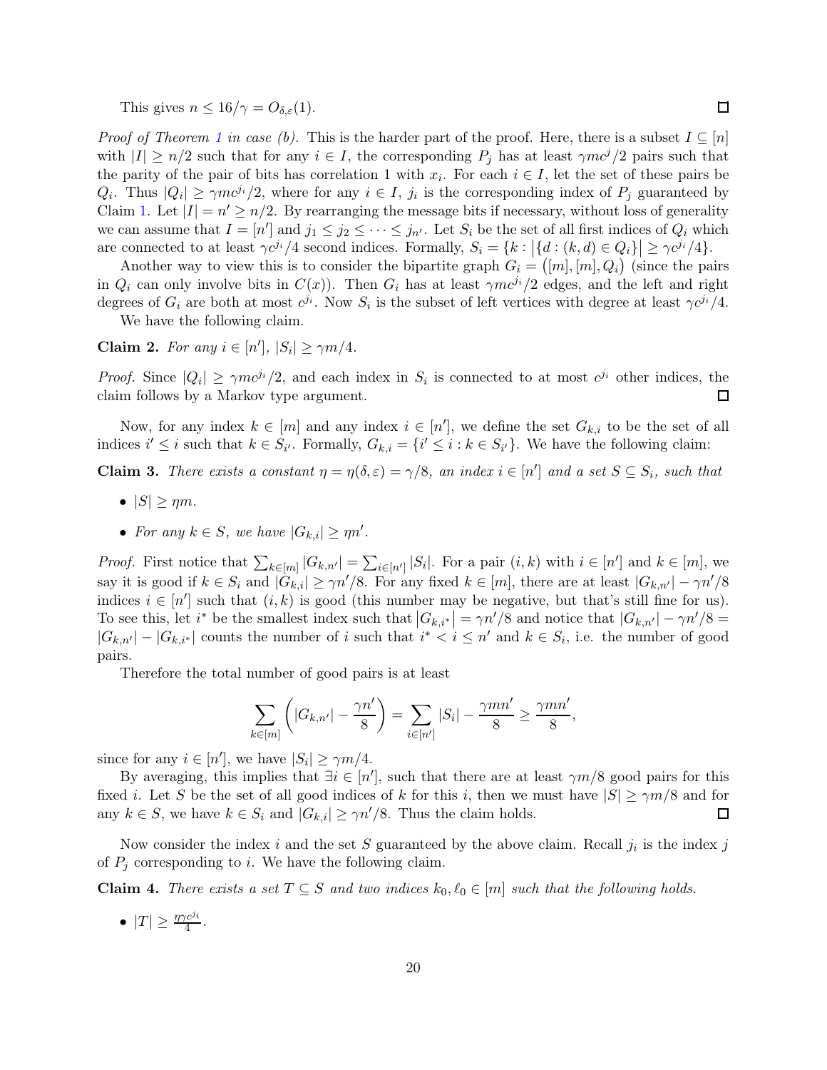This gives $n \leq 16/\gamma = O_{\delta,\varepsilon}(1)$. ∎

*Proof of Theorem 1 in case (b).* This is the harder part of the proof. Here, there is a subset $I \subseteq [n]$ with $|I| \geq n/2$ such that for any $i \in I$, the corresponding $P_j$ has at least $\gamma mc^j/2$ pairs such that the parity of the pair of bits has correlation 1 with $x_i$. For each $i \in I$, let the set of these pairs be $Q_i$. Thus $|Q_i| \geq \gamma mc^{j_i}/2$, where for any $i \in I$, $j_i$ is the corresponding index of $P_j$ guaranteed by Claim 1. Let $|I| = n' \geq n/2$. By rearranging the message bits if necessary, without loss of generality we can assume that $I = [n']$ and $j_1 \leq j_2 \leq \cdots \leq j_{n'}$. Let $S_i$ be the set of all first indices of $Q_i$ which are connected to at least $\gamma c^{j_i}/4$ second indices. Formally, $S_i = \{k : \left|\{d : (k,d) \in Q_i\}\right| \geq \gamma c^{j_i}/4\}$.

Another way to view this is to consider the bipartite graph $G_i = \big([m],[m],Q_i\big)$ (since the pairs in $Q_i$ can only involve bits in $C(x)$). Then $G_i$ has at least $\gamma mc^{j_i}/2$ edges, and the left and right degrees of $G_i$ are both at most $c^{j_i}$. Now $S_i$ is the subset of left vertices with degree at least $\gamma c^{j_i}/4$.

We have the following claim.

**Claim 2.** *For any $i \in [n']$, $|S_i| \geq \gamma m/4$.*

*Proof.* Since $|Q_i| \geq \gamma mc^{j_i}/2$, and each index in $S_i$ is connected to at most $c^{j_i}$ other indices, the claim follows by a Markov type argument. ∎

Now, for any index $k \in [m]$ and any index $i \in [n']$, we define the set $G_{k,i}$ to be the set of all indices $i' \leq i$ such that $k \in S_{i'}$. Formally, $G_{k,i} = \{i' \leq i : k \in S_{i'}\}$. We have the following claim:

**Claim 3.** *There exists a constant $\eta = \eta(\delta,\varepsilon) = \gamma/8$, an index $i \in [n']$ and a set $S \subseteq S_i$, such that*

- *$|S| \geq \eta m$.*
- *For any $k \in S$, we have $|G_{k,i}| \geq \eta n'$.*

*Proof.* First notice that $\sum_{k\in[m]} |G_{k,n'}| = \sum_{i\in[n']} |S_i|$. For a pair $(i,k)$ with $i \in [n']$ and $k \in [m]$, we say it is good if $k \in S_i$ and $|G_{k,i}| \geq \gamma n'/8$. For any fixed $k \in [m]$, there are at least $|G_{k,n'}| - \gamma n'/8$ indices $i \in [n']$ such that $(i,k)$ is good (this number may be negative, but that's still fine for us). To see this, let $i^*$ be the smallest index such that $\left|G_{k,i^*}\right| = \gamma n'/8$ and notice that $|G_{k,n'}| - \gamma n'/8 = |G_{k,n'}| - |G_{k,i^*}|$ counts the number of $i$ such that $i^* < i \leq n'$ and $k \in S_i$, i.e. the number of good pairs.

Therefore the total number of good pairs is at least

$$\sum_{k\in[m]} \left(|G_{k,n'}| - \frac{\gamma n'}{8}\right) = \sum_{i\in[n']} |S_i| - \frac{\gamma mn'}{8} \geq \frac{\gamma mn'}{8},$$

since for any $i \in [n']$, we have $|S_i| \geq \gamma m/4$.

By averaging, this implies that $\exists i \in [n']$, such that there are at least $\gamma m/8$ good pairs for this fixed $i$. Let $S$ be the set of all good indices of $k$ for this $i$, then we must have $|S| \geq \gamma m/8$ and for any $k \in S$, we have $k \in S_i$ and $|G_{k,i}| \geq \gamma n'/8$. Thus the claim holds. ∎

Now consider the index $i$ and the set $S$ guaranteed by the above claim. Recall $j_i$ is the index $j$ of $P_j$ corresponding to $i$. We have the following claim.

**Claim 4.** *There exists a set $T \subseteq S$ and two indices $k_0, \ell_0 \in [m]$ such that the following holds.*

- *$|T| \geq \frac{\eta\gamma c^{j_i}}{4}$.*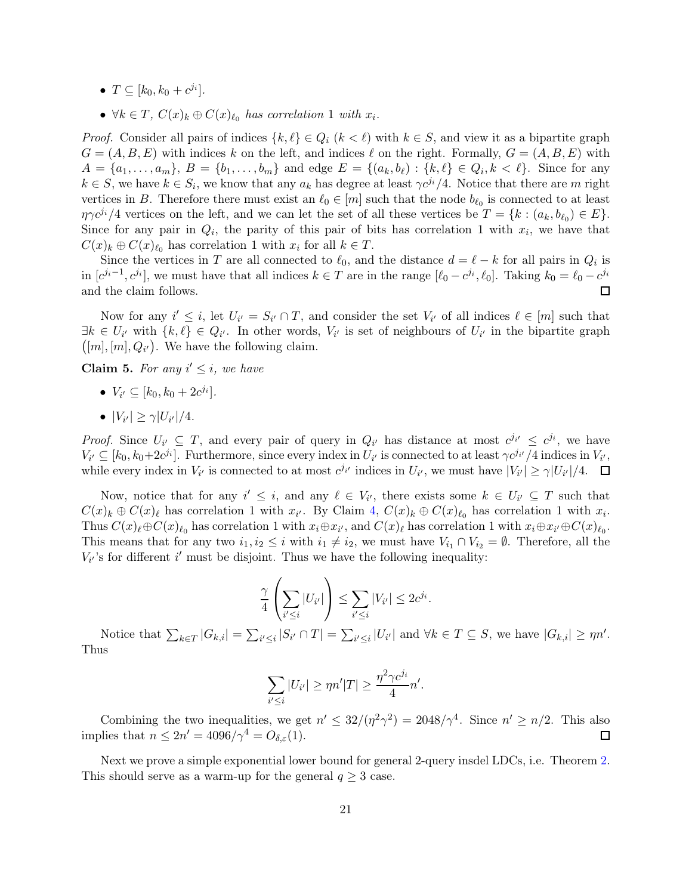- $T \subseteq [k_0, k_0 + c^{j_i}]$.
- $\forall k \in T$, $C(x)_k \oplus C(x)_{\ell_0}$ *has correlation* 1 *with* $x_i$.

*Proof.* Consider all pairs of indices $\{k, \ell\} \in Q_i$ ($k < \ell$) with $k \in S$, and view it as a bipartite graph $G = (A, B, E)$ with indices $k$ on the left, and indices $\ell$ on the right. Formally, $G = (A, B, E)$ with $A = \{a_1, \ldots, a_m\}$, $B = \{b_1, \ldots, b_m\}$ and edge $E = \{(a_k, b_\ell) : \{k, \ell\} \in Q_i, k < \ell\}$. Since for any $k \in S$, we have $k \in S_i$, we know that any $a_k$ has degree at least $\gamma c^{j_i}/4$. Notice that there are $m$ right vertices in $B$. Therefore there must exist an $\ell_0 \in [m]$ such that the node $b_{\ell_0}$ is connected to at least $\eta\gamma c^{j_i}/4$ vertices on the left, and we can let the set of all these vertices be $T = \{k : (a_k, b_{\ell_0}) \in E\}$. Since for any pair in $Q_i$, the parity of this pair of bits has correlation 1 with $x_i$, we have that $C(x)_k \oplus C(x)_{\ell_0}$ has correlation 1 with $x_i$ for all $k \in T$.

Since the vertices in $T$ are all connected to $\ell_0$, and the distance $d = \ell - k$ for all pairs in $Q_i$ is in $[c^{j_i - 1}, c^{j_i}]$, we must have that all indices $k \in T$ are in the range $[\ell_0 - c^{j_i}, \ell_0]$. Taking $k_0 = \ell_0 - c^{j_i}$ and the claim follows. $\square$

Now for any $i' \leq i$, let $U_{i'} = S_{i'} \cap T$, and consider the set $V_{i'}$ of all indices $\ell \in [m]$ such that $\exists k \in U_{i'}$ with $\{k, \ell\} \in Q_{i'}$. In other words, $V_{i'}$ is set of neighbours of $U_{i'}$ in the bipartite graph $\big([m], [m], Q_{i'}\big)$. We have the following claim.

**Claim 5.** *For any* $i' \leq i$, *we have*

- $V_{i'} \subseteq [k_0, k_0 + 2c^{j_i}]$.
- $|V_{i'}| \geq \gamma |U_{i'}|/4$.

*Proof.* Since $U_{i'} \subseteq T$, and every pair of query in $Q_{i'}$ has distance at most $c^{j_{i'}} \leq c^{j_i}$, we have $V_{i'} \subseteq [k_0, k_0 + 2c^{j_i}]$. Furthermore, since every index in $U_{i'}$ is connected to at least $\gamma c^{j_{i'}}/4$ indices in $V_{i'}$, while every index in $V_{i'}$ is connected to at most $c^{j_{i'}}$ indices in $U_{i'}$, we must have $|V_{i'}| \geq \gamma |U_{i'}|/4$. $\square$

Now, notice that for any $i' \leq i$, and any $\ell \in V_{i'}$, there exists some $k \in U_{i'} \subseteq T$ such that $C(x)_k \oplus C(x)_\ell$ has correlation 1 with $x_{i'}$. By Claim 4, $C(x)_k \oplus C(x)_{\ell_0}$ has correlation 1 with $x_i$. Thus $C(x)_\ell \oplus C(x)_{\ell_0}$ has correlation 1 with $x_i \oplus x_{i'}$, and $C(x)_\ell$ has correlation 1 with $x_i \oplus x_{i'} \oplus C(x)_{\ell_0}$. This means that for any two $i_1, i_2 \leq i$ with $i_1 \neq i_2$, we must have $V_{i_1} \cap V_{i_2} = \emptyset$. Therefore, all the $V_{i'}$'s for different $i'$ must be disjoint. Thus we have the following inequality:

$$\frac{\gamma}{4}\left(\sum_{i' \leq i} |U_{i'}|\right) \leq \sum_{i' \leq i} |V_{i'}| \leq 2c^{j_i}.$$

Notice that $\sum_{k \in T} |G_{k,i}| = \sum_{i' \leq i} |S_{i'} \cap T| = \sum_{i' \leq i} |U_{i'}|$ and $\forall k \in T \subseteq S$, we have $|G_{k,i}| \geq \eta n'$. Thus

$$\sum_{i' \leq i} |U_{i'}| \geq \eta n' |T| \geq \frac{\eta^2 \gamma c^{j_i}}{4} n'.$$

Combining the two inequalities, we get $n' \leq 32/(\eta^2\gamma^2) = 2048/\gamma^4$. Since $n' \geq n/2$. This also implies that $n \leq 2n' = 4096/\gamma^4 = O_{\delta,\varepsilon}(1)$. $\square$

Next we prove a simple exponential lower bound for general 2-query insdel LDCs, i.e. Theorem 2. This should serve as a warm-up for the general $q \geq 3$ case.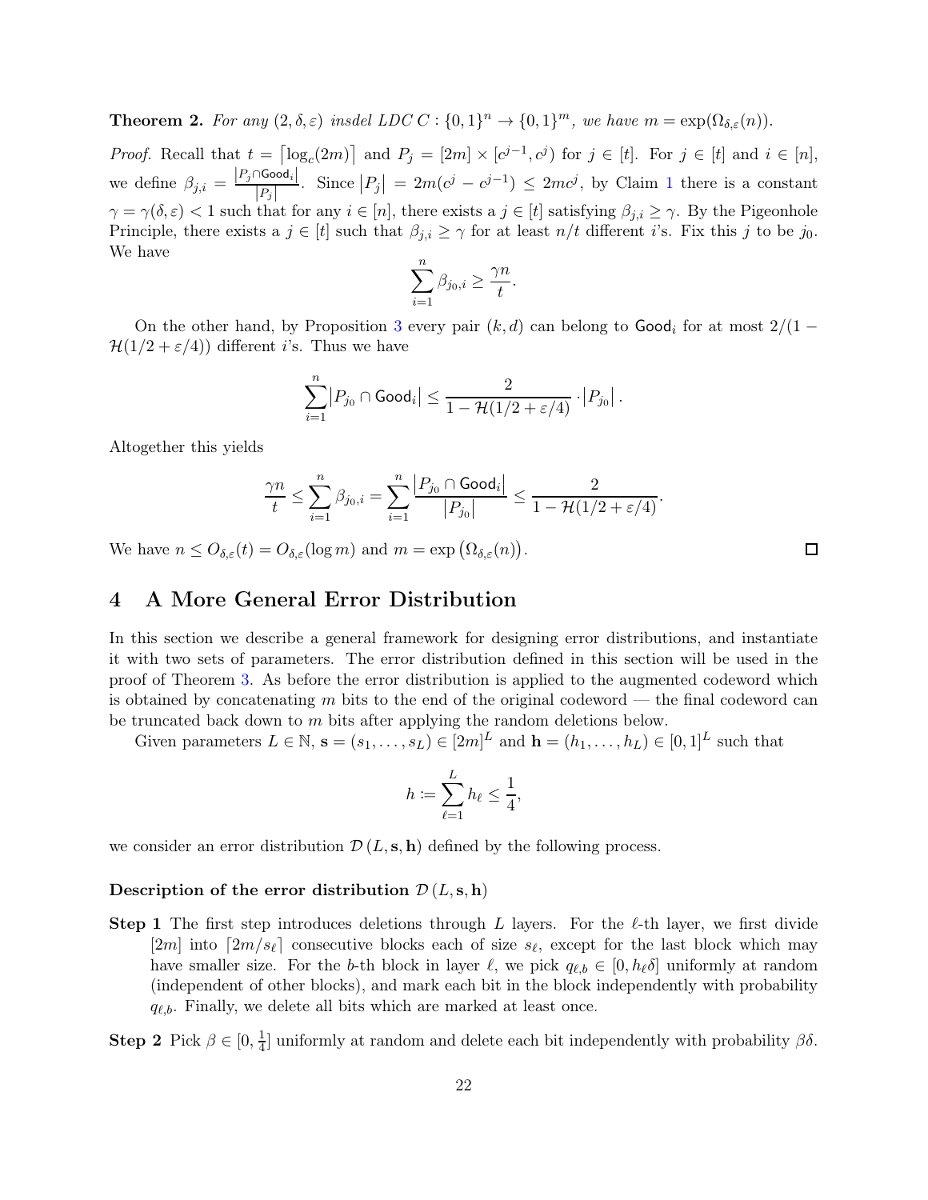**Theorem 2.** *For any $(2, \delta, \varepsilon)$ insdel LDC $C : \{0,1\}^n \to \{0,1\}^m$, we have $m = \exp(\Omega_{\delta,\varepsilon}(n))$.*

*Proof.* Recall that $t = \lceil \log_c(2m) \rceil$ and $P_j = [2m] \times [c^{j-1}, c^j)$ for $j \in [t]$. For $j \in [t]$ and $i \in [n]$, we define $\beta_{j,i} = \frac{|P_j \cap \mathsf{Good}_i|}{|P_j|}$. Since $|P_j| = 2m(c^j - c^{j-1}) \le 2mc^j$, by Claim 1 there is a constant $\gamma = \gamma(\delta, \varepsilon) < 1$ such that for any $i \in [n]$, there exists a $j \in [t]$ satisfying $\beta_{j,i} \ge \gamma$. By the Pigeonhole Principle, there exists a $j \in [t]$ such that $\beta_{j,i} \ge \gamma$ for at least $n/t$ different $i$'s. Fix this $j$ to be $j_0$. We have

$$\sum_{i=1}^{n} \beta_{j_0,i} \ge \frac{\gamma n}{t}.$$

On the other hand, by Proposition 3 every pair $(k, d)$ can belong to $\mathsf{Good}_i$ for at most $2/(1 - \mathcal{H}(1/2 + \varepsilon/4))$ different $i$'s. Thus we have

$$\sum_{i=1}^{n} |P_{j_0} \cap \mathsf{Good}_i| \le \frac{2}{1 - \mathcal{H}(1/2 + \varepsilon/4)} \cdot |P_{j_0}| \,.$$

Altogether this yields

$$\frac{\gamma n}{t} \le \sum_{i=1}^{n} \beta_{j_0,i} = \sum_{i=1}^{n} \frac{|P_{j_0} \cap \mathsf{Good}_i|}{|P_{j_0}|} \le \frac{2}{1 - \mathcal{H}(1/2 + \varepsilon/4)}.$$

We have $n \le O_{\delta,\varepsilon}(t) = O_{\delta,\varepsilon}(\log m)$ and $m = \exp\left(\Omega_{\delta,\varepsilon}(n)\right)$. $\square$

## 4 A More General Error Distribution

In this section we describe a general framework for designing error distributions, and instantiate it with two sets of parameters. The error distribution defined in this section will be used in the proof of Theorem 3. As before the error distribution is applied to the augmented codeword which is obtained by concatenating $m$ bits to the end of the original codeword — the final codeword can be truncated back down to $m$ bits after applying the random deletions below.

Given parameters $L \in \mathbb{N}$, $\mathbf{s} = (s_1, \ldots, s_L) \in [2m]^L$ and $\mathbf{h} = (h_1, \ldots, h_L) \in [0,1]^L$ such that

$$h \coloneqq \sum_{\ell=1}^{L} h_\ell \le \frac{1}{4},$$

we consider an error distribution $\mathcal{D}(L, \mathbf{s}, \mathbf{h})$ defined by the following process.

#### Description of the error distribution $\mathcal{D}(L, \mathbf{s}, \mathbf{h})$

**Step 1** The first step introduces deletions through $L$ layers. For the $\ell$-th layer, we first divide $[2m]$ into $\lceil 2m/s_\ell \rceil$ consecutive blocks each of size $s_\ell$, except for the last block which may have smaller size. For the $b$-th block in layer $\ell$, we pick $q_{\ell,b} \in [0, h_\ell \delta]$ uniformly at random (independent of other blocks), and mark each bit in the block independently with probability $q_{\ell,b}$. Finally, we delete all bits which are marked at least once.

**Step 2** Pick $\beta \in [0, \frac{1}{4}]$ uniformly at random and delete each bit independently with probability $\beta\delta$.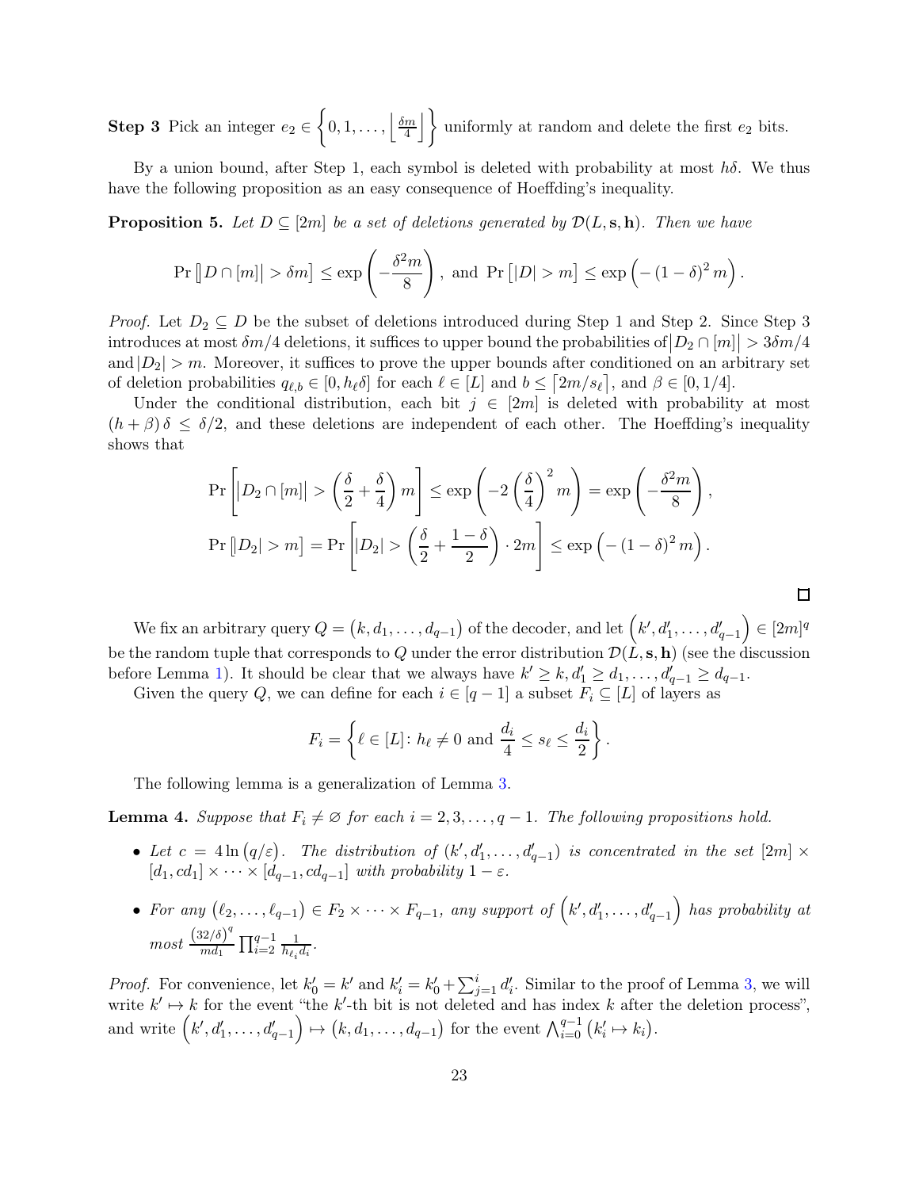**Step 3** Pick an integer $e_2 \in \left\{0, 1, \ldots, \left\lfloor \frac{\delta m}{4} \right\rfloor\right\}$ uniformly at random and delete the first $e_2$ bits.

By a union bound, after Step 1, each symbol is deleted with probability at most $h\delta$. We thus have the following proposition as an easy consequence of Hoeffding's inequality.

**Proposition 5.** *Let $D \subseteq [2m]$ be a set of deletions generated by $\mathcal{D}(L, \mathbf{s}, \mathbf{h})$. Then we have*

$$\Pr\left[\left|D \cap [m]\right| > \delta m\right] \le \exp\left(-\frac{\delta^2 m}{8}\right), \text{ and } \Pr\left[|D| > m\right] \le \exp\left(-\left(1-\delta\right)^2 m\right).$$

*Proof.* Let $D_2 \subseteq D$ be the subset of deletions introduced during Step 1 and Step 2. Since Step 3 introduces at most $\delta m/4$ deletions, it suffices to upper bound the probabilities of $\left|D_2 \cap [m]\right| > 3\delta m/4$ and $|D_2| > m$. Moreover, it suffices to prove the upper bounds after conditioned on an arbitrary set of deletion probabilities $q_{\ell,b} \in [0, h_\ell \delta]$ for each $\ell \in [L]$ and $b \le \lceil 2m/s_\ell \rceil$, and $\beta \in [0, 1/4]$.

Under the conditional distribution, each bit $j \in [2m]$ is deleted with probability at most $(h + \beta)\delta \le \delta/2$, and these deletions are independent of each other. The Hoeffding's inequality shows that

$$\Pr\left[\left|D_2 \cap [m]\right| > \left(\frac{\delta}{2} + \frac{\delta}{4}\right) m\right] \le \exp\left(-2\left(\frac{\delta}{4}\right)^2 m\right) = \exp\left(-\frac{\delta^2 m}{8}\right),$$

$$\Pr\left[|D_2| > m\right] = \Pr\left[|D_2| > \left(\frac{\delta}{2} + \frac{1-\delta}{2}\right) \cdot 2m\right] \le \exp\left(-\left(1-\delta\right)^2 m\right).$$

$\square$

We fix an arbitrary query $Q = \left(k, d_1, \ldots, d_{q-1}\right)$ of the decoder, and let $\left(k', d_1', \ldots, d_{q-1}'\right) \in [2m]^q$ be the random tuple that corresponds to $Q$ under the error distribution $\mathcal{D}(L, \mathbf{s}, \mathbf{h})$ (see the discussion before Lemma 1). It should be clear that we always have $k' \ge k, d_1' \ge d_1, \ldots, d_{q-1}' \ge d_{q-1}$.

Given the query $Q$, we can define for each $i \in [q-1]$ a subset $F_i \subseteq [L]$ of layers as

$$F_i = \left\{\ell \in [L] \colon h_\ell \neq 0 \text{ and } \frac{d_i}{4} \le s_\ell \le \frac{d_i}{2}\right\}.$$

The following lemma is a generalization of Lemma 3.

**Lemma 4.** *Suppose that $F_i \neq \varnothing$ for each $i = 2, 3, \ldots, q-1$. The following propositions hold.*

- *Let $c = 4\ln\left(q/\varepsilon\right)$. The distribution of $\left(k', d_1', \ldots, d_{q-1}'\right)$ is concentrated in the set $[2m] \times [d_1, cd_1] \times \cdots \times [d_{q-1}, cd_{q-1}]$ with probability $1 - \varepsilon$.*
- *For any $\left(\ell_2, \ldots, \ell_{q-1}\right) \in F_2 \times \cdots \times F_{q-1}$, any support of $\left(k', d_1', \ldots, d_{q-1}'\right)$ has probability at most $\frac{(32/\delta)^q}{md_1} \prod_{i=2}^{q-1} \frac{1}{h_{\ell_i} d_i}$.*

*Proof.* For convenience, let $k_0' = k'$ and $k_i' = k_0' + \sum_{j=1}^{i} d_i'$. Similar to the proof of Lemma 3, we will write $k' \mapsto k$ for the event "the $k'$-th bit is not deleted and has index $k$ after the deletion process", and write $\left(k', d_1', \ldots, d_{q-1}'\right) \mapsto \left(k, d_1, \ldots, d_{q-1}\right)$ for the event $\bigwedge_{i=0}^{q-1}\left(k_i' \mapsto k_i\right)$.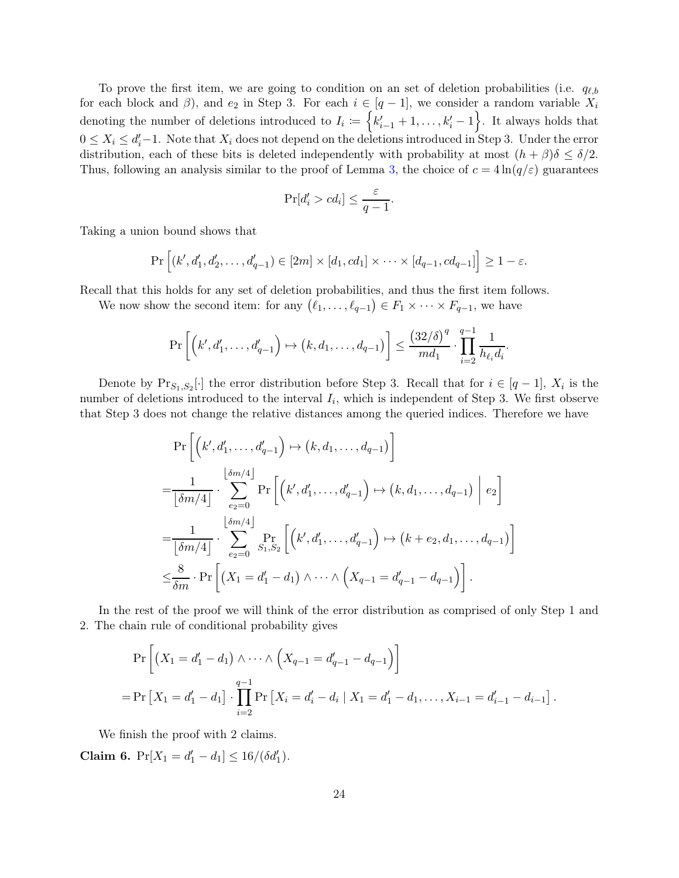To prove the first item, we are going to condition on an set of deletion probabilities (i.e. $q_{\ell,b}$ for each block and $\beta$), and $e_2$ in Step 3. For each $i \in [q-1]$, we consider a random variable $X_i$ denoting the number of deletions introduced to $I_i \coloneqq \left\{k'_{i-1}+1, \ldots, k'_i - 1\right\}$. It always holds that $0 \le X_i \le d'_i - 1$. Note that $X_i$ does not depend on the deletions introduced in Step 3. Under the error distribution, each of these bits is deleted independently with probability at most $(h+\beta)\delta \le \delta/2$. Thus, following an analysis similar to the proof of Lemma 3, the choice of $c = 4\ln(q/\varepsilon)$ guarantees

$$\Pr[d'_i > cd_i] \le \frac{\varepsilon}{q-1}.$$

Taking a union bound shows that

$$\Pr\left[(k', d'_1, d'_2, \ldots, d'_{q-1}) \in [2m] \times [d_1, cd_1] \times \cdots \times [d_{q-1}, cd_{q-1}]\right] \ge 1 - \varepsilon.$$

Recall that this holds for any set of deletion probabilities, and thus the first item follows.

We now show the second item: for any $(\ell_1, \ldots, \ell_{q-1}) \in F_1 \times \cdots \times F_{q-1}$, we have

$$\Pr\left[\left(k', d'_1, \ldots, d'_{q-1}\right) \mapsto \left(k, d_1, \ldots, d_{q-1}\right)\right] \le \frac{(32/\delta)^q}{md_1} \cdot \prod_{i=2}^{q-1} \frac{1}{h_{\ell_i} d_i}.$$

Denote by $\Pr_{S_1,S_2}[\cdot]$ the error distribution before Step 3. Recall that for $i \in [q-1]$, $X_i$ is the number of deletions introduced to the interval $I_i$, which is independent of Step 3. We first observe that Step 3 does not change the relative distances among the queried indices. Therefore we have

$$\begin{aligned}
&\Pr\left[\left(k', d'_1, \ldots, d'_{q-1}\right) \mapsto \left(k, d_1, \ldots, d_{q-1}\right)\right] \\
=& \frac{1}{\lfloor \delta m/4 \rfloor} \cdot \sum_{e_2=0}^{\lfloor \delta m/4 \rfloor} \Pr\left[\left(k', d'_1, \ldots, d'_{q-1}\right) \mapsto \left(k, d_1, \ldots, d_{q-1}\right) \;\middle|\; e_2\right] \\
=& \frac{1}{\lfloor \delta m/4 \rfloor} \cdot \sum_{e_2=0}^{\lfloor \delta m/4 \rfloor} \Pr_{S_1,S_2}\left[\left(k', d'_1, \ldots, d'_{q-1}\right) \mapsto \left(k + e_2, d_1, \ldots, d_{q-1}\right)\right] \\
\le& \frac{8}{\delta m} \cdot \Pr\left[\left(X_1 = d'_1 - d_1\right) \wedge \cdots \wedge \left(X_{q-1} = d'_{q-1} - d_{q-1}\right)\right].
\end{aligned}$$

In the rest of the proof we will think of the error distribution as comprised of only Step 1 and 2. The chain rule of conditional probability gives

$$\begin{aligned}
&\Pr\left[\left(X_1 = d'_1 - d_1\right) \wedge \cdots \wedge \left(X_{q-1} = d'_{q-1} - d_{q-1}\right)\right] \\
=& \Pr\left[X_1 = d'_1 - d_1\right] \cdot \prod_{i=2}^{q-1} \Pr\left[X_i = d'_i - d_i \mid X_1 = d'_1 - d_1, \ldots, X_{i-1} = d'_{i-1} - d_{i-1}\right].
\end{aligned}$$

We finish the proof with 2 claims.

**Claim 6.** $\Pr[X_1 = d'_1 - d_1] \le 16/(\delta d'_1)$.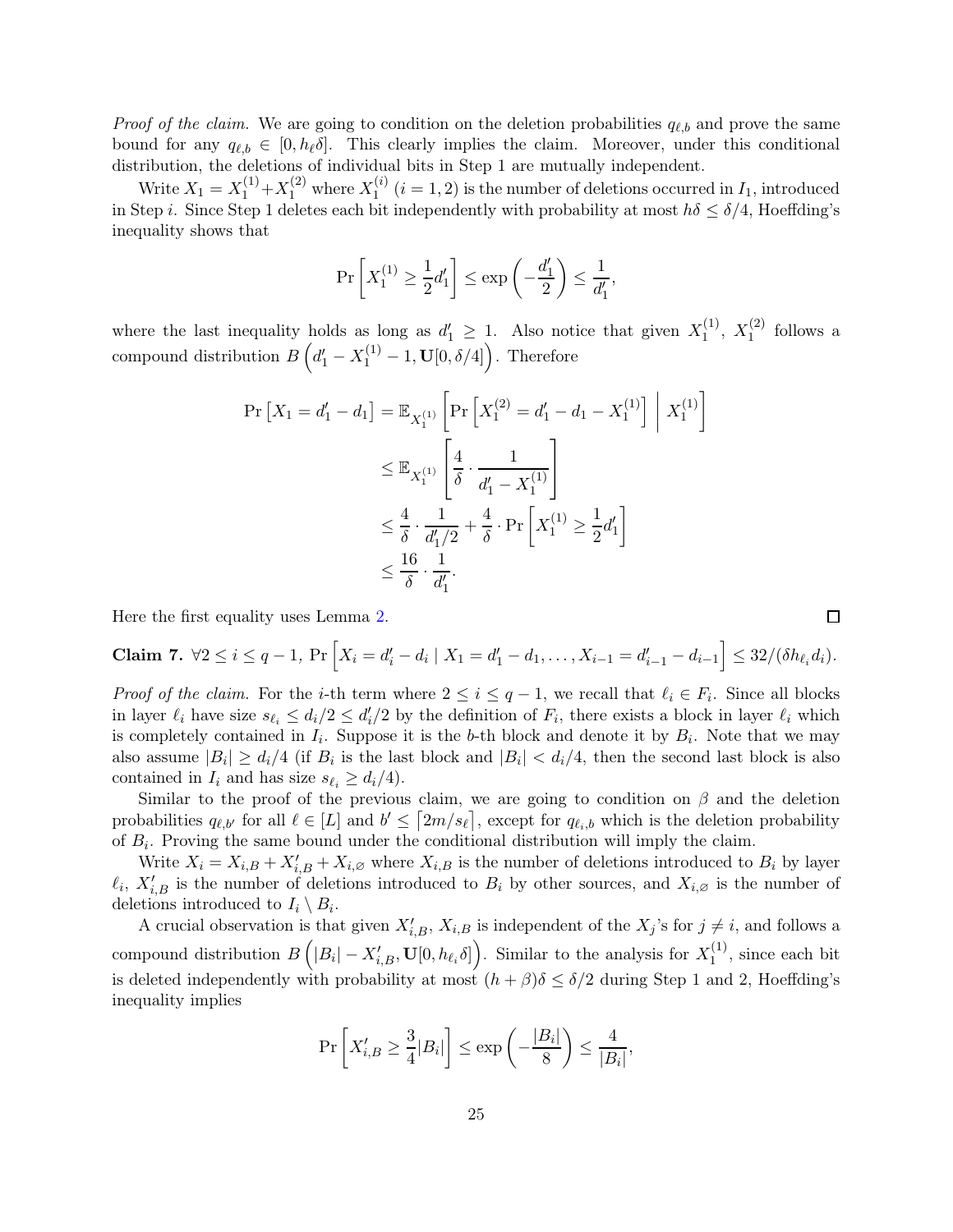*Proof of the claim.* We are going to condition on the deletion probabilities $q_{\ell,b}$ and prove the same bound for any $q_{\ell,b} \in [0, h_\ell \delta]$. This clearly implies the claim. Moreover, under this conditional distribution, the deletions of individual bits in Step 1 are mutually independent.

Write $X_1 = X_1^{(1)} + X_1^{(2)}$ where $X_1^{(i)}$ $(i = 1, 2)$ is the number of deletions occurred in $I_1$, introduced in Step $i$. Since Step 1 deletes each bit independently with probability at most $h\delta \leq \delta/4$, Hoeffding's inequality shows that

$$\Pr\left[X_1^{(1)} \geq \frac{1}{2}d_1'\right] \leq \exp\left(-\frac{d_1'}{2}\right) \leq \frac{1}{d_1'},$$

where the last inequality holds as long as $d_1' \geq 1$. Also notice that given $X_1^{(1)}$, $X_1^{(2)}$ follows a compound distribution $B\left(d_1' - X_1^{(1)} - 1, \mathbf{U}[0, \delta/4]\right)$. Therefore

$$\begin{aligned}
\Pr\left[X_1 = d_1' - d_1\right] &= \mathbb{E}_{X_1^{(1)}}\left[\Pr\left[X_1^{(2)} = d_1' - d_1 - X_1^{(1)}\right] \;\middle|\; X_1^{(1)}\right] \\
&\leq \mathbb{E}_{X_1^{(1)}}\left[\frac{4}{\delta} \cdot \frac{1}{d_1' - X_1^{(1)}}\right] \\
&\leq \frac{4}{\delta} \cdot \frac{1}{d_1'/2} + \frac{4}{\delta} \cdot \Pr\left[X_1^{(1)} \geq \frac{1}{2}d_1'\right] \\
&\leq \frac{16}{\delta} \cdot \frac{1}{d_1'}.
\end{aligned}$$

Here the first equality uses Lemma 2. $\square$

**Claim 7.** $\forall 2 \leq i \leq q-1$, $\Pr\left[X_i = d_i' - d_i \mid X_1 = d_1' - d_1, \ldots, X_{i-1} = d_{i-1}' - d_{i-1}\right] \leq 32/(\delta h_{\ell_i} d_i)$.

*Proof of the claim.* For the $i$-th term where $2 \leq i \leq q-1$, we recall that $\ell_i \in F_i$. Since all blocks in layer $\ell_i$ have size $s_{\ell_i} \leq d_i/2 \leq d_i'/2$ by the definition of $F_i$, there exists a block in layer $\ell_i$ which is completely contained in $I_i$. Suppose it is the $b$-th block and denote it by $B_i$. Note that we may also assume $|B_i| \geq d_i/4$ (if $B_i$ is the last block and $|B_i| < d_i/4$, then the second last block is also contained in $I_i$ and has size $s_{\ell_i} \geq d_i/4$).

Similar to the proof of the previous claim, we are going to condition on $\beta$ and the deletion probabilities $q_{\ell,b'}$ for all $\ell \in [L]$ and $b' \leq \lceil 2m/s_\ell \rceil$, except for $q_{\ell_i,b}$ which is the deletion probability of $B_i$. Proving the same bound under the conditional distribution will imply the claim.

Write $X_i = X_{i,B} + X'_{i,B} + X_{i,\varnothing}$ where $X_{i,B}$ is the number of deletions introduced to $B_i$ by layer $\ell_i$, $X'_{i,B}$ is the number of deletions introduced to $B_i$ by other sources, and $X_{i,\varnothing}$ is the number of deletions introduced to $I_i \setminus B_i$.

A crucial observation is that given $X'_{i,B}$, $X_{i,B}$ is independent of the $X_j$'s for $j \neq i$, and follows a compound distribution $B\left(|B_i| - X'_{i,B}, \mathbf{U}[0, h_{\ell_i}\delta]\right)$. Similar to the analysis for $X_1^{(1)}$, since each bit is deleted independently with probability at most $(h+\beta)\delta \leq \delta/2$ during Step 1 and 2, Hoeffding's inequality implies

$$\Pr\left[X'_{i,B} \geq \frac{3}{4}|B_i|\right] \leq \exp\left(-\frac{|B_i|}{8}\right) \leq \frac{4}{|B_i|},$$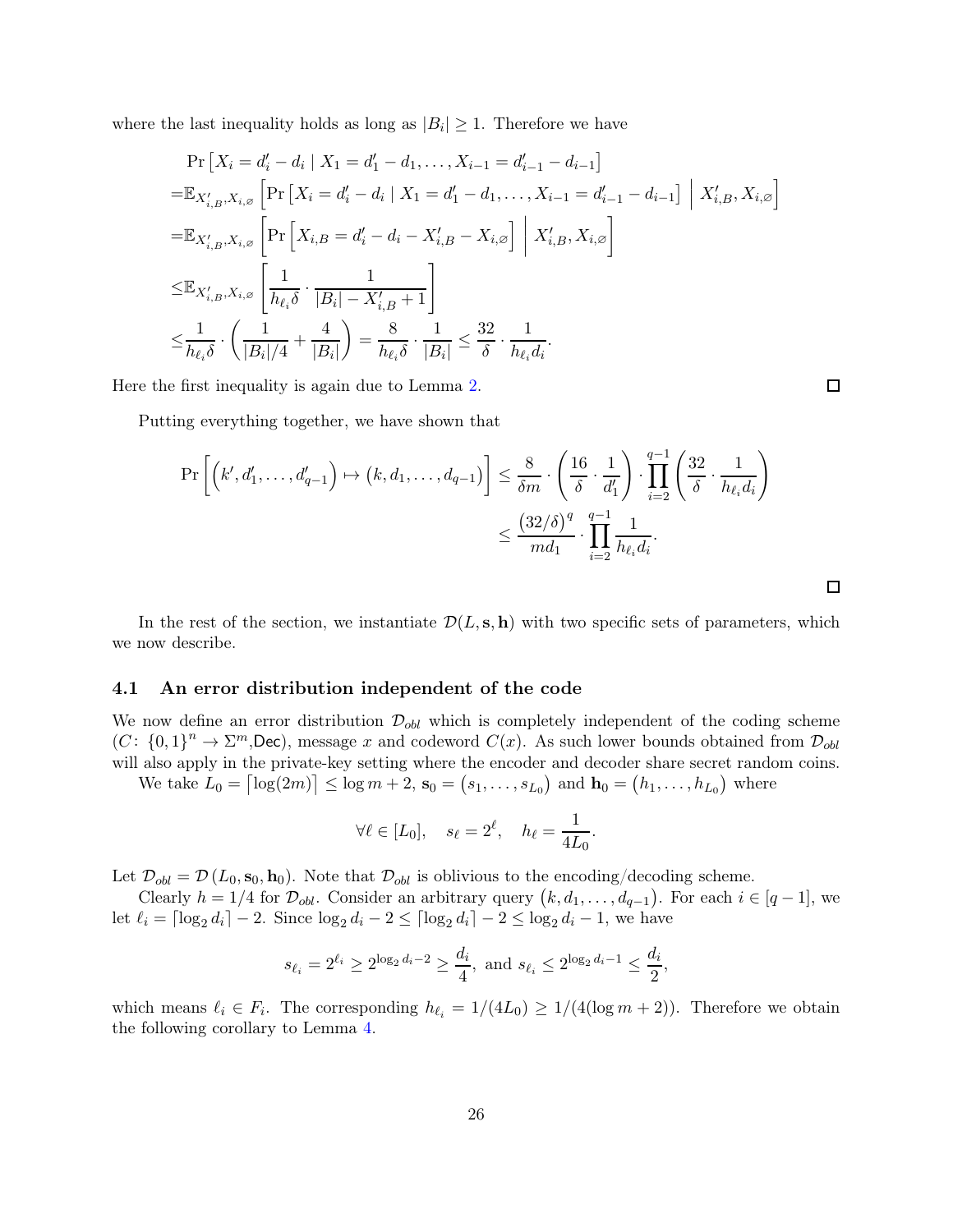where the last inequality holds as long as $|B_i| \geq 1$. Therefore we have

$$
\begin{aligned}
&\Pr\left[X_i = d'_i - d_i \mid X_1 = d'_1 - d_1, \ldots, X_{i-1} = d'_{i-1} - d_{i-1}\right] \\
=&\mathbb{E}_{X'_{i,B}, X_{i,\varnothing}}\left[\Pr\left[X_i = d'_i - d_i \mid X_1 = d'_1 - d_1, \ldots, X_{i-1} = d'_{i-1} - d_{i-1}\right] \;\middle|\; X'_{i,B}, X_{i,\varnothing}\right] \\
=&\mathbb{E}_{X'_{i,B}, X_{i,\varnothing}}\left[\Pr\left[X_{i,B} = d'_i - d_i - X'_{i,B} - X_{i,\varnothing}\right] \;\middle|\; X'_{i,B}, X_{i,\varnothing}\right] \\
\leq&\mathbb{E}_{X'_{i,B}, X_{i,\varnothing}}\left[\frac{1}{h_{\ell_i}\delta} \cdot \frac{1}{|B_i| - X'_{i,B} + 1}\right] \\
\leq&\frac{1}{h_{\ell_i}\delta} \cdot \left(\frac{1}{|B_i|/4} + \frac{4}{|B_i|}\right) = \frac{8}{h_{\ell_i}\delta} \cdot \frac{1}{|B_i|} \leq \frac{32}{\delta} \cdot \frac{1}{h_{\ell_i} d_i}.
\end{aligned}
$$

Here the first inequality is again due to Lemma 2. □

Putting everything together, we have shown that

$$
\begin{aligned}
\Pr\left[\left(k', d'_1, \ldots, d'_{q-1}\right) \mapsto \left(k, d_1, \ldots, d_{q-1}\right)\right] &\leq \frac{8}{\delta m} \cdot \left(\frac{16}{\delta} \cdot \frac{1}{d'_1}\right) \cdot \prod_{i=2}^{q-1} \left(\frac{32}{\delta} \cdot \frac{1}{h_{\ell_i} d_i}\right) \\
&\leq \frac{(32/\delta)^q}{m d_1} \cdot \prod_{i=2}^{q-1} \frac{1}{h_{\ell_i} d_i}.
\end{aligned}
$$

□

In the rest of the section, we instantiate $\mathcal{D}(L, \mathbf{s}, \mathbf{h})$ with two specific sets of parameters, which we now describe.

## 4.1 An error distribution independent of the code

We now define an error distribution $\mathcal{D}_{obl}$ which is completely independent of the coding scheme $(C\colon \{0,1\}^n \to \Sigma^m, \mathsf{Dec})$, message $x$ and codeword $C(x)$. As such lower bounds obtained from $\mathcal{D}_{obl}$ will also apply in the private-key setting where the encoder and decoder share secret random coins.

We take $L_0 = \lceil \log(2m) \rceil \leq \log m + 2$, $\mathbf{s}_0 = (s_1, \ldots, s_{L_0})$ and $\mathbf{h}_0 = (h_1, \ldots, h_{L_0})$ where

$$
\forall \ell \in [L_0], \quad s_\ell = 2^\ell, \quad h_\ell = \frac{1}{4L_0}.
$$

Let $\mathcal{D}_{obl} = \mathcal{D}(L_0, \mathbf{s}_0, \mathbf{h}_0)$. Note that $\mathcal{D}_{obl}$ is oblivious to the encoding/decoding scheme.

Clearly $h = 1/4$ for $\mathcal{D}_{obl}$. Consider an arbitrary query $(k, d_1, \ldots, d_{q-1})$. For each $i \in [q-1]$, we let $\ell_i = \lceil \log_2 d_i \rceil - 2$. Since $\log_2 d_i - 2 \leq \lceil \log_2 d_i \rceil - 2 \leq \log_2 d_i - 1$, we have

$$
s_{\ell_i} = 2^{\ell_i} \geq 2^{\log_2 d_i - 2} \geq \frac{d_i}{4}, \text{ and } s_{\ell_i} \leq 2^{\log_2 d_i - 1} \leq \frac{d_i}{2},
$$

which means $\ell_i \in F_i$. The corresponding $h_{\ell_i} = 1/(4L_0) \geq 1/(4(\log m + 2))$. Therefore we obtain the following corollary to Lemma 4.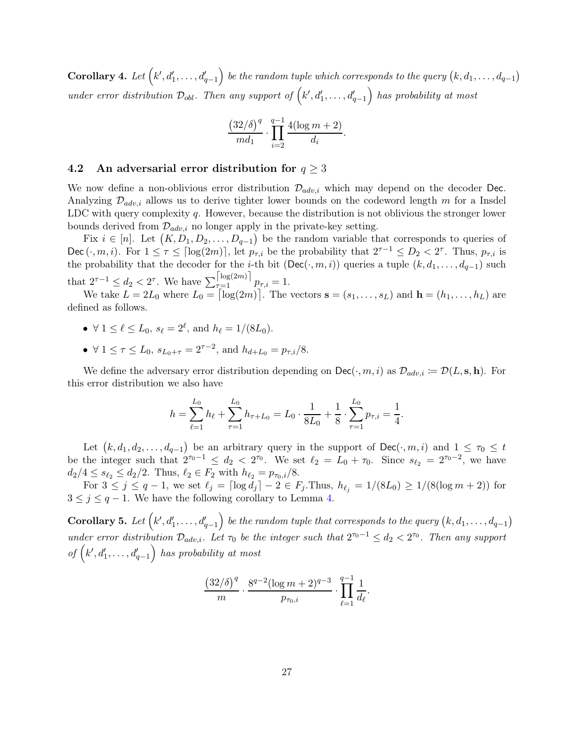**Corollary 4.** *Let $\left(k', d'_1, \ldots, d'_{q-1}\right)$ be the random tuple which corresponds to the query $\left(k, d_1, \ldots, d_{q-1}\right)$ under error distribution $\mathcal{D}_{obl}$. Then any support of $\left(k', d'_1, \ldots, d'_{q-1}\right)$ has probability at most*

$$\frac{\left(32/\delta\right)^q}{md_1} \cdot \prod_{i=2}^{q-1} \frac{4(\log m + 2)}{d_i}.$$

## 4.2 An adversarial error distribution for $q \geq 3$

We now define a non-oblivious error distribution $\mathcal{D}_{adv,i}$ which may depend on the decoder $\mathsf{Dec}$. Analyzing $\mathcal{D}_{adv,i}$ allows us to derive tighter lower bounds on the codeword length $m$ for a Insdel LDC with query complexity $q$. However, because the distribution is not oblivious the stronger lower bounds derived from $\mathcal{D}_{adv,i}$ no longer apply in the private-key setting.

Fix $i \in [n]$. Let $\left(K, D_1, D_2, \ldots, D_{q-1}\right)$ be the random variable that corresponds to queries of $\mathsf{Dec}\left(\cdot, m, i\right)$. For $1 \leq \tau \leq \lceil \log(2m) \rceil$, let $p_{\tau,i}$ be the probability that $2^{\tau-1} \leq D_2 < 2^\tau$. Thus, $p_{\tau,i}$ is the probability that the decoder for the $i$-th bit ($\mathsf{Dec}(\cdot, m, i)$) queries a tuple $(k, d_1, \ldots, d_{q-1})$ such that $2^{\tau-1} \leq d_2 < 2^\tau$. We have $\sum_{\tau=1}^{\lceil \log(2m) \rceil} p_{\tau,i} = 1$.

We take $L = 2L_0$ where $L_0 = \lceil \log(2m) \rceil$. The vectors $\mathbf{s} = (s_1, \ldots, s_L)$ and $\mathbf{h} = (h_1, \ldots, h_L)$ are defined as follows.

- $\forall\ 1 \leq \ell \leq L_0$, $s_\ell = 2^\ell$, and $h_\ell = 1/(8L_0)$.
- $\forall\ 1 \leq \tau \leq L_0$, $s_{L_0+\tau} = 2^{\tau-2}$, and $h_{d+L_0} = p_{\tau,i}/8$.

We define the adversary error distribution depending on $\mathsf{Dec}(\cdot, m, i)$ as $\mathcal{D}_{adv,i} \coloneqq \mathcal{D}(L, \mathbf{s}, \mathbf{h})$. For this error distribution we also have

$$h = \sum_{\ell=1}^{L_0} h_\ell + \sum_{\tau=1}^{L_0} h_{\tau+L_0} = L_0 \cdot \frac{1}{8L_0} + \frac{1}{8} \cdot \sum_{\tau=1}^{L_0} p_{\tau,i} = \frac{1}{4}.$$

Let $\left(k, d_1, d_2, \ldots, d_{q-1}\right)$ be an arbitrary query in the support of $\mathsf{Dec}(\cdot, m, i)$ and $1 \leq \tau_0 \leq t$ be the integer such that $2^{\tau_0-1} \leq d_2 < 2^{\tau_0}$. We set $\ell_2 = L_0 + \tau_0$. Since $s_{\ell_2} = 2^{\tau_0-2}$, we have $d_2/4 \leq s_{\ell_2} \leq d_2/2$. Thus, $\ell_2 \in F_2$ with $h_{\ell_2} = p_{\tau_0,i}/8$.

For $3 \leq j \leq q-1$, we set $\ell_j = \lceil \log d_j \rceil - 2 \in F_j$.Thus, $h_{\ell_j} = 1/(8L_0) \geq 1/(8(\log m + 2))$ for $3 \leq j \leq q-1$. We have the following corollary to Lemma 4.

**Corollary 5.** *Let $\left(k', d'_1, \ldots, d'_{q-1}\right)$ be the random tuple that corresponds to the query $\left(k, d_1, \ldots, d_{q-1}\right)$ under error distribution $\mathcal{D}_{adv,i}$. Let $\tau_0$ be the integer such that $2^{\tau_0-1} \leq d_2 < 2^{\tau_0}$. Then any support of $\left(k', d'_1, \ldots, d'_{q-1}\right)$ has probability at most*

$$\frac{\left(32/\delta\right)^q}{m} \cdot \frac{8^{q-2}(\log m + 2)^{q-3}}{p_{\tau_0,i}} \cdot \prod_{\ell=1}^{q-1} \frac{1}{d_\ell}.$$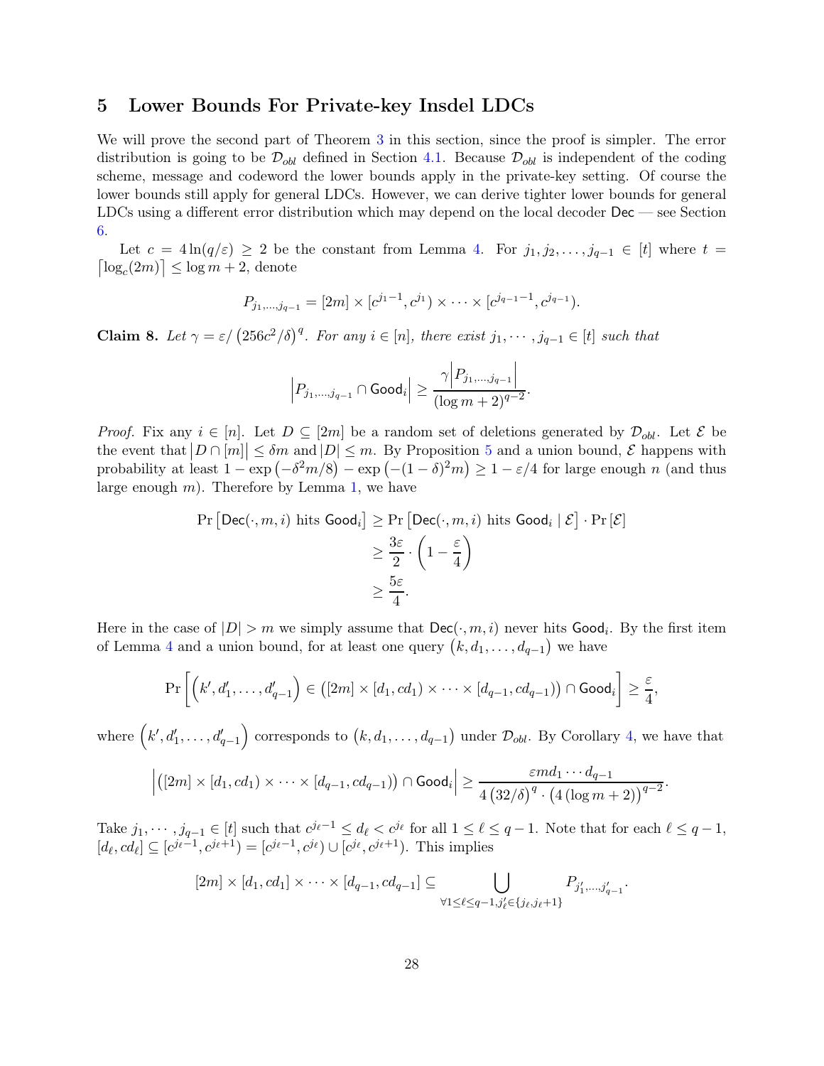## 5 Lower Bounds For Private-key Insdel LDCs

We will prove the second part of Theorem 3 in this section, since the proof is simpler. The error distribution is going to be $\mathcal{D}_{obl}$ defined in Section 4.1. Because $\mathcal{D}_{obl}$ is independent of the coding scheme, message and codeword the lower bounds apply in the private-key setting. Of course the lower bounds still apply for general LDCs. However, we can derive tighter lower bounds for general LDCs using a different error distribution which may depend on the local decoder $\mathsf{Dec}$ — see Section 6.

Let $c = 4\ln(q/\varepsilon) \geq 2$ be the constant from Lemma 4. For $j_1, j_2, \ldots, j_{q-1} \in [t]$ where $t = \lceil \log_c(2m) \rceil \leq \log m + 2$, denote

$$P_{j_1,\ldots,j_{q-1}} = [2m] \times [c^{j_1-1}, c^{j_1}) \times \cdots \times [c^{j_{q-1}-1}, c^{j_{q-1}}).$$

**Claim 8.** *Let $\gamma = \varepsilon/\left(256c^2/\delta\right)^q$. For any $i \in [n]$, there exist $j_1, \cdots, j_{q-1} \in [t]$ such that*

$$\left|P_{j_1,\ldots,j_{q-1}} \cap \mathsf{Good}_i\right| \geq \frac{\gamma\left|P_{j_1,\ldots,j_{q-1}}\right|}{(\log m + 2)^{q-2}}.$$

*Proof.* Fix any $i \in [n]$. Let $D \subseteq [2m]$ be a random set of deletions generated by $\mathcal{D}_{obl}$. Let $\mathcal{E}$ be the event that $\left|D \cap [m]\right| \leq \delta m$ and $|D| \leq m$. By Proposition 5 and a union bound, $\mathcal{E}$ happens with probability at least $1 - \exp\left(-\delta^2 m/8\right) - \exp\left(-(1-\delta)^2 m\right) \geq 1 - \varepsilon/4$ for large enough $n$ (and thus large enough $m$). Therefore by Lemma 1, we have

$$\begin{aligned}
\Pr\left[\mathsf{Dec}(\cdot, m, i) \text{ hits } \mathsf{Good}_i\right] &\geq \Pr\left[\mathsf{Dec}(\cdot, m, i) \text{ hits } \mathsf{Good}_i \mid \mathcal{E}\right] \cdot \Pr\left[\mathcal{E}\right] \\
&\geq \frac{3\varepsilon}{2} \cdot \left(1 - \frac{\varepsilon}{4}\right) \\
&\geq \frac{5\varepsilon}{4}.
\end{aligned}$$

Here in the case of $|D| > m$ we simply assume that $\mathsf{Dec}(\cdot, m, i)$ never hits $\mathsf{Good}_i$. By the first item of Lemma 4 and a union bound, for at least one query $\left(k, d_1, \ldots, d_{q-1}\right)$ we have

$$\Pr\left[\left(k', d_1', \ldots, d_{q-1}'\right) \in \left([2m] \times [d_1, cd_1) \times \cdots \times [d_{q-1}, cd_{q-1})\right) \cap \mathsf{Good}_i\right] \geq \frac{\varepsilon}{4},$$

where $\left(k', d_1', \ldots, d_{q-1}'\right)$ corresponds to $\left(k, d_1, \ldots, d_{q-1}\right)$ under $\mathcal{D}_{obl}$. By Corollary 4, we have that

$$\left|\left([2m] \times [d_1, cd_1) \times \cdots \times [d_{q-1}, cd_{q-1})\right) \cap \mathsf{Good}_i\right| \geq \frac{\varepsilon m d_1 \cdots d_{q-1}}{4\left(32/\delta\right)^q \cdot \left(4\left(\log m + 2\right)\right)^{q-2}}.$$

Take $j_1, \cdots, j_{q-1} \in [t]$ such that $c^{j_\ell - 1} \leq d_\ell < c^{j_\ell}$ for all $1 \leq \ell \leq q-1$. Note that for each $\ell \leq q-1$, $[d_\ell, cd_\ell] \subseteq [c^{j_\ell - 1}, c^{j_\ell + 1}) = [c^{j_\ell - 1}, c^{j_\ell}) \cup [c^{j_\ell}, c^{j_\ell + 1})$. This implies

$$[2m] \times [d_1, cd_1] \times \cdots \times [d_{q-1}, cd_{q-1}] \subseteq \bigcup_{\forall 1 \leq \ell \leq q-1, j_\ell' \in \{j_\ell, j_\ell + 1\}} P_{j_1', \ldots, j_{q-1}'}.$$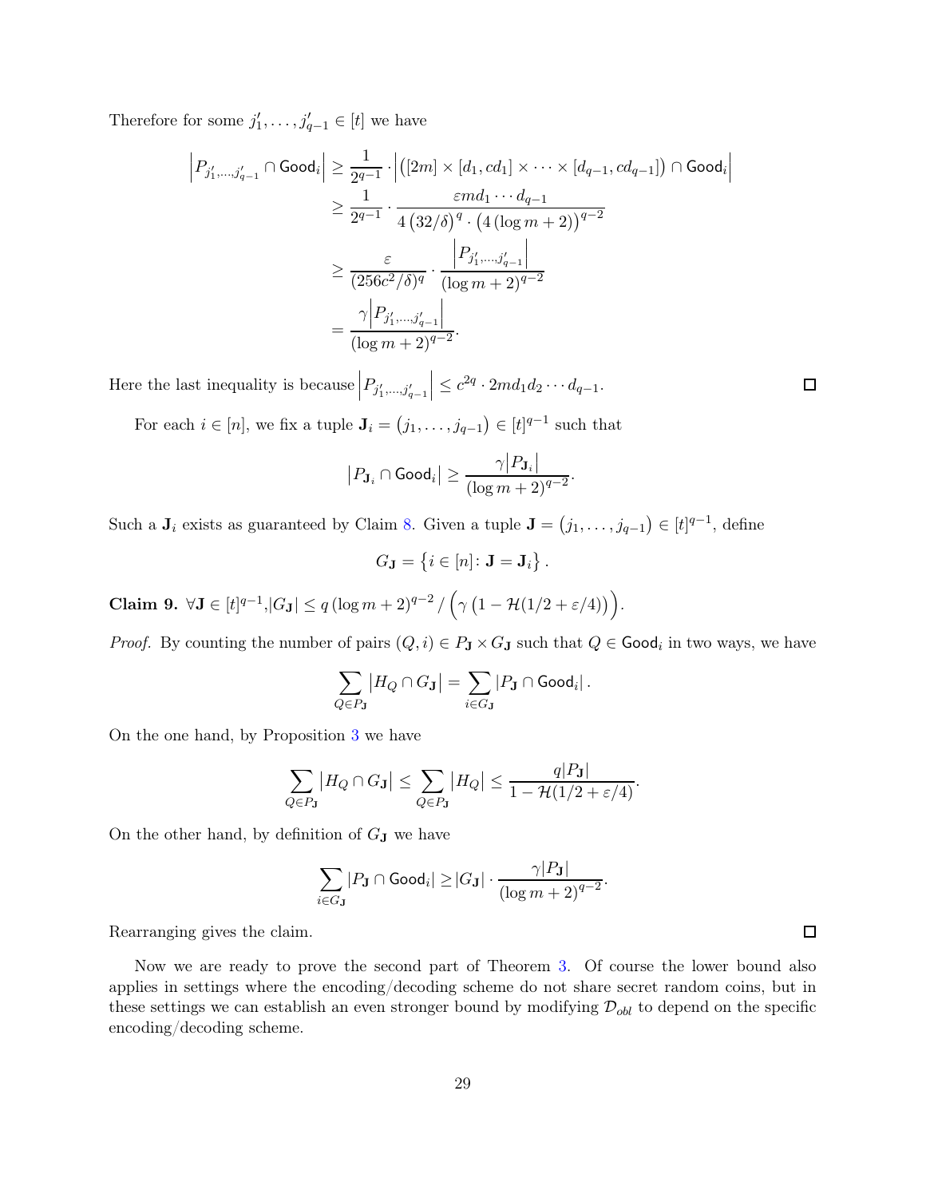Therefore for some $j'_1, \ldots, j'_{q-1} \in [t]$ we have

$$
\begin{aligned}
\left|P_{j'_1,\ldots,j'_{q-1}} \cap \mathsf{Good}_i\right| &\geq \frac{1}{2^{q-1}} \cdot \left|\left([2m] \times [d_1, cd_1] \times \cdots \times [d_{q-1}, cd_{q-1}]\right) \cap \mathsf{Good}_i\right| \\
&\geq \frac{1}{2^{q-1}} \cdot \frac{\varepsilon m d_1 \cdots d_{q-1}}{4\left(32/\delta\right)^q \cdot \left(4\left(\log m + 2\right)\right)^{q-2}} \\
&\geq \frac{\varepsilon}{(256c^2/\delta)^q} \cdot \frac{\left|P_{j'_1,\ldots,j'_{q-1}}\right|}{(\log m + 2)^{q-2}} \\
&= \frac{\gamma\left|P_{j'_1,\ldots,j'_{q-1}}\right|}{(\log m + 2)^{q-2}}.
\end{aligned}
$$

Here the last inequality is because $\left|P_{j'_1,\ldots,j'_{q-1}}\right| \leq c^{2q} \cdot 2md_1d_2 \cdots d_{q-1}$. ◻

For each $i \in [n]$, we fix a tuple $\mathbf{J}_i = \left(j_1, \ldots, j_{q-1}\right) \in [t]^{q-1}$ such that

$$
\left|P_{\mathbf{J}_i} \cap \mathsf{Good}_i\right| \geq \frac{\gamma\left|P_{\mathbf{J}_i}\right|}{(\log m + 2)^{q-2}}.
$$

Such a $\mathbf{J}_i$ exists as guaranteed by Claim 8. Given a tuple $\mathbf{J} = \left(j_1, \ldots, j_{q-1}\right) \in [t]^{q-1}$, define

$$
G_{\mathbf{J}} = \left\{i \in [n] \colon \mathbf{J} = \mathbf{J}_i\right\}.
$$

**Claim 9.** $\forall \mathbf{J} \in [t]^{q-1}, |G_{\mathbf{J}}| \leq q\left(\log m + 2\right)^{q-2} / \left(\gamma\left(1 - \mathcal{H}(1/2 + \varepsilon/4)\right)\right)$.

*Proof.* By counting the number of pairs $(Q, i) \in P_{\mathbf{J}} \times G_{\mathbf{J}}$ such that $Q \in \mathsf{Good}_i$ in two ways, we have

$$
\sum_{Q \in P_{\mathbf{J}}} \left|H_Q \cap G_{\mathbf{J}}\right| = \sum_{i \in G_{\mathbf{J}}} \left|P_{\mathbf{J}} \cap \mathsf{Good}_i\right|.
$$

On the one hand, by Proposition 3 we have

$$
\sum_{Q \in P_{\mathbf{J}}} \left|H_Q \cap G_{\mathbf{J}}\right| \leq \sum_{Q \in P_{\mathbf{J}}} \left|H_Q\right| \leq \frac{q|P_{\mathbf{J}}|}{1 - \mathcal{H}(1/2 + \varepsilon/4)}.
$$

On the other hand, by definition of $G_{\mathbf{J}}$ we have

$$
\sum_{i \in G_{\mathbf{J}}} |P_{\mathbf{J}} \cap \mathsf{Good}_i| \geq |G_{\mathbf{J}}| \cdot \frac{\gamma|P_{\mathbf{J}}|}{(\log m + 2)^{q-2}}.
$$

Rearranging gives the claim. ◻

Now we are ready to prove the second part of Theorem 3. Of course the lower bound also applies in settings where the encoding/decoding scheme do not share secret random coins, but in these settings we can establish an even stronger bound by modifying $\mathcal{D}_{obl}$ to depend on the specific encoding/decoding scheme.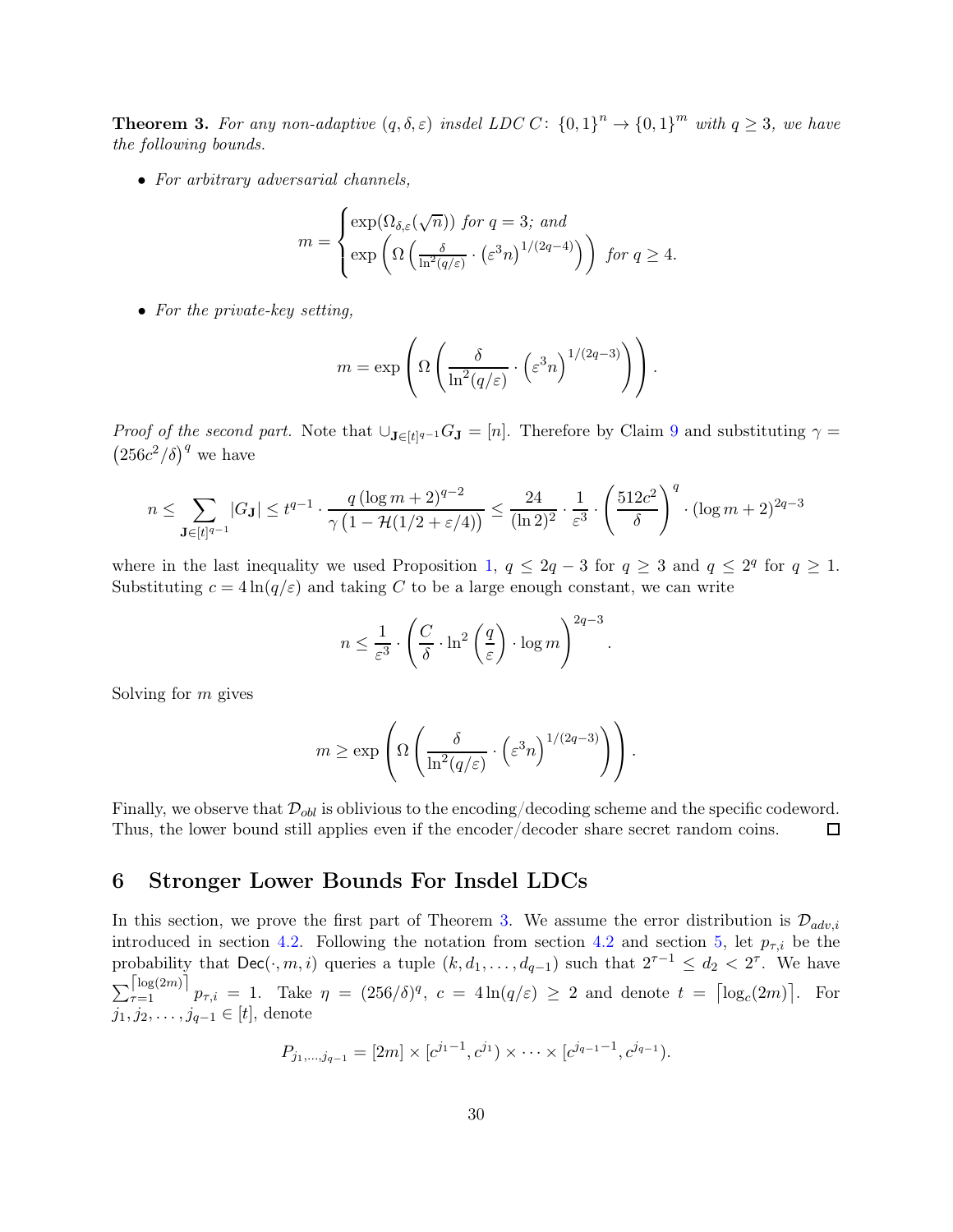**Theorem 3.** *For any non-adaptive $(q, \delta, \varepsilon)$ insdel LDC $C \colon \{0,1\}^n \to \{0,1\}^m$ with $q \geq 3$, we have the following bounds.*

- *For arbitrary adversarial channels,*

$$m = \begin{cases} \exp(\Omega_{\delta,\varepsilon}(\sqrt{n})) \text{ for } q = 3\text{; and} \\ \exp\left(\Omega\left(\frac{\delta}{\ln^2(q/\varepsilon)} \cdot \left(\varepsilon^3 n\right)^{1/(2q-4)}\right)\right) \text{ for } q \geq 4. \end{cases}$$

- *For the private-key setting,*

$$m = \exp\left(\Omega\left(\frac{\delta}{\ln^2(q/\varepsilon)} \cdot \left(\varepsilon^3 n\right)^{1/(2q-3)}\right)\right).$$

*Proof of the second part.* Note that $\cup_{\mathbf{J}\in[t]^{q-1}} G_{\mathbf{J}} = [n]$. Therefore by Claim 9 and substituting $\gamma = \left(256c^2/\delta\right)^q$ we have

$$n \leq \sum_{\mathbf{J}\in[t]^{q-1}} |G_{\mathbf{J}}| \leq t^{q-1} \cdot \frac{q\left(\log m + 2\right)^{q-2}}{\gamma\left(1 - \mathcal{H}(1/2 + \varepsilon/4)\right)} \leq \frac{24}{(\ln 2)^2} \cdot \frac{1}{\varepsilon^3} \cdot \left(\frac{512c^2}{\delta}\right)^q \cdot (\log m + 2)^{2q-3}$$

where in the last inequality we used Proposition 1, $q \leq 2q - 3$ for $q \geq 3$ and $q \leq 2^q$ for $q \geq 1$. Substituting $c = 4\ln(q/\varepsilon)$ and taking $C$ to be a large enough constant, we can write

$$n \leq \frac{1}{\varepsilon^3} \cdot \left(\frac{C}{\delta} \cdot \ln^2\left(\frac{q}{\varepsilon}\right) \cdot \log m\right)^{2q-3}.$$

Solving for $m$ gives

$$m \geq \exp\left(\Omega\left(\frac{\delta}{\ln^2(q/\varepsilon)} \cdot \left(\varepsilon^3 n\right)^{1/(2q-3)}\right)\right).$$

Finally, we observe that $\mathcal{D}_{obl}$ is oblivious to the encoding/decoding scheme and the specific codeword. Thus, the lower bound still applies even if the encoder/decoder share secret random coins. □

## 6 Stronger Lower Bounds For Insdel LDCs

In this section, we prove the first part of Theorem 3. We assume the error distribution is $\mathcal{D}_{adv,i}$ introduced in section 4.2. Following the notation from section 4.2 and section 5, let $p_{\tau,i}$ be the probability that $\mathsf{Dec}(\cdot, m, i)$ queries a tuple $(k, d_1, \ldots, d_{q-1})$ such that $2^{\tau-1} \leq d_2 < 2^\tau$. We have $\sum_{\tau=1}^{\lceil \log(2m) \rceil} p_{\tau,i} = 1$. Take $\eta = (256/\delta)^q$, $c = 4\ln(q/\varepsilon) \geq 2$ and denote $t = \lceil \log_c(2m) \rceil$. For $j_1, j_2, \ldots, j_{q-1} \in [t]$, denote

$$P_{j_1,\ldots,j_{q-1}} = [2m] \times [c^{j_1-1}, c^{j_1}) \times \cdots \times [c^{j_{q-1}-1}, c^{j_{q-1}}).$$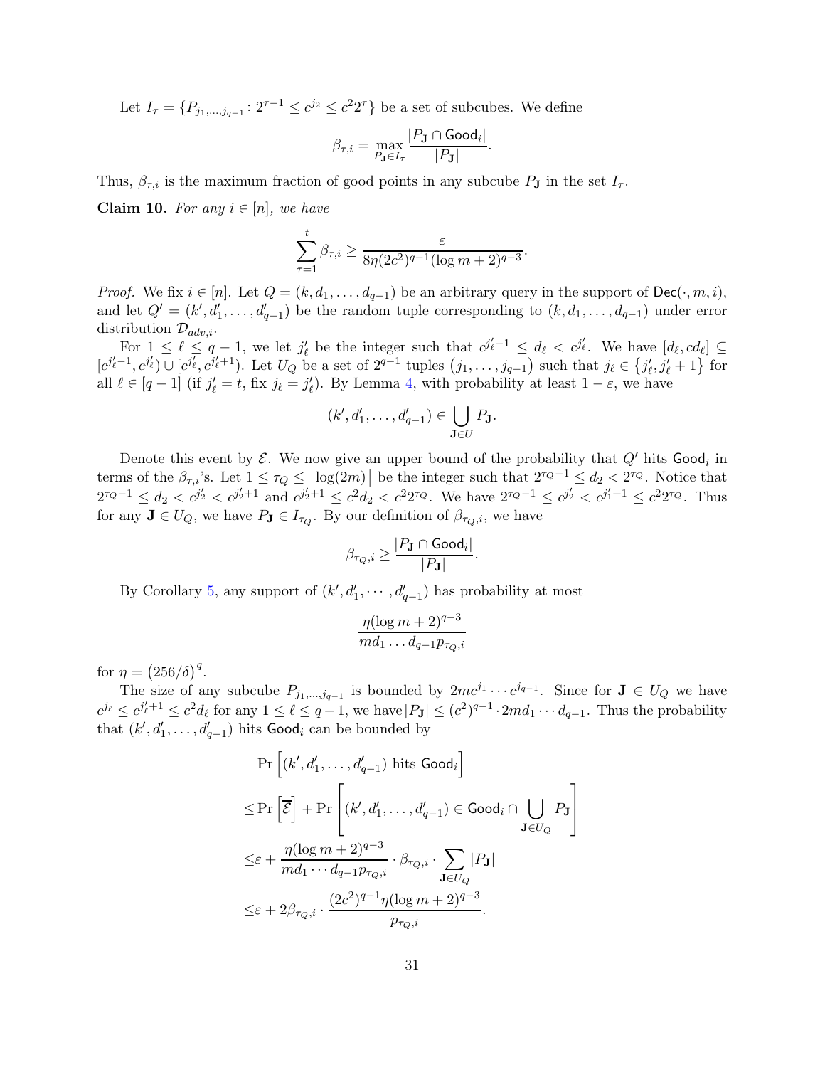Let $I_\tau = \{P_{j_1,\ldots,j_{q-1}} : 2^{\tau-1} \le c^{j_2} \le c^2 2^\tau\}$ be a set of subcubes. We define

$$\beta_{\tau,i} = \max_{P_\mathbf{J} \in I_\tau} \frac{|P_\mathbf{J} \cap \mathsf{Good}_i|}{|P_\mathbf{J}|}.$$

Thus, $\beta_{\tau,i}$ is the maximum fraction of good points in any subcube $P_\mathbf{J}$ in the set $I_\tau$.

**Claim 10.** *For any $i \in [n]$, we have*

$$\sum_{\tau=1}^{t} \beta_{\tau,i} \ge \frac{\varepsilon}{8\eta(2c^2)^{q-1}(\log m + 2)^{q-3}}.$$

*Proof.* We fix $i \in [n]$. Let $Q = (k, d_1, \ldots, d_{q-1})$ be an arbitrary query in the support of $\mathsf{Dec}(\cdot, m, i)$, and let $Q' = (k', d'_1, \ldots, d'_{q-1})$ be the random tuple corresponding to $(k, d_1, \ldots, d_{q-1})$ under error distribution $\mathcal{D}_{adv,i}$.

For $1 \le \ell \le q-1$, we let $j'_\ell$ be the integer such that $c^{j'_\ell - 1} \le d_\ell < c^{j'_\ell}$. We have $[d_\ell, cd_\ell] \subseteq [c^{j'_\ell-1}, c^{j'_\ell}) \cup [c^{j'_\ell}, c^{j'_\ell+1})$. Let $U_Q$ be a set of $2^{q-1}$ tuples $(j_1, \ldots, j_{q-1})$ such that $j_\ell \in \{j'_\ell, j'_\ell + 1\}$ for all $\ell \in [q-1]$ (if $j'_\ell = t$, fix $j_\ell = j'_\ell$). By Lemma 4, with probability at least $1 - \varepsilon$, we have

$$(k', d'_1, \ldots, d'_{q-1}) \in \bigcup_{\mathbf{J} \in U} P_\mathbf{J}.$$

Denote this event by $\mathcal{E}$. We now give an upper bound of the probability that $Q'$ hits $\mathsf{Good}_i$ in terms of the $\beta_{\tau,i}$'s. Let $1 \le \tau_Q \le \lceil \log(2m) \rceil$ be the integer such that $2^{\tau_Q - 1} \le d_2 < 2^{\tau_Q}$. Notice that $2^{\tau_Q-1} \le d_2 < c^{j'_2} < c^{j'_2+1}$ and $c^{j'_2+1} \le c^2 d_2 < c^2 2^{\tau_Q}$. We have $2^{\tau_Q-1} \le c^{j'_2} < c^{j'_1+1} \le c^2 2^{\tau_Q}$. Thus for any $\mathbf{J} \in U_Q$, we have $P_\mathbf{J} \in I_{\tau_Q}$. By our definition of $\beta_{\tau_Q,i}$, we have

$$\beta_{\tau_Q,i} \ge \frac{|P_\mathbf{J} \cap \mathsf{Good}_i|}{|P_\mathbf{J}|}.$$

By Corollary 5, any support of $(k', d'_1, \cdots, d'_{q-1})$ has probability at most

$$\frac{\eta(\log m + 2)^{q-3}}{md_1 \ldots d_{q-1} p_{\tau_Q,i}}$$

for $\eta = (256/\delta)^q$.

The size of any subcube $P_{j_1,\ldots,j_{q-1}}$ is bounded by $2mc^{j_1} \cdots c^{j_{q-1}}$. Since for $\mathbf{J} \in U_Q$ we have $c^{j_\ell} \le c^{j'_\ell+1} \le c^2 d_\ell$ for any $1 \le \ell \le q-1$, we have $|P_\mathbf{J}| \le (c^2)^{q-1} \cdot 2md_1 \cdots d_{q-1}$. Thus the probability that $(k', d'_1, \ldots, d'_{q-1})$ hits $\mathsf{Good}_i$ can be bounded by

$$\begin{aligned}
&\Pr\left[(k', d'_1, \ldots, d'_{q-1}) \text{ hits } \mathsf{Good}_i\right] \\
\le &\Pr\left[\overline{\mathcal{E}}\right] + \Pr\left[(k', d'_1, \ldots, d'_{q-1}) \in \mathsf{Good}_i \cap \bigcup_{\mathbf{J} \in U_Q} P_\mathbf{J}\right] \\
\le &\varepsilon + \frac{\eta(\log m + 2)^{q-3}}{md_1 \cdots d_{q-1} p_{\tau_Q,i}} \cdot \beta_{\tau_Q,i} \cdot \sum_{\mathbf{J} \in U_Q} |P_\mathbf{J}| \\
\le &\varepsilon + 2\beta_{\tau_Q,i} \cdot \frac{(2c^2)^{q-1}\eta(\log m + 2)^{q-3}}{p_{\tau_Q,i}}.
\end{aligned}$$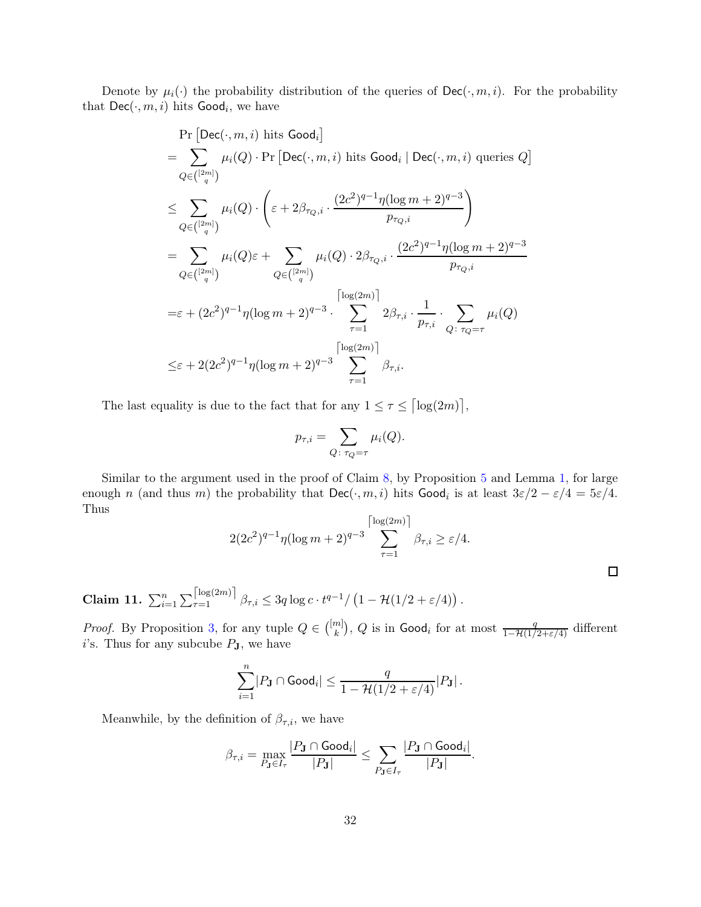Denote by $\mu_i(\cdot)$ the probability distribution of the queries of $\mathsf{Dec}(\cdot, m, i)$. For the probability that $\mathsf{Dec}(\cdot, m, i)$ hits $\mathsf{Good}_i$, we have

$$
\begin{aligned}
&\Pr\left[\mathsf{Dec}(\cdot, m, i) \text{ hits } \mathsf{Good}_i\right] \\
&= \sum_{Q \in \binom{[2m]}{q}} \mu_i(Q) \cdot \Pr\left[\mathsf{Dec}(\cdot, m, i) \text{ hits } \mathsf{Good}_i \mid \mathsf{Dec}(\cdot, m, i) \text{ queries } Q\right] \\
&\leq \sum_{Q \in \binom{[2m]}{q}} \mu_i(Q) \cdot \left(\varepsilon + 2\beta_{\tau_Q, i} \cdot \frac{(2c^2)^{q-1}\eta(\log m + 2)^{q-3}}{p_{\tau_Q, i}}\right) \\
&= \sum_{Q \in \binom{[2m]}{q}} \mu_i(Q)\varepsilon + \sum_{Q \in \binom{[2m]}{q}} \mu_i(Q) \cdot 2\beta_{\tau_Q, i} \cdot \frac{(2c^2)^{q-1}\eta(\log m + 2)^{q-3}}{p_{\tau_Q, i}} \\
&= \varepsilon + (2c^2)^{q-1}\eta(\log m + 2)^{q-3} \cdot \sum_{\tau=1}^{\lceil \log(2m) \rceil} 2\beta_{\tau, i} \cdot \frac{1}{p_{\tau, i}} \cdot \sum_{Q\colon \tau_Q = \tau} \mu_i(Q) \\
&\leq \varepsilon + 2(2c^2)^{q-1}\eta(\log m + 2)^{q-3} \sum_{\tau=1}^{\lceil \log(2m) \rceil} \beta_{\tau, i}.
\end{aligned}
$$

The last equality is due to the fact that for any $1 \leq \tau \leq \lceil \log(2m) \rceil$,

$$
p_{\tau, i} = \sum_{Q\colon \tau_Q = \tau} \mu_i(Q).
$$

Similar to the argument used in the proof of Claim 8, by Proposition 5 and Lemma 1, for large enough $n$ (and thus $m$) the probability that $\mathsf{Dec}(\cdot, m, i)$ hits $\mathsf{Good}_i$ is at least $3\varepsilon/2 - \varepsilon/4 = 5\varepsilon/4$. Thus

$$
2(2c^2)^{q-1}\eta(\log m + 2)^{q-3} \sum_{\tau=1}^{\lceil \log(2m) \rceil} \beta_{\tau, i} \geq \varepsilon/4.
$$

□

**Claim 11.** $\sum_{i=1}^{n} \sum_{\tau=1}^{\lceil \log(2m) \rceil} \beta_{\tau, i} \leq 3q \log c \cdot t^{q-1} / \left(1 - \mathcal{H}(1/2 + \varepsilon/4)\right).$

*Proof.* By Proposition 3, for any tuple $Q \in \binom{[m]}{k}$, $Q$ is in $\mathsf{Good}_i$ for at most $\frac{q}{1 - \mathcal{H}(1/2 + \varepsilon/4)}$ different $i$'s. Thus for any subcube $P_{\mathbf{J}}$, we have

$$
\sum_{i=1}^{n} \left| P_{\mathbf{J}} \cap \mathsf{Good}_i \right| \leq \frac{q}{1 - \mathcal{H}(1/2 + \varepsilon/4)} \left| P_{\mathbf{J}} \right|.
$$

Meanwhile, by the definition of $\beta_{\tau, i}$, we have

$$
\beta_{\tau, i} = \max_{P_{\mathbf{J}} \in I_\tau} \frac{\left| P_{\mathbf{J}} \cap \mathsf{Good}_i \right|}{\left| P_{\mathbf{J}} \right|} \leq \sum_{P_{\mathbf{J}} \in I_\tau} \frac{\left| P_{\mathbf{J}} \cap \mathsf{Good}_i \right|}{\left| P_{\mathbf{J}} \right|}.
$$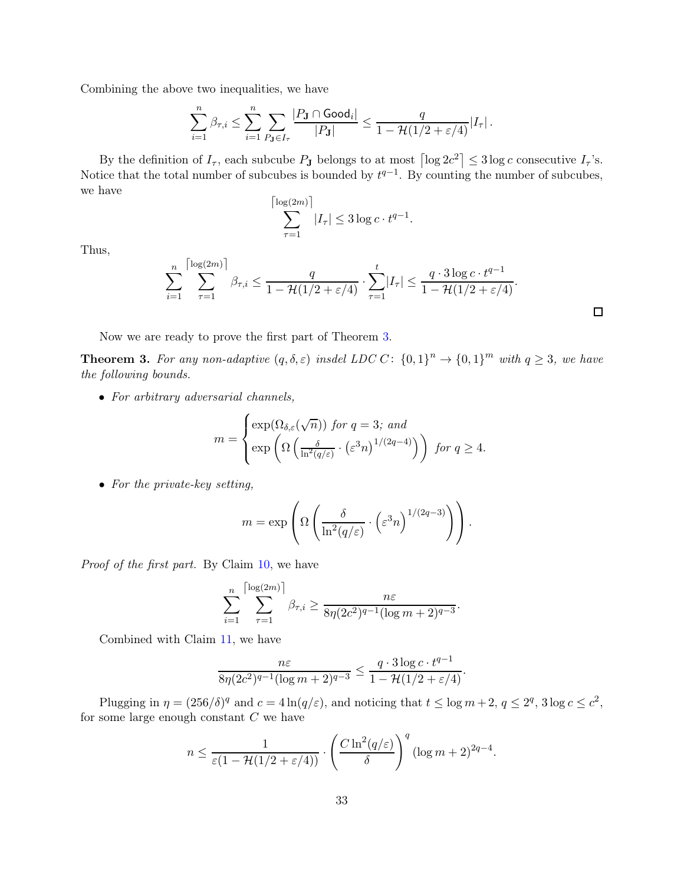Combining the above two inequalities, we have

$$\sum_{i=1}^{n} \beta_{\tau,i} \leq \sum_{i=1}^{n} \sum_{P_{\mathbf{J}} \in I_\tau} \frac{|P_{\mathbf{J}} \cap \mathsf{Good}_i|}{|P_{\mathbf{J}}|} \leq \frac{q}{1 - \mathcal{H}(1/2 + \varepsilon/4)} |I_\tau| \,.$$

By the definition of $I_\tau$, each subcube $P_{\mathbf{J}}$ belongs to at most $\lceil \log 2c^2 \rceil \leq 3 \log c$ consecutive $I_\tau$'s. Notice that the total number of subcubes is bounded by $t^{q-1}$. By counting the number of subcubes, we have

$$\sum_{\tau=1}^{\lceil \log(2m) \rceil} |I_\tau| \leq 3 \log c \cdot t^{q-1}.$$

Thus,

$$\sum_{i=1}^{n} \sum_{\tau=1}^{\lceil \log(2m) \rceil} \beta_{\tau,i} \leq \frac{q}{1 - \mathcal{H}(1/2 + \varepsilon/4)} \cdot \sum_{\tau=1}^{t} |I_\tau| \leq \frac{q \cdot 3 \log c \cdot t^{q-1}}{1 - \mathcal{H}(1/2 + \varepsilon/4)}.$$

□

Now we are ready to prove the first part of Theorem 3.

**Theorem 3.** *For any non-adaptive $(q, \delta, \varepsilon)$ insdel LDC $C\colon \{0,1\}^n \to \{0,1\}^m$ with $q \geq 3$, we have the following bounds.*

- *For arbitrary adversarial channels,*

$$m = \begin{cases} \exp(\Omega_{\delta,\varepsilon}(\sqrt{n})) \text{ for } q = 3; \text{ and} \\ \exp\left(\Omega\left(\frac{\delta}{\ln^2(q/\varepsilon)} \cdot \left(\varepsilon^3 n\right)^{1/(2q-4)}\right)\right) \text{ for } q \geq 4. \end{cases}$$

- *For the private-key setting,*

$$m = \exp\left(\Omega\left(\frac{\delta}{\ln^2(q/\varepsilon)} \cdot \left(\varepsilon^3 n\right)^{1/(2q-3)}\right)\right).$$

*Proof of the first part.* By Claim 10, we have

$$\sum_{i=1}^{n} \sum_{\tau=1}^{\lceil \log(2m) \rceil} \beta_{\tau,i} \geq \frac{n\varepsilon}{8\eta(2c^2)^{q-1}(\log m + 2)^{q-3}}.$$

Combined with Claim 11, we have

$$\frac{n\varepsilon}{8\eta(2c^2)^{q-1}(\log m + 2)^{q-3}} \leq \frac{q \cdot 3 \log c \cdot t^{q-1}}{1 - \mathcal{H}(1/2 + \varepsilon/4)}.$$

Plugging in $\eta = (256/\delta)^q$ and $c = 4\ln(q/\varepsilon)$, and noticing that $t \leq \log m + 2$, $q \leq 2^q$, $3 \log c \leq c^2$, for some large enough constant $C$ we have

$$n \leq \frac{1}{\varepsilon(1 - \mathcal{H}(1/2 + \varepsilon/4))} \cdot \left(\frac{C \ln^2(q/\varepsilon)}{\delta}\right)^q (\log m + 2)^{2q-4}.$$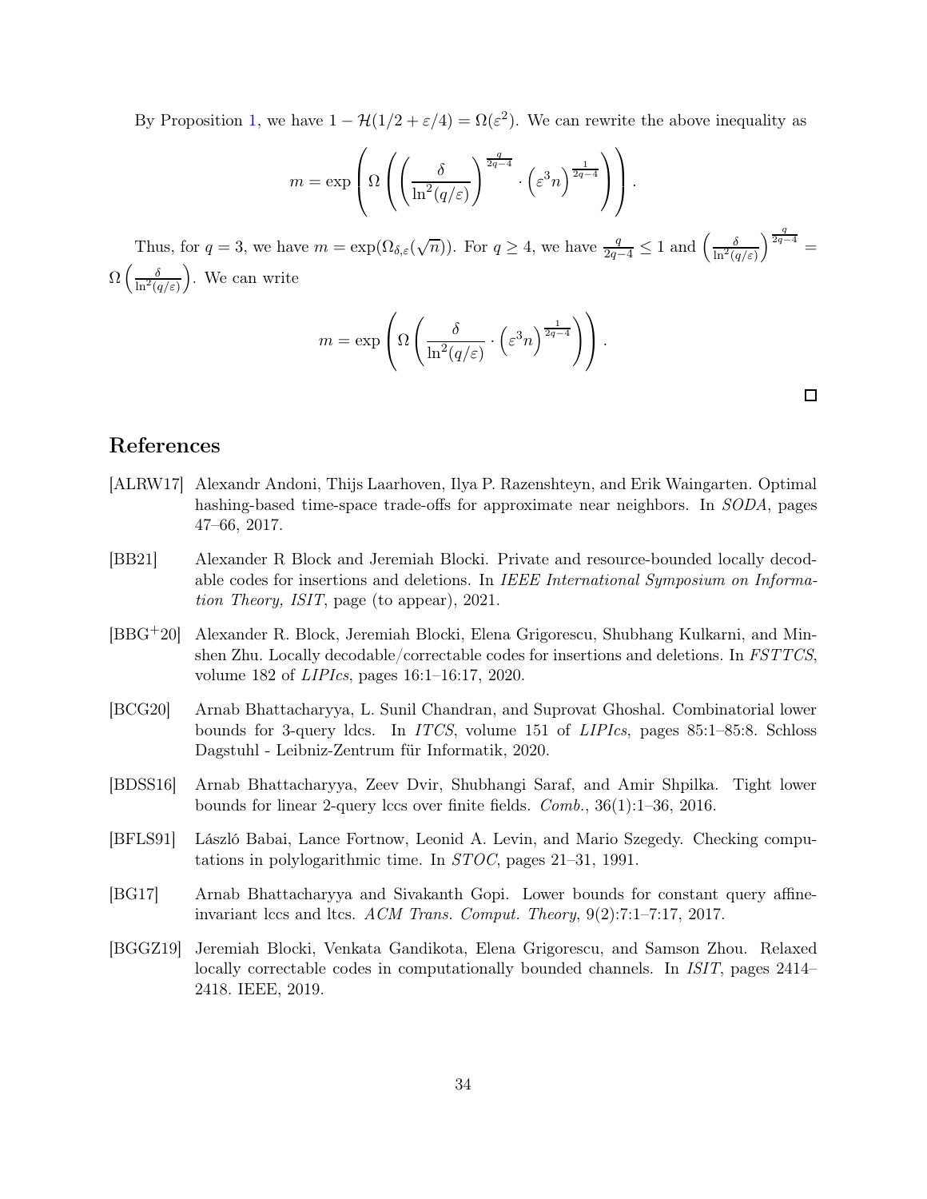By Proposition 1, we have $1 - \mathcal{H}(1/2 + \varepsilon/4) = \Omega(\varepsilon^2)$. We can rewrite the above inequality as

$$m = \exp\left(\Omega\left(\left(\frac{\delta}{\ln^2(q/\varepsilon)}\right)^{\frac{q}{2q-4}} \cdot \left(\varepsilon^3 n\right)^{\frac{1}{2q-4}}\right)\right).$$

Thus, for $q = 3$, we have $m = \exp(\Omega_{\delta,\varepsilon}(\sqrt{n}))$. For $q \geq 4$, we have $\frac{q}{2q-4} \leq 1$ and $\left(\frac{\delta}{\ln^2(q/\varepsilon)}\right)^{\frac{q}{2q-4}} = \Omega\left(\frac{\delta}{\ln^2(q/\varepsilon)}\right)$. We can write

$$m = \exp\left(\Omega\left(\frac{\delta}{\ln^2(q/\varepsilon)} \cdot \left(\varepsilon^3 n\right)^{\frac{1}{2q-4}}\right)\right).$$

□

# References

[ALRW17] Alexandr Andoni, Thijs Laarhoven, Ilya P. Razenshteyn, and Erik Waingarten. Optimal hashing-based time-space trade-offs for approximate near neighbors. In *SODA*, pages 47–66, 2017.

[BB21] Alexander R Block and Jeremiah Blocki. Private and resource-bounded locally decodable codes for insertions and deletions. In *IEEE International Symposium on Information Theory, ISIT*, page (to appear), 2021.

[BBG+20] Alexander R. Block, Jeremiah Blocki, Elena Grigorescu, Shubhang Kulkarni, and Minshen Zhu. Locally decodable/correctable codes for insertions and deletions. In *FSTTCS*, volume 182 of *LIPIcs*, pages 16:1–16:17, 2020.

[BCG20] Arnab Bhattacharyya, L. Sunil Chandran, and Suprovat Ghoshal. Combinatorial lower bounds for 3-query ldcs. In *ITCS*, volume 151 of *LIPIcs*, pages 85:1–85:8. Schloss Dagstuhl - Leibniz-Zentrum für Informatik, 2020.

[BDSS16] Arnab Bhattacharyya, Zeev Dvir, Shubhangi Saraf, and Amir Shpilka. Tight lower bounds for linear 2-query lccs over finite fields. *Comb.*, 36(1):1–36, 2016.

[BFLS91] László Babai, Lance Fortnow, Leonid A. Levin, and Mario Szegedy. Checking computations in polylogarithmic time. In *STOC*, pages 21–31, 1991.

[BG17] Arnab Bhattacharyya and Sivakanth Gopi. Lower bounds for constant query affine-invariant lccs and ltcs. *ACM Trans. Comput. Theory*, 9(2):7:1–7:17, 2017.

[BGGZ19] Jeremiah Blocki, Venkata Gandikota, Elena Grigorescu, and Samson Zhou. Relaxed locally correctable codes in computationally bounded channels. In *ISIT*, pages 2414–2418. IEEE, 2019.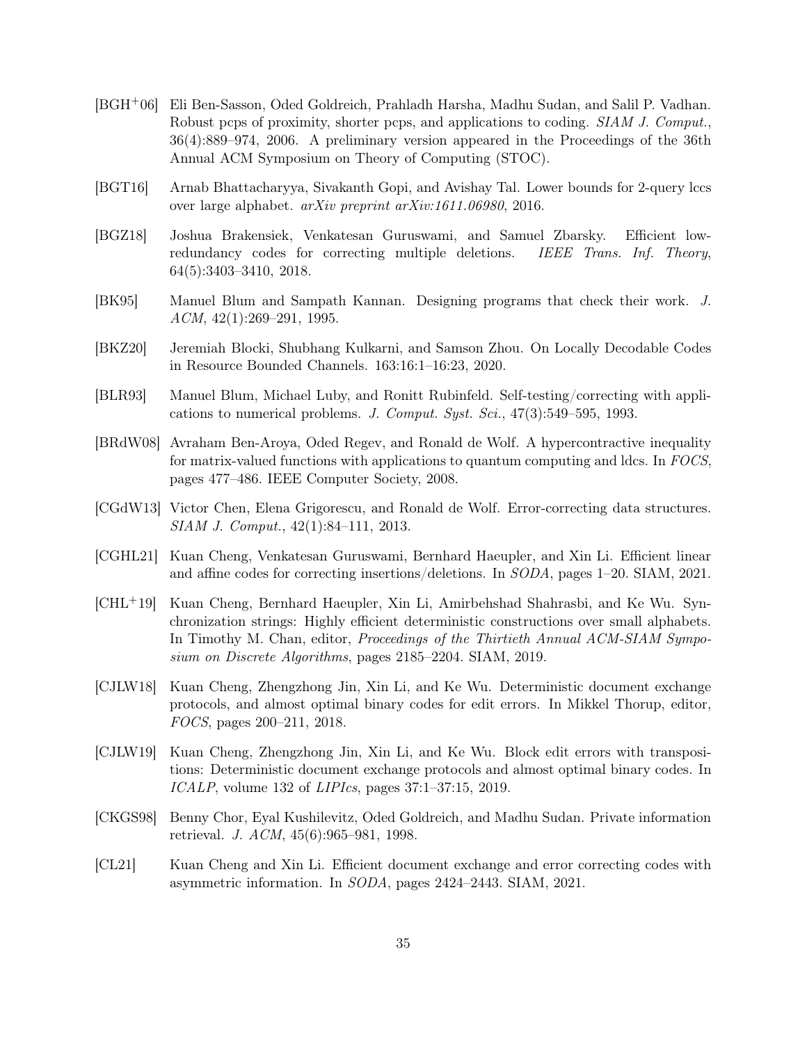[BGH[+]06] Eli Ben-Sasson, Oded Goldreich, Prahladh Harsha, Madhu Sudan, and Salil P. Vadhan. Robust pcps of proximity, shorter pcps, and applications to coding. *SIAM J. Comput.*, 36(4):889–974, 2006. A preliminary version appeared in the Proceedings of the 36th Annual ACM Symposium on Theory of Computing (STOC).

[BGT16] Arnab Bhattacharyya, Sivakanth Gopi, and Avishay Tal. Lower bounds for 2-query lccs over large alphabet. *arXiv preprint arXiv:1611.06980*, 2016.

[BGZ18] Joshua Brakensiek, Venkatesan Guruswami, and Samuel Zbarsky. Efficient low-redundancy codes for correcting multiple deletions. *IEEE Trans. Inf. Theory*, 64(5):3403–3410, 2018.

[BK95] Manuel Blum and Sampath Kannan. Designing programs that check their work. *J. ACM*, 42(1):269–291, 1995.

[BKZ20] Jeremiah Blocki, Shubhang Kulkarni, and Samson Zhou. On Locally Decodable Codes in Resource Bounded Channels. 163:16:1–16:23, 2020.

[BLR93] Manuel Blum, Michael Luby, and Ronitt Rubinfeld. Self-testing/correcting with applications to numerical problems. *J. Comput. Syst. Sci.*, 47(3):549–595, 1993.

[BRdW08] Avraham Ben-Aroya, Oded Regev, and Ronald de Wolf. A hypercontractive inequality for matrix-valued functions with applications to quantum computing and ldcs. In *FOCS*, pages 477–486. IEEE Computer Society, 2008.

[CGdW13] Victor Chen, Elena Grigorescu, and Ronald de Wolf. Error-correcting data structures. *SIAM J. Comput.*, 42(1):84–111, 2013.

[CGHL21] Kuan Cheng, Venkatesan Guruswami, Bernhard Haeupler, and Xin Li. Efficient linear and affine codes for correcting insertions/deletions. In *SODA*, pages 1–20. SIAM, 2021.

[CHL[+]19] Kuan Cheng, Bernhard Haeupler, Xin Li, Amirbehshad Shahrasbi, and Ke Wu. Synchronization strings: Highly efficient deterministic constructions over small alphabets. In Timothy M. Chan, editor, *Proceedings of the Thirtieth Annual ACM-SIAM Symposium on Discrete Algorithms*, pages 2185–2204. SIAM, 2019.

[CJLW18] Kuan Cheng, Zhengzhong Jin, Xin Li, and Ke Wu. Deterministic document exchange protocols, and almost optimal binary codes for edit errors. In Mikkel Thorup, editor, *FOCS*, pages 200–211, 2018.

[CJLW19] Kuan Cheng, Zhengzhong Jin, Xin Li, and Ke Wu. Block edit errors with transpositions: Deterministic document exchange protocols and almost optimal binary codes. In *ICALP*, volume 132 of *LIPIcs*, pages 37:1–37:15, 2019.

[CKGS98] Benny Chor, Eyal Kushilevitz, Oded Goldreich, and Madhu Sudan. Private information retrieval. *J. ACM*, 45(6):965–981, 1998.

[CL21] Kuan Cheng and Xin Li. Efficient document exchange and error correcting codes with asymmetric information. In *SODA*, pages 2424–2443. SIAM, 2021.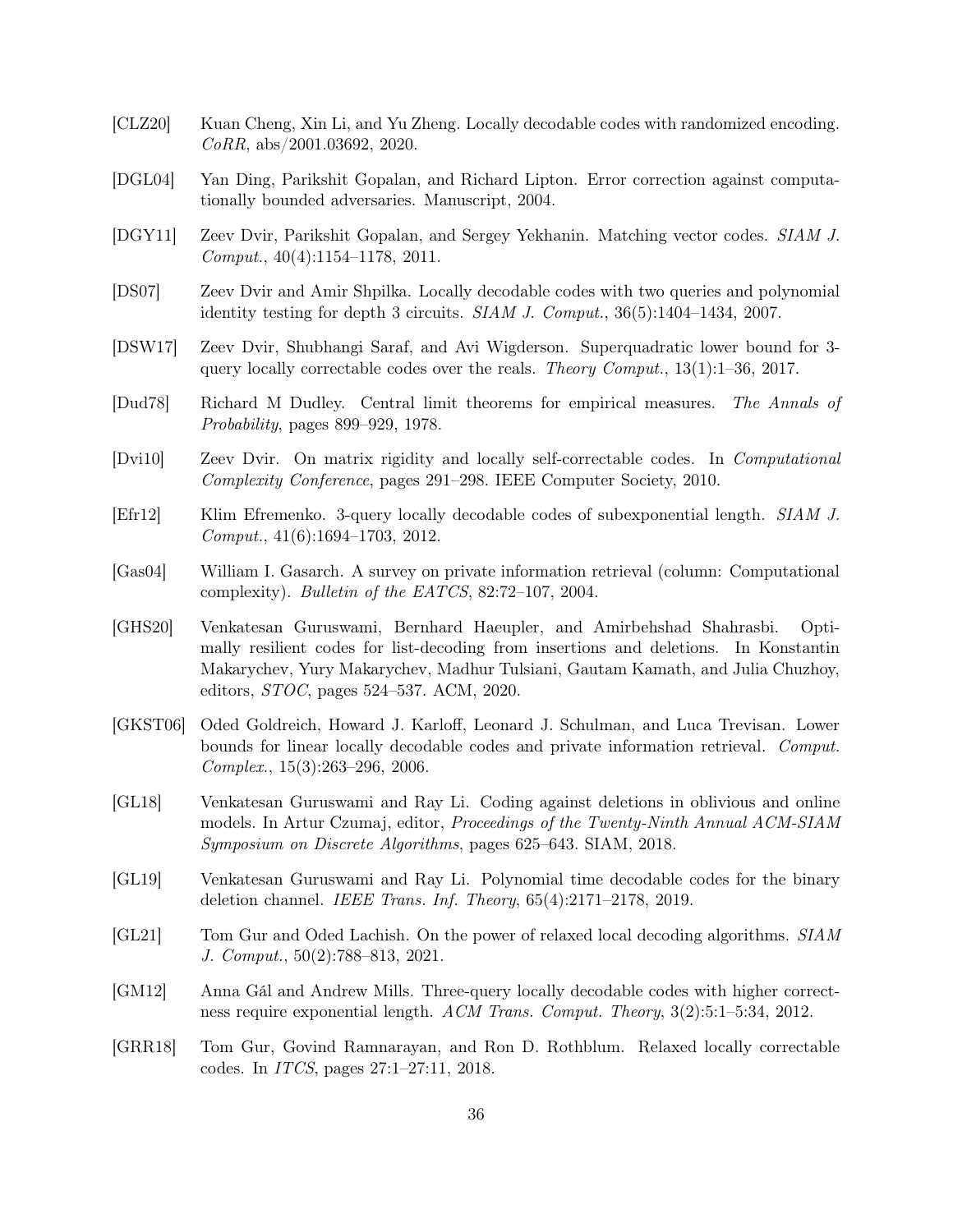[CLZ20] Kuan Cheng, Xin Li, and Yu Zheng. Locally decodable codes with randomized encoding. *CoRR*, abs/2001.03692, 2020.

[DGL04] Yan Ding, Parikshit Gopalan, and Richard Lipton. Error correction against computationally bounded adversaries. Manuscript, 2004.

[DGY11] Zeev Dvir, Parikshit Gopalan, and Sergey Yekhanin. Matching vector codes. *SIAM J. Comput.*, 40(4):1154–1178, 2011.

[DS07] Zeev Dvir and Amir Shpilka. Locally decodable codes with two queries and polynomial identity testing for depth 3 circuits. *SIAM J. Comput.*, 36(5):1404–1434, 2007.

[DSW17] Zeev Dvir, Shubhangi Saraf, and Avi Wigderson. Superquadratic lower bound for 3-query locally correctable codes over the reals. *Theory Comput.*, 13(1):1–36, 2017.

[Dud78] Richard M Dudley. Central limit theorems for empirical measures. *The Annals of Probability*, pages 899–929, 1978.

[Dvi10] Zeev Dvir. On matrix rigidity and locally self-correctable codes. In *Computational Complexity Conference*, pages 291–298. IEEE Computer Society, 2010.

[Efr12] Klim Efremenko. 3-query locally decodable codes of subexponential length. *SIAM J. Comput.*, 41(6):1694–1703, 2012.

[Gas04] William I. Gasarch. A survey on private information retrieval (column: Computational complexity). *Bulletin of the EATCS*, 82:72–107, 2004.

[GHS20] Venkatesan Guruswami, Bernhard Haeupler, and Amirbehshad Shahrasbi. Optimally resilient codes for list-decoding from insertions and deletions. In Konstantin Makarychev, Yury Makarychev, Madhur Tulsiani, Gautam Kamath, and Julia Chuzhoy, editors, *STOC*, pages 524–537. ACM, 2020.

[GKST06] Oded Goldreich, Howard J. Karloff, Leonard J. Schulman, and Luca Trevisan. Lower bounds for linear locally decodable codes and private information retrieval. *Comput. Complex.*, 15(3):263–296, 2006.

[GL18] Venkatesan Guruswami and Ray Li. Coding against deletions in oblivious and online models. In Artur Czumaj, editor, *Proceedings of the Twenty-Ninth Annual ACM-SIAM Symposium on Discrete Algorithms*, pages 625–643. SIAM, 2018.

[GL19] Venkatesan Guruswami and Ray Li. Polynomial time decodable codes for the binary deletion channel. *IEEE Trans. Inf. Theory*, 65(4):2171–2178, 2019.

[GL21] Tom Gur and Oded Lachish. On the power of relaxed local decoding algorithms. *SIAM J. Comput.*, 50(2):788–813, 2021.

[GM12] Anna Gál and Andrew Mills. Three-query locally decodable codes with higher correctness require exponential length. *ACM Trans. Comput. Theory*, 3(2):5:1–5:34, 2012.

[GRR18] Tom Gur, Govind Ramnarayan, and Ron D. Rothblum. Relaxed locally correctable codes. In *ITCS*, pages 27:1–27:11, 2018.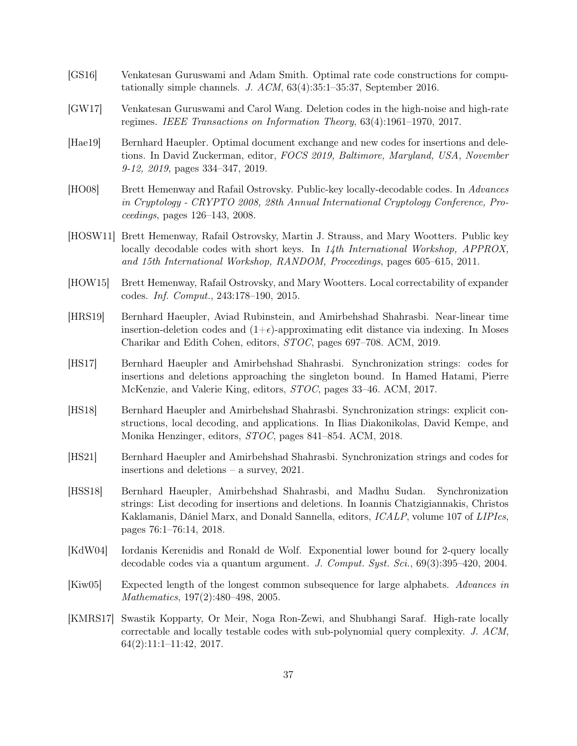[GS16] Venkatesan Guruswami and Adam Smith. Optimal rate code constructions for computationally simple channels. *J. ACM*, 63(4):35:1–35:37, September 2016.

[GW17] Venkatesan Guruswami and Carol Wang. Deletion codes in the high-noise and high-rate regimes. *IEEE Transactions on Information Theory*, 63(4):1961–1970, 2017.

[Hae19] Bernhard Haeupler. Optimal document exchange and new codes for insertions and deletions. In David Zuckerman, editor, *FOCS 2019, Baltimore, Maryland, USA, November 9-12, 2019*, pages 334–347, 2019.

[HO08] Brett Hemenway and Rafail Ostrovsky. Public-key locally-decodable codes. In *Advances in Cryptology - CRYPTO 2008, 28th Annual International Cryptology Conference, Proceedings*, pages 126–143, 2008.

[HOSW11] Brett Hemenway, Rafail Ostrovsky, Martin J. Strauss, and Mary Wootters. Public key locally decodable codes with short keys. In *14th International Workshop, APPROX, and 15th International Workshop, RANDOM, Proceedings*, pages 605–615, 2011.

[HOW15] Brett Hemenway, Rafail Ostrovsky, and Mary Wootters. Local correctability of expander codes. *Inf. Comput.*, 243:178–190, 2015.

[HRS19] Bernhard Haeupler, Aviad Rubinstein, and Amirbehshad Shahrasbi. Near-linear time insertion-deletion codes and $(1+\epsilon)$-approximating edit distance via indexing. In Moses Charikar and Edith Cohen, editors, *STOC*, pages 697–708. ACM, 2019.

[HS17] Bernhard Haeupler and Amirbehshad Shahrasbi. Synchronization strings: codes for insertions and deletions approaching the singleton bound. In Hamed Hatami, Pierre McKenzie, and Valerie King, editors, *STOC*, pages 33–46. ACM, 2017.

[HS18] Bernhard Haeupler and Amirbehshad Shahrasbi. Synchronization strings: explicit constructions, local decoding, and applications. In Ilias Diakonikolas, David Kempe, and Monika Henzinger, editors, *STOC*, pages 841–854. ACM, 2018.

[HS21] Bernhard Haeupler and Amirbehshad Shahrasbi. Synchronization strings and codes for insertions and deletions – a survey, 2021.

[HSS18] Bernhard Haeupler, Amirbehshad Shahrasbi, and Madhu Sudan. Synchronization strings: List decoding for insertions and deletions. In Ioannis Chatzigiannakis, Christos Kaklamanis, Dániel Marx, and Donald Sannella, editors, *ICALP*, volume 107 of *LIPIcs*, pages 76:1–76:14, 2018.

[KdW04] Iordanis Kerenidis and Ronald de Wolf. Exponential lower bound for 2-query locally decodable codes via a quantum argument. *J. Comput. Syst. Sci.*, 69(3):395–420, 2004.

[Kiw05] Expected length of the longest common subsequence for large alphabets. *Advances in Mathematics*, 197(2):480–498, 2005.

[KMRS17] Swastik Kopparty, Or Meir, Noga Ron-Zewi, and Shubhangi Saraf. High-rate locally correctable and locally testable codes with sub-polynomial query complexity. *J. ACM*, 64(2):11:1–11:42, 2017.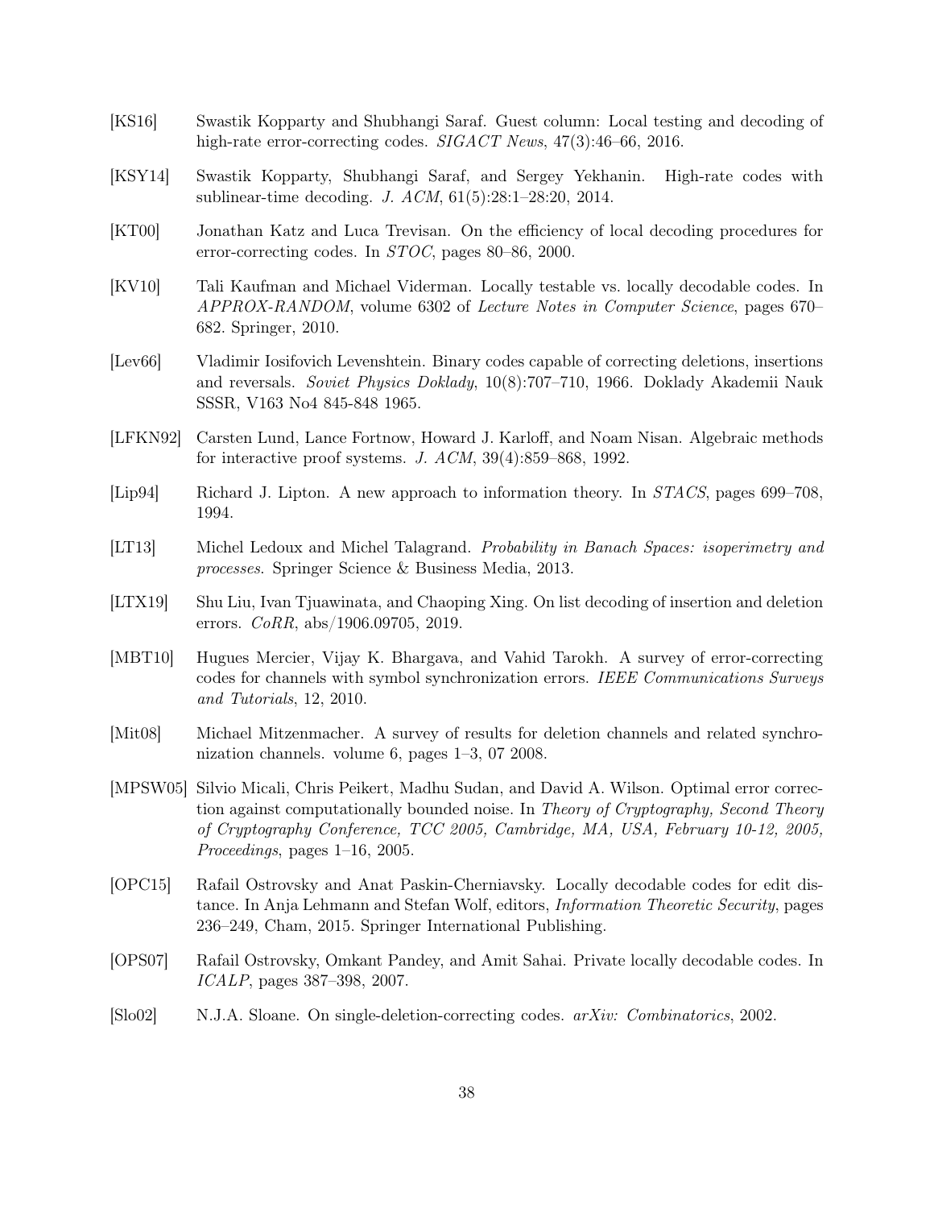[KS16] Swastik Kopparty and Shubhangi Saraf. Guest column: Local testing and decoding of high-rate error-correcting codes. *SIGACT News*, 47(3):46–66, 2016.

[KSY14] Swastik Kopparty, Shubhangi Saraf, and Sergey Yekhanin. High-rate codes with sublinear-time decoding. *J. ACM*, 61(5):28:1–28:20, 2014.

[KT00] Jonathan Katz and Luca Trevisan. On the efficiency of local decoding procedures for error-correcting codes. In *STOC*, pages 80–86, 2000.

[KV10] Tali Kaufman and Michael Viderman. Locally testable vs. locally decodable codes. In *APPROX-RANDOM*, volume 6302 of *Lecture Notes in Computer Science*, pages 670–682. Springer, 2010.

[Lev66] Vladimir Iosifovich Levenshtein. Binary codes capable of correcting deletions, insertions and reversals. *Soviet Physics Doklady*, 10(8):707–710, 1966. Doklady Akademii Nauk SSSR, V163 No4 845-848 1965.

[LFKN92] Carsten Lund, Lance Fortnow, Howard J. Karloff, and Noam Nisan. Algebraic methods for interactive proof systems. *J. ACM*, 39(4):859–868, 1992.

[Lip94] Richard J. Lipton. A new approach to information theory. In *STACS*, pages 699–708, 1994.

[LT13] Michel Ledoux and Michel Talagrand. *Probability in Banach Spaces: isoperimetry and processes*. Springer Science & Business Media, 2013.

[LTX19] Shu Liu, Ivan Tjuawinata, and Chaoping Xing. On list decoding of insertion and deletion errors. *CoRR*, abs/1906.09705, 2019.

[MBT10] Hugues Mercier, Vijay K. Bhargava, and Vahid Tarokh. A survey of error-correcting codes for channels with symbol synchronization errors. *IEEE Communications Surveys and Tutorials*, 12, 2010.

[Mit08] Michael Mitzenmacher. A survey of results for deletion channels and related synchronization channels. volume 6, pages 1–3, 07 2008.

[MPSW05] Silvio Micali, Chris Peikert, Madhu Sudan, and David A. Wilson. Optimal error correction against computationally bounded noise. In *Theory of Cryptography, Second Theory of Cryptography Conference, TCC 2005, Cambridge, MA, USA, February 10-12, 2005, Proceedings*, pages 1–16, 2005.

[OPC15] Rafail Ostrovsky and Anat Paskin-Cherniavsky. Locally decodable codes for edit distance. In Anja Lehmann and Stefan Wolf, editors, *Information Theoretic Security*, pages 236–249, Cham, 2015. Springer International Publishing.

[OPS07] Rafail Ostrovsky, Omkant Pandey, and Amit Sahai. Private locally decodable codes. In *ICALP*, pages 387–398, 2007.

[Slo02] N.J.A. Sloane. On single-deletion-correcting codes. *arXiv: Combinatorics*, 2002.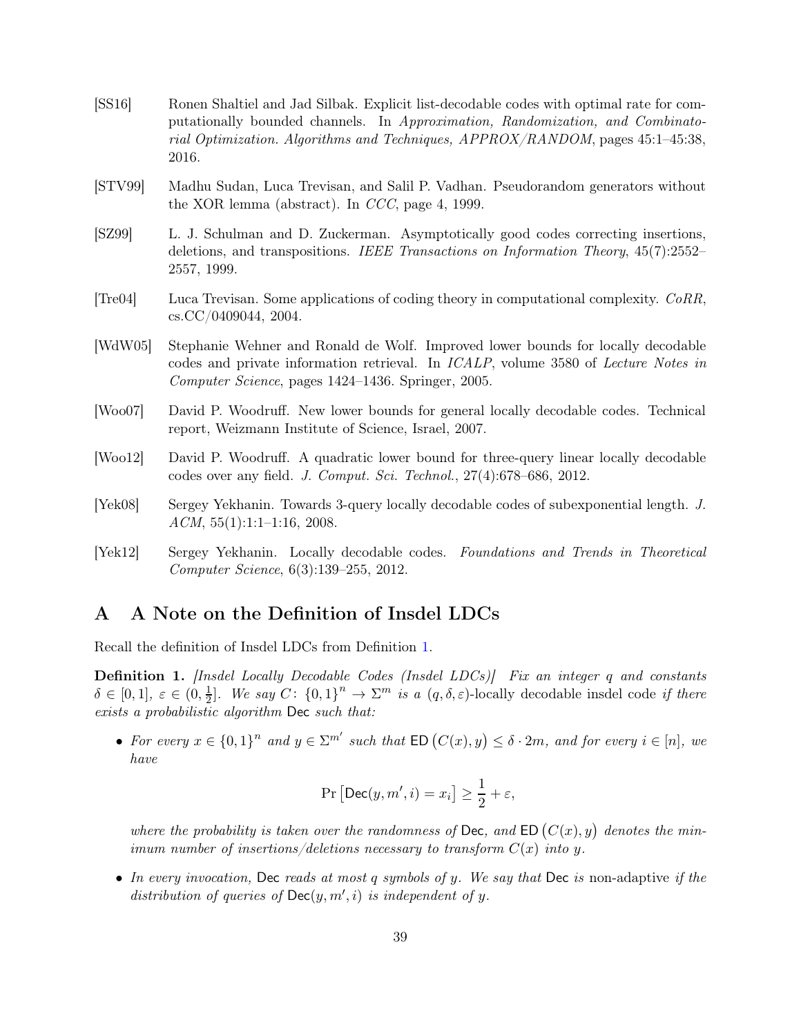[SS16] Ronen Shaltiel and Jad Silbak. Explicit list-decodable codes with optimal rate for computationally bounded channels. In *Approximation, Randomization, and Combinatorial Optimization. Algorithms and Techniques, APPROX/RANDOM*, pages 45:1–45:38, 2016.

[STV99] Madhu Sudan, Luca Trevisan, and Salil P. Vadhan. Pseudorandom generators without the XOR lemma (abstract). In *CCC*, page 4, 1999.

[SZ99] L. J. Schulman and D. Zuckerman. Asymptotically good codes correcting insertions, deletions, and transpositions. *IEEE Transactions on Information Theory*, 45(7):2552–2557, 1999.

[Tre04] Luca Trevisan. Some applications of coding theory in computational complexity. *CoRR*, cs.CC/0409044, 2004.

[WdW05] Stephanie Wehner and Ronald de Wolf. Improved lower bounds for locally decodable codes and private information retrieval. In *ICALP*, volume 3580 of *Lecture Notes in Computer Science*, pages 1424–1436. Springer, 2005.

[Woo07] David P. Woodruff. New lower bounds for general locally decodable codes. Technical report, Weizmann Institute of Science, Israel, 2007.

[Woo12] David P. Woodruff. A quadratic lower bound for three-query linear locally decodable codes over any field. *J. Comput. Sci. Technol.*, 27(4):678–686, 2012.

[Yek08] Sergey Yekhanin. Towards 3-query locally decodable codes of subexponential length. *J. ACM*, 55(1):1:1–1:16, 2008.

[Yek12] Sergey Yekhanin. Locally decodable codes. *Foundations and Trends in Theoretical Computer Science*, 6(3):139–255, 2012.

# A A Note on the Definition of Insdel LDCs

Recall the definition of Insdel LDCs from Definition 1.

**Definition 1.** *[Insdel Locally Decodable Codes (Insdel LDCs)] Fix an integer $q$ and constants $\delta \in [0,1]$, $\varepsilon \in (0, \frac{1}{2}]$. We say $C\colon \{0,1\}^n \to \Sigma^m$ is a $(q, \delta, \varepsilon)$-*locally decodable insdel code *if there exists a probabilistic algorithm* $\mathsf{Dec}$ *such that:*

- *For every $x \in \{0,1\}^n$ and $y \in \Sigma^{m'}$ such that $\mathsf{ED}\left(C(x), y\right) \leq \delta \cdot 2m$, and for every $i \in [n]$, we have*

$$\Pr\left[\mathsf{Dec}(y, m', i) = x_i\right] \geq \frac{1}{2} + \varepsilon,$$

*where the probability is taken over the randomness of* $\mathsf{Dec}$*, and $\mathsf{ED}\left(C(x), y\right)$ denotes the minimum number of insertions/deletions necessary to transform $C(x)$ into $y$.*

- *In every invocation,* $\mathsf{Dec}$ *reads at most $q$ symbols of $y$. We say that* $\mathsf{Dec}$ *is* non-adaptive *if the distribution of queries of $\mathsf{Dec}(y, m', i)$ is independent of $y$.*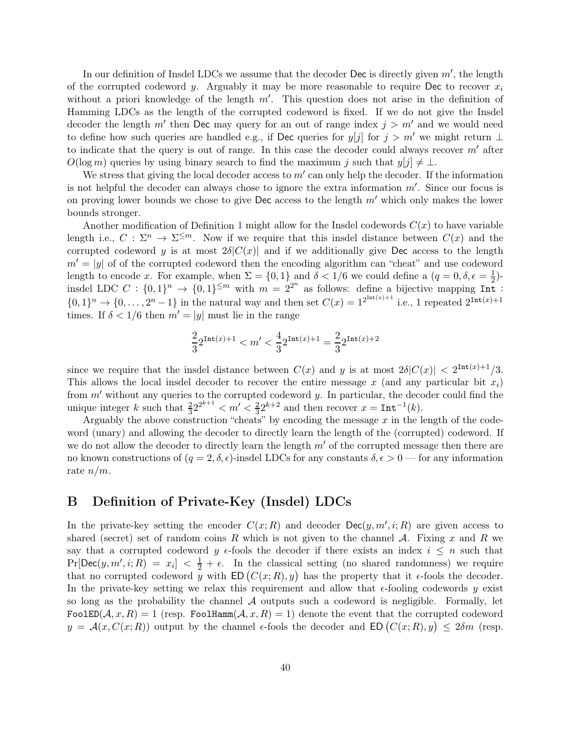In our definition of Insdel LDCs we assume that the decoder Dec is directly given $m'$, the length of the corrupted codeword $y$. Arguably it may be more reasonable to require Dec to recover $x_i$ without a priori knowledge of the length $m'$. This question does not arise in the definition of Hamming LDCs as the length of the corrupted codeword is fixed. If we do not give the Insdel decoder the length $m'$ then Dec may query for an out of range index $j > m'$ and we would need to define how such queries are handled e.g., if Dec queries for $y[j]$ for $j > m'$ we might return $\perp$ to indicate that the query is out of range. In this case the decoder could always recover $m'$ after $O(\log m)$ queries by using binary search to find the maximum $j$ such that $y[j] \neq \perp$.

We stress that giving the local decoder access to $m'$ can only help the decoder. If the information is not helpful the decoder can always chose to ignore the extra information $m'$. Since our focus is on proving lower bounds we chose to give Dec access to the length $m'$ which only makes the lower bounds stronger.

Another modification of Definition 1 might allow for the Insdel codewords $C(x)$ to have variable length i.e., $C : \Sigma^n \to \Sigma^{\leq m}$. Now if we require that this insdel distance between $C(x)$ and the corrupted codeword $y$ is at most $2\delta|C(x)|$ and if we additionally give Dec access to the length $m' = |y|$ of of the corrupted codeword then the encoding algorithm can "cheat" and use codeword length to encode $x$. For example, when $\Sigma = \{0,1\}$ and $\delta < 1/6$ we could define a $(q = 0, \delta, \epsilon = \frac{1}{2})$-insdel LDC $C : \{0,1\}^n \to \{0,1\}^{\leq m}$ with $m = 2^{2^n}$ as follows: define a bijective mapping $\texttt{Int} : \{0,1\}^n \to \{0, \ldots, 2^n - 1\}$ in the natural way and then set $C(x) = 1^{2^{\texttt{Int}(x)+1}}$ i.e., 1 repeated $2^{\texttt{Int}(x)+1}$ times. If $\delta < 1/6$ then $m' = |y|$ must lie in the range

$$\frac{2}{3}2^{\texttt{Int}(x)+1} < m' < \frac{4}{3}2^{\texttt{Int}(x)+1} = \frac{2}{3}2^{\texttt{Int}(x)+2}$$

since we require that the insdel distance between $C(x)$ and $y$ is at most $2\delta|C(x)| < 2^{\texttt{Int}(x)+1}/3$. This allows the local insdel decoder to recover the entire message $x$ (and any particular bit $x_i$) from $m'$ without any queries to the corrupted codeword $y$. In particular, the decoder could find the unique integer $k$ such that $\frac{2}{3}2^{2^{k+1}} < m' < \frac{2}{3}2^{k+2}$ and then recover $x = \texttt{Int}^{-1}(k)$.

Arguably the above construction "cheats" by encoding the message $x$ in the length of the codeword (unary) and allowing the decoder to directly learn the length of the (corrupted) codeword. If we do not allow the decoder to directly learn the length $m'$ of the corrupted message then there are no known constructions of $(q = 2, \delta, \epsilon)$-insdel LDCs for any constants $\delta, \epsilon > 0$ — for any information rate $n/m$.

# B Definition of Private-Key (Insdel) LDCs

In the private-key setting the encoder $C(x; R)$ and decoder $\mathsf{Dec}(y, m', i; R)$ are given access to shared (secret) set of random coins $R$ which is not given to the channel $\mathcal{A}$. Fixing $x$ and $R$ we say that a corrupted codeword $y$ $\epsilon$-fools the decoder if there exists an index $i \leq n$ such that $\Pr[\mathsf{Dec}(y, m', i; R) = x_i] < \frac{1}{2} + \epsilon$. In the classical setting (no shared randomness) we require that no corrupted codeword $y$ with $\mathsf{ED}\left(C(x; R), y\right)$ has the property that it $\epsilon$-fools the decoder. In the private-key setting we relax this requirement and allow that $\epsilon$-fooling codewords $y$ exist so long as the probability the channel $\mathcal{A}$ outputs such a codeword is negligible. Formally, let $\texttt{FoolED}(\mathcal{A}, x, R) = 1$ (resp. $\texttt{FoolHamm}(\mathcal{A}, x, R) = 1$) denote the event that the corrupted codeword $y = \mathcal{A}(x, C(x; R))$ output by the channel $\epsilon$-fools the decoder and $\mathsf{ED}\left(C(x; R), y\right) \leq 2\delta m$ (resp.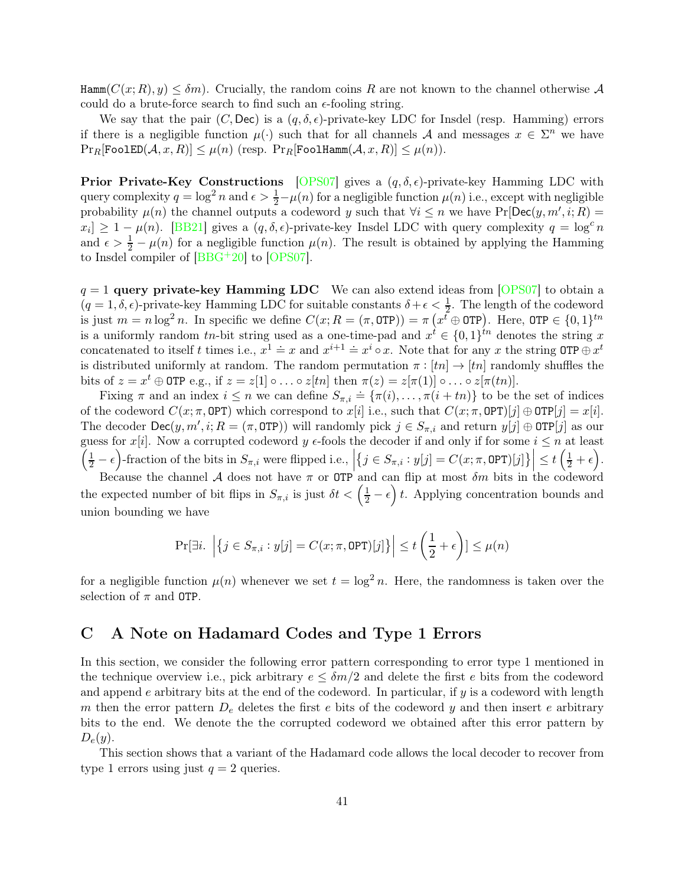$\mathtt{Hamm}(C(x;R), y) \le \delta m$). Crucially, the random coins $R$ are not known to the channel otherwise $\mathcal{A}$ could do a brute-force search to find such an $\epsilon$-fooling string.

We say that the pair $(C, \mathsf{Dec})$ is a $(q, \delta, \epsilon)$-private-key LDC for Insdel (resp. Hamming) errors if there is a negligible function $\mu(\cdot)$ such that for all channels $\mathcal{A}$ and messages $x \in \Sigma^n$ we have $\Pr_R[\mathtt{FoolED}(\mathcal{A}, x, R)] \le \mu(n)$ (resp. $\Pr_R[\mathtt{FoolHamm}(\mathcal{A}, x, R)] \le \mu(n)$).

**Prior Private-Key Constructions** [OPS07] gives a $(q, \delta, \epsilon)$-private-key Hamming LDC with query complexity $q = \log^2 n$ and $\epsilon > \frac{1}{2} - \mu(n)$ for a negligible function $\mu(n)$ i.e., except with negligible probability $\mu(n)$ the channel outputs a codeword $y$ such that $\forall i \le n$ we have $\Pr[\mathsf{Dec}(y, m', i; R) = x_i] \ge 1 - \mu(n)$. [BB21] gives a $(q, \delta, \epsilon)$-private-key Insdel LDC with query complexity $q = \log^c n$ and $\epsilon > \frac{1}{2} - \mu(n)$ for a negligible function $\mu(n)$. The result is obtained by applying the Hamming to Insdel compiler of [BBG+20] to [OPS07].

**$q = 1$ query private-key Hamming LDC** We can also extend ideas from [OPS07] to obtain a $(q = 1, \delta, \epsilon)$-private-key Hamming LDC for suitable constants $\delta + \epsilon < \frac{1}{2}$. The length of the codeword is just $m = n \log^2 n$. In specific we define $C(x; R = (\pi, \mathtt{OTP})) = \pi\left(x^t \oplus \mathtt{OTP}\right)$. Here, $\mathtt{OTP} \in \{0,1\}^{tn}$ is a uniformly random $tn$-bit string used as a one-time-pad and $x^t \in \{0,1\}^{tn}$ denotes the string $x$ concatenated to itself $t$ times i.e., $x^1 \doteq x$ and $x^{i+1} \doteq x^i \circ x$. Note that for any $x$ the string $\mathtt{OTP} \oplus x^t$ is distributed uniformly at random. The random permutation $\pi : [tn] \to [tn]$ randomly shuffles the bits of $z = x^t \oplus \mathtt{OTP}$ e.g., if $z = z[1] \circ \ldots \circ z[tn]$ then $\pi(z) = z[\pi(1)] \circ \ldots \circ z[\pi(tn)]$.

Fixing $\pi$ and an index $i \le n$ we can define $S_{\pi,i} \doteq \{\pi(i), \ldots, \pi(i + tn)\}$ to be the set of indices of the codeword $C(x; \pi, \mathtt{OPT})$ which correspond to $x[i]$ i.e., such that $C(x; \pi, \mathtt{OPT})[j] \oplus \mathtt{OTP}[j] = x[i]$. The decoder $\mathsf{Dec}(y, m', i; R = (\pi, \mathtt{OTP}))$ will randomly pick $j \in S_{\pi,i}$ and return $y[j] \oplus \mathtt{OTP}[j]$ as our guess for $x[i]$. Now a corrupted codeword $y$ $\epsilon$-fools the decoder if and only if for some $i \le n$ at least $\left(\frac{1}{2} - \epsilon\right)$-fraction of the bits in $S_{\pi,i}$ were flipped i.e., $\left|\left\{j \in S_{\pi,i} : y[j] = C(x; \pi, \mathtt{OPT})[j]\right\}\right| \le t\left(\frac{1}{2} + \epsilon\right)$.

Because the channel $\mathcal{A}$ does not have $\pi$ or $\mathtt{OTP}$ and can flip at most $\delta m$ bits in the codeword the expected number of bit flips in $S_{\pi,i}$ is just $\delta t < \left(\frac{1}{2} - \epsilon\right)t$. Applying concentration bounds and union bounding we have

$$\Pr[\exists i.\ \left|\left\{j \in S_{\pi,i} : y[j] = C(x; \pi, \mathtt{OPT})[j]\right\}\right| \le t\left(\frac{1}{2} + \epsilon\right)] \le \mu(n)$$

for a negligible function $\mu(n)$ whenever we set $t = \log^2 n$. Here, the randomness is taken over the selection of $\pi$ and $\mathtt{OTP}$.

# C A Note on Hadamard Codes and Type 1 Errors

In this section, we consider the following error pattern corresponding to error type 1 mentioned in the technique overview i.e., pick arbitrary $e \le \delta m/2$ and delete the first $e$ bits from the codeword and append $e$ arbitrary bits at the end of the codeword. In particular, if $y$ is a codeword with length $m$ then the error pattern $D_e$ deletes the first $e$ bits of the codeword $y$ and then insert $e$ arbitrary bits to the end. We denote the the corrupted codeword we obtained after this error pattern by $D_e(y)$.

This section shows that a variant of the Hadamard code allows the local decoder to recover from type 1 errors using just $q = 2$ queries.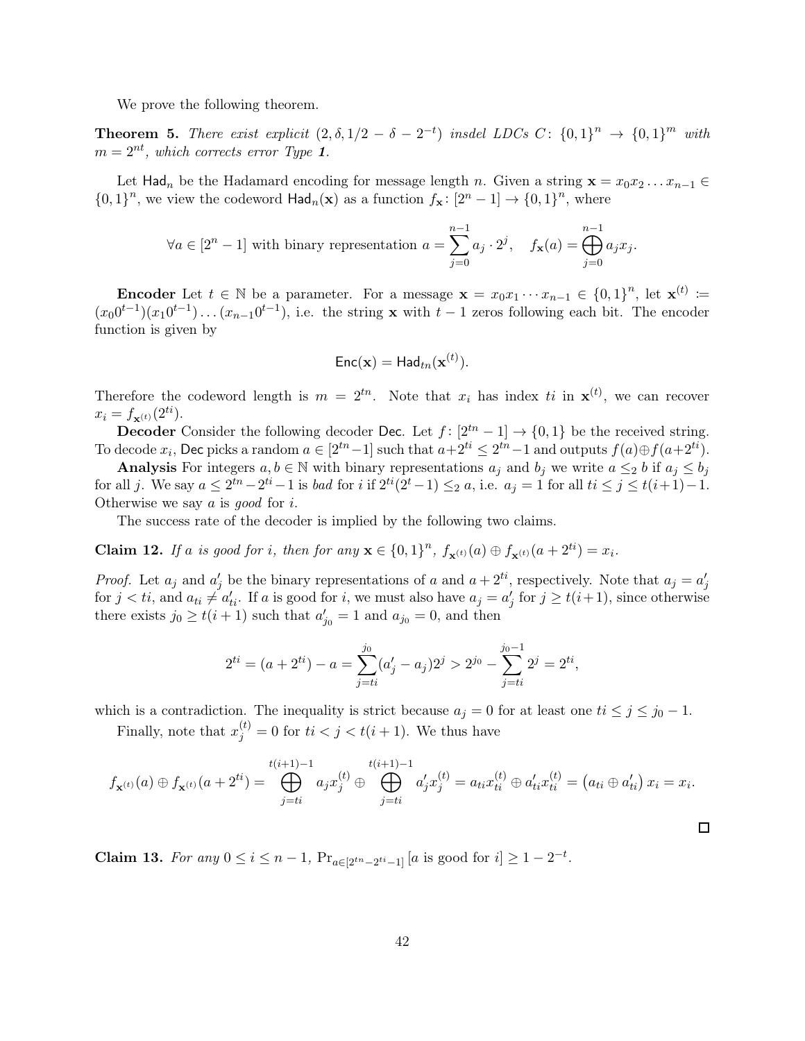We prove the following theorem.

**Theorem 5.** *There exist explicit $(2, \delta, 1/2 - \delta - 2^{-t})$ insdel LDCs $C\colon \{0,1\}^n \to \{0,1\}^m$ with $m = 2^{nt}$, which corrects error Type **1**.*

Let $\mathsf{Had}_n$ be the Hadamard encoding for message length $n$. Given a string $\mathbf{x} = x_0 x_2 \ldots x_{n-1} \in \{0,1\}^n$, we view the codeword $\mathsf{Had}_n(\mathbf{x})$ as a function $f_{\mathbf{x}}\colon [2^n - 1] \to \{0,1\}^n$, where

$$\forall a \in [2^n - 1] \text{ with binary representation } a = \sum_{j=0}^{n-1} a_j \cdot 2^j, \quad f_{\mathbf{x}}(a) = \bigoplus_{j=0}^{n-1} a_j x_j.$$

**Encoder** Let $t \in \mathbb{N}$ be a parameter. For a message $\mathbf{x} = x_0 x_1 \cdots x_{n-1} \in \{0,1\}^n$, let $\mathbf{x}^{(t)} := (x_0 0^{t-1})(x_1 0^{t-1}) \ldots (x_{n-1} 0^{t-1})$, i.e. the string $\mathbf{x}$ with $t-1$ zeros following each bit. The encoder function is given by

$$\mathsf{Enc}(\mathbf{x}) = \mathsf{Had}_{tn}(\mathbf{x}^{(t)}).$$

Therefore the codeword length is $m = 2^{tn}$. Note that $x_i$ has index $ti$ in $\mathbf{x}^{(t)}$, we can recover $x_i = f_{\mathbf{x}^{(t)}}(2^{ti})$.

**Decoder** Consider the following decoder $\mathsf{Dec}$. Let $f\colon [2^{tn} - 1] \to \{0,1\}$ be the received string. To decode $x_i$, $\mathsf{Dec}$ picks a random $a \in [2^{tn} - 1]$ such that $a + 2^{ti} \le 2^{tn} - 1$ and outputs $f(a) \oplus f(a + 2^{ti})$.

**Analysis** For integers $a, b \in \mathbb{N}$ with binary representations $a_j$ and $b_j$ we write $a \le_2 b$ if $a_j \le b_j$ for all $j$. We say $a \le 2^{tn} - 2^{ti} - 1$ is *bad* for $i$ if $2^{ti}(2^t - 1) \le_2 a$, i.e. $a_j = 1$ for all $ti \le j \le t(i+1) - 1$. Otherwise we say $a$ is *good* for $i$.

The success rate of the decoder is implied by the following two claims.

**Claim 12.** *If $a$ is good for $i$, then for any $\mathbf{x} \in \{0,1\}^n$, $f_{\mathbf{x}^{(t)}}(a) \oplus f_{\mathbf{x}^{(t)}}(a + 2^{ti}) = x_i$.*

*Proof.* Let $a_j$ and $a'_j$ be the binary representations of $a$ and $a + 2^{ti}$, respectively. Note that $a_j = a'_j$ for $j < ti$, and $a_{ti} \ne a'_{ti}$. If $a$ is good for $i$, we must also have $a_j = a'_j$ for $j \ge t(i+1)$, since otherwise there exists $j_0 \ge t(i+1)$ such that $a'_{j_0} = 1$ and $a_{j_0} = 0$, and then

$$2^{ti} = (a + 2^{ti}) - a = \sum_{j=ti}^{j_0} (a'_j - a_j) 2^j > 2^{j_0} - \sum_{j=ti}^{j_0 - 1} 2^j = 2^{ti},$$

which is a contradiction. The inequality is strict because $a_j = 0$ for at least one $ti \le j \le j_0 - 1$.

Finally, note that $x_j^{(t)} = 0$ for $ti < j < t(i+1)$. We thus have

$$f_{\mathbf{x}^{(t)}}(a) \oplus f_{\mathbf{x}^{(t)}}(a + 2^{ti}) = \bigoplus_{j=ti}^{t(i+1)-1} a_j x_j^{(t)} \oplus \bigoplus_{j=ti}^{t(i+1)-1} a'_j x_j^{(t)} = a_{ti} x_{ti}^{(t)} \oplus a'_{ti} x_{ti}^{(t)} = \left(a_{ti} \oplus a'_{ti}\right) x_i = x_i.$$

□

**Claim 13.** *For any $0 \le i \le n-1$, $\Pr_{a \in [2^{tn} - 2^{ti} - 1]} [a \text{ is good for } i] \ge 1 - 2^{-t}$.*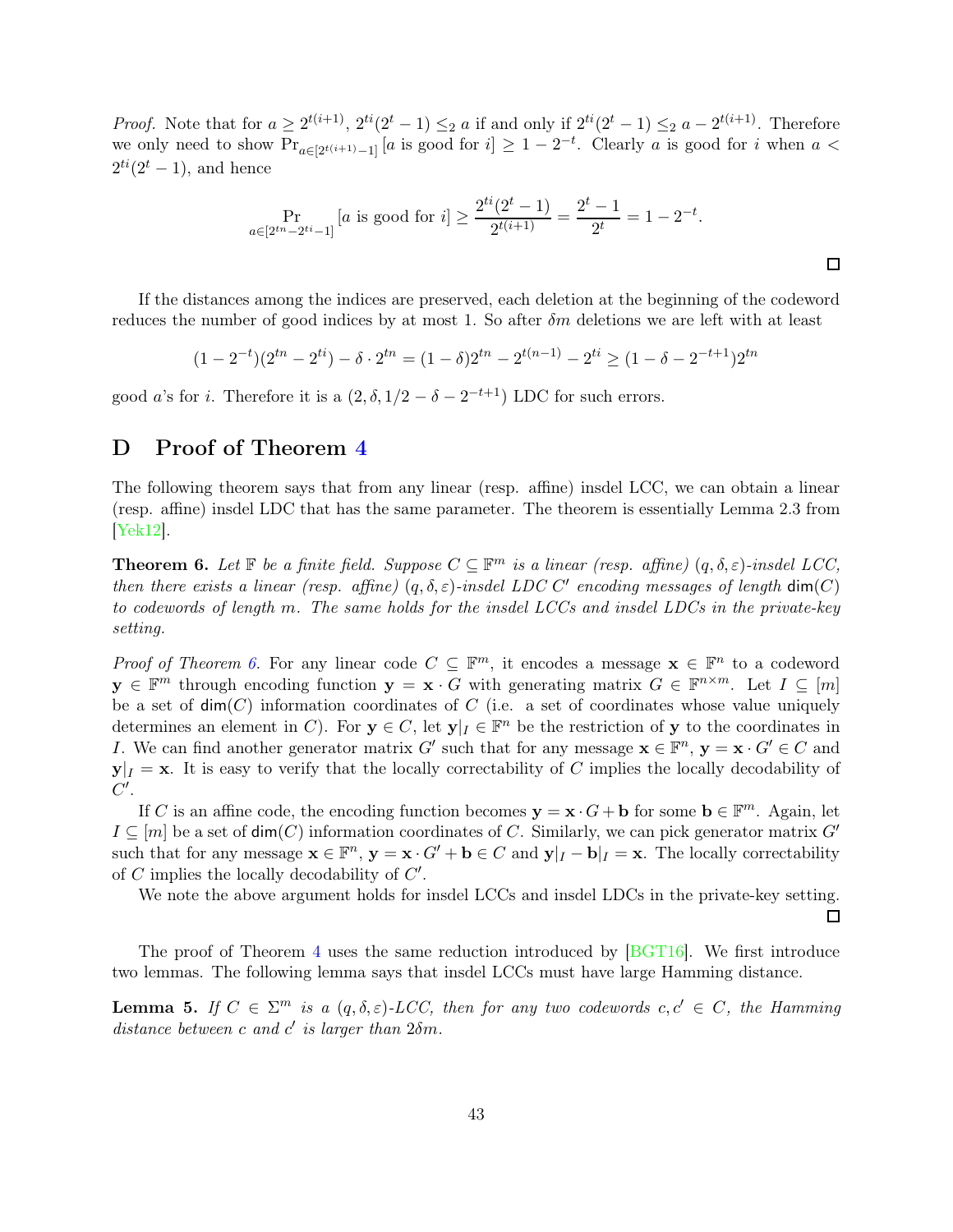*Proof.* Note that for $a \geq 2^{t(i+1)}$, $2^{ti}(2^t - 1) \leq_2 a$ if and only if $2^{ti}(2^t - 1) \leq_2 a - 2^{t(i+1)}$. Therefore we only need to show $\Pr_{a \in [2^{t(i+1)}-1]}[a \text{ is good for } i] \geq 1 - 2^{-t}$. Clearly $a$ is good for $i$ when $a < 2^{ti}(2^t - 1)$, and hence

$$\Pr_{a \in [2^{tn}-2^{ti}-1]}[a \text{ is good for } i] \geq \frac{2^{ti}(2^t - 1)}{2^{t(i+1)}} = \frac{2^t - 1}{2^t} = 1 - 2^{-t}.$$

□

If the distances among the indices are preserved, each deletion at the beginning of the codeword reduces the number of good indices by at most 1. So after $\delta m$ deletions we are left with at least

$$(1 - 2^{-t})(2^{tn} - 2^{ti}) - \delta \cdot 2^{tn} = (1 - \delta)2^{tn} - 2^{t(n-1)} - 2^{ti} \geq (1 - \delta - 2^{-t+1})2^{tn}$$

good $a$'s for $i$. Therefore it is a $(2, \delta, 1/2 - \delta - 2^{-t+1})$ LDC for such errors.

# D Proof of Theorem 4

The following theorem says that from any linear (resp. affine) insdel LCC, we can obtain a linear (resp. affine) insdel LDC that has the same parameter. The theorem is essentially Lemma 2.3 from [Yek12].

**Theorem 6.** *Let $\mathbb{F}$ be a finite field. Suppose $C \subseteq \mathbb{F}^m$ is a linear (resp. affine) $(q, \delta, \varepsilon)$-insdel LCC, then there exists a linear (resp. affine) $(q, \delta, \varepsilon)$-insdel LDC $C'$ encoding messages of length $\mathsf{dim}(C)$ to codewords of length $m$. The same holds for the insdel LCCs and insdel LDCs in the private-key setting.*

*Proof of Theorem 6.* For any linear code $C \subseteq \mathbb{F}^m$, it encodes a message $\mathbf{x} \in \mathbb{F}^n$ to a codeword $\mathbf{y} \in \mathbb{F}^m$ through encoding function $\mathbf{y} = \mathbf{x} \cdot G$ with generating matrix $G \in \mathbb{F}^{n \times m}$. Let $I \subseteq [m]$ be a set of $\mathsf{dim}(C)$ information coordinates of $C$ (i.e. a set of coordinates whose value uniquely determines an element in $C$). For $\mathbf{y} \in C$, let $\mathbf{y}|_I \in \mathbb{F}^n$ be the restriction of $\mathbf{y}$ to the coordinates in $I$. We can find another generator matrix $G'$ such that for any message $\mathbf{x} \in \mathbb{F}^n$, $\mathbf{y} = \mathbf{x} \cdot G' \in C$ and $\mathbf{y}|_I = \mathbf{x}$. It is easy to verify that the locally correctability of $C$ implies the locally decodability of $C'$.

If $C$ is an affine code, the encoding function becomes $\mathbf{y} = \mathbf{x} \cdot G + \mathbf{b}$ for some $\mathbf{b} \in \mathbb{F}^m$. Again, let $I \subseteq [m]$ be a set of $\mathsf{dim}(C)$ information coordinates of $C$. Similarly, we can pick generator matrix $G'$ such that for any message $\mathbf{x} \in \mathbb{F}^n$, $\mathbf{y} = \mathbf{x} \cdot G' + \mathbf{b} \in C$ and $\mathbf{y}|_I - \mathbf{b}|_I = \mathbf{x}$. The locally correctability of $C$ implies the locally decodability of $C'$.

We note the above argument holds for insdel LCCs and insdel LDCs in the private-key setting.

□

The proof of Theorem 4 uses the same reduction introduced by [BGT16]. We first introduce two lemmas. The following lemma says that insdel LCCs must have large Hamming distance.

**Lemma 5.** *If $C \in \Sigma^m$ is a $(q, \delta, \varepsilon)$-LCC, then for any two codewords $c, c' \in C$, the Hamming distance between $c$ and $c'$ is larger than $2\delta m$.*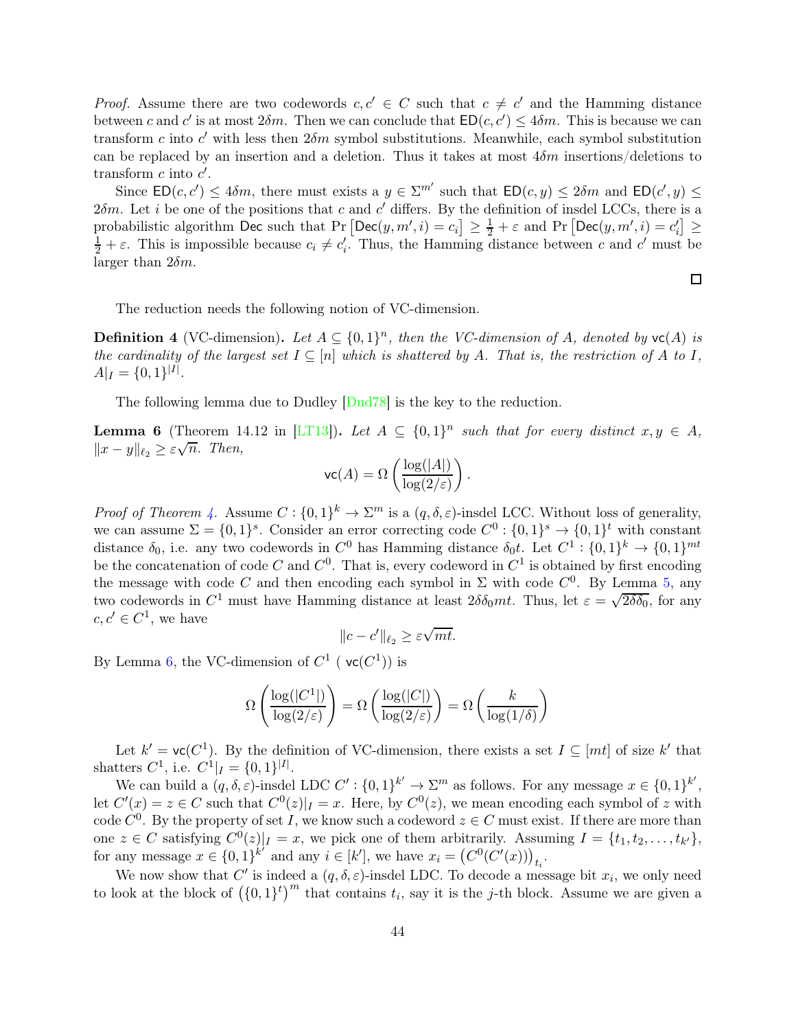*Proof.* Assume there are two codewords $c, c' \in C$ such that $c \neq c'$ and the Hamming distance between $c$ and $c'$ is at most $2\delta m$. Then we can conclude that $\mathsf{ED}(c, c') \leq 4\delta m$. This is because we can transform $c$ into $c'$ with less then $2\delta m$ symbol substitutions. Meanwhile, each symbol substitution can be replaced by an insertion and a deletion. Thus it takes at most $4\delta m$ insertions/deletions to transform $c$ into $c'$.

Since $\mathsf{ED}(c, c') \leq 4\delta m$, there must exists a $y \in \Sigma^{m'}$ such that $\mathsf{ED}(c, y) \leq 2\delta m$ and $\mathsf{ED}(c', y) \leq 2\delta m$. Let $i$ be one of the positions that $c$ and $c'$ differs. By the definition of insdel LCCs, there is a probabilistic algorithm $\mathsf{Dec}$ such that $\Pr\left[\mathsf{Dec}(y, m', i) = c_i\right] \geq \frac{1}{2} + \varepsilon$ and $\Pr\left[\mathsf{Dec}(y, m', i) = c'_i\right] \geq \frac{1}{2} + \varepsilon$. This is impossible because $c_i \neq c'_i$. Thus, the Hamming distance between $c$ and $c'$ must be larger than $2\delta m$.

□

The reduction needs the following notion of VC-dimension.

**Definition 4** (VC-dimension)**.** *Let $A \subseteq \{0,1\}^n$, then the VC-dimension of $A$, denoted by $\mathsf{vc}(A)$ is the cardinality of the largest set $I \subseteq [n]$ which is shattered by $A$. That is, the restriction of $A$ to $I$, $A|_I = \{0,1\}^{|I|}$.*

The following lemma due to Dudley [Dud78] is the key to the reduction.

**Lemma 6** (Theorem 14.12 in [LT13])**.** *Let $A \subseteq \{0,1\}^n$ such that for every distinct $x, y \in A$, $\|x - y\|_{\ell_2} \geq \varepsilon\sqrt{n}$. Then,*

$$\mathsf{vc}(A) = \Omega\left(\frac{\log(|A|)}{\log(2/\varepsilon)}\right).$$

*Proof of Theorem 4.* Assume $C : \{0,1\}^k \to \Sigma^m$ is a $(q, \delta, \varepsilon)$-insdel LCC. Without loss of generality, we can assume $\Sigma = \{0,1\}^s$. Consider an error correcting code $C^0 : \{0,1\}^s \to \{0,1\}^t$ with constant distance $\delta_0$, i.e. any two codewords in $C^0$ has Hamming distance $\delta_0 t$. Let $C^1 : \{0,1\}^k \to \{0,1\}^{mt}$ be the concatenation of code $C$ and $C^0$. That is, every codeword in $C^1$ is obtained by first encoding the message with code $C$ and then encoding each symbol in $\Sigma$ with code $C^0$. By Lemma 5, any two codewords in $C^1$ must have Hamming distance at least $2\delta\delta_0 mt$. Thus, let $\varepsilon = \sqrt{2\delta\delta_0}$, for any $c, c' \in C^1$, we have

$$\|c - c'\|_{\ell_2} \geq \varepsilon\sqrt{mt}.$$

By Lemma 6, the VC-dimension of $C^1$ ( $\mathsf{vc}(C^1)$) is

$$\Omega\left(\frac{\log(|C^1|)}{\log(2/\varepsilon)}\right) = \Omega\left(\frac{\log(|C|)}{\log(2/\varepsilon)}\right) = \Omega\left(\frac{k}{\log(1/\delta)}\right)$$

Let $k' = \mathsf{vc}(C^1)$. By the definition of VC-dimension, there exists a set $I \subseteq [mt]$ of size $k'$ that shatters $C^1$, i.e. $C^1|_I = \{0,1\}^{|I|}$.

We can build a $(q, \delta, \varepsilon)$-insdel LDC $C' : \{0,1\}^{k'} \to \Sigma^m$ as follows. For any message $x \in \{0,1\}^{k'}$, let $C'(x) = z \in C$ such that $C^0(z)|_I = x$. Here, by $C^0(z)$, we mean encoding each symbol of $z$ with code $C^0$. By the property of set $I$, we know such a codeword $z \in C$ must exist. If there are more than one $z \in C$ satisfying $C^0(z)|_I = x$, we pick one of them arbitrarily. Assuming $I = \{t_1, t_2, \ldots, t_{k'}\}$, for any message $x \in \{0,1\}^{k'}$ and any $i \in [k']$, we have $x_i = \left(C^0(C'(x))\right)_{t_i}$.

We now show that $C'$ is indeed a $(q, \delta, \varepsilon)$-insdel LDC. To decode a message bit $x_i$, we only need to look at the block of $\left(\{0,1\}^t\right)^m$ that contains $t_i$, say it is the $j$-th block. Assume we are given a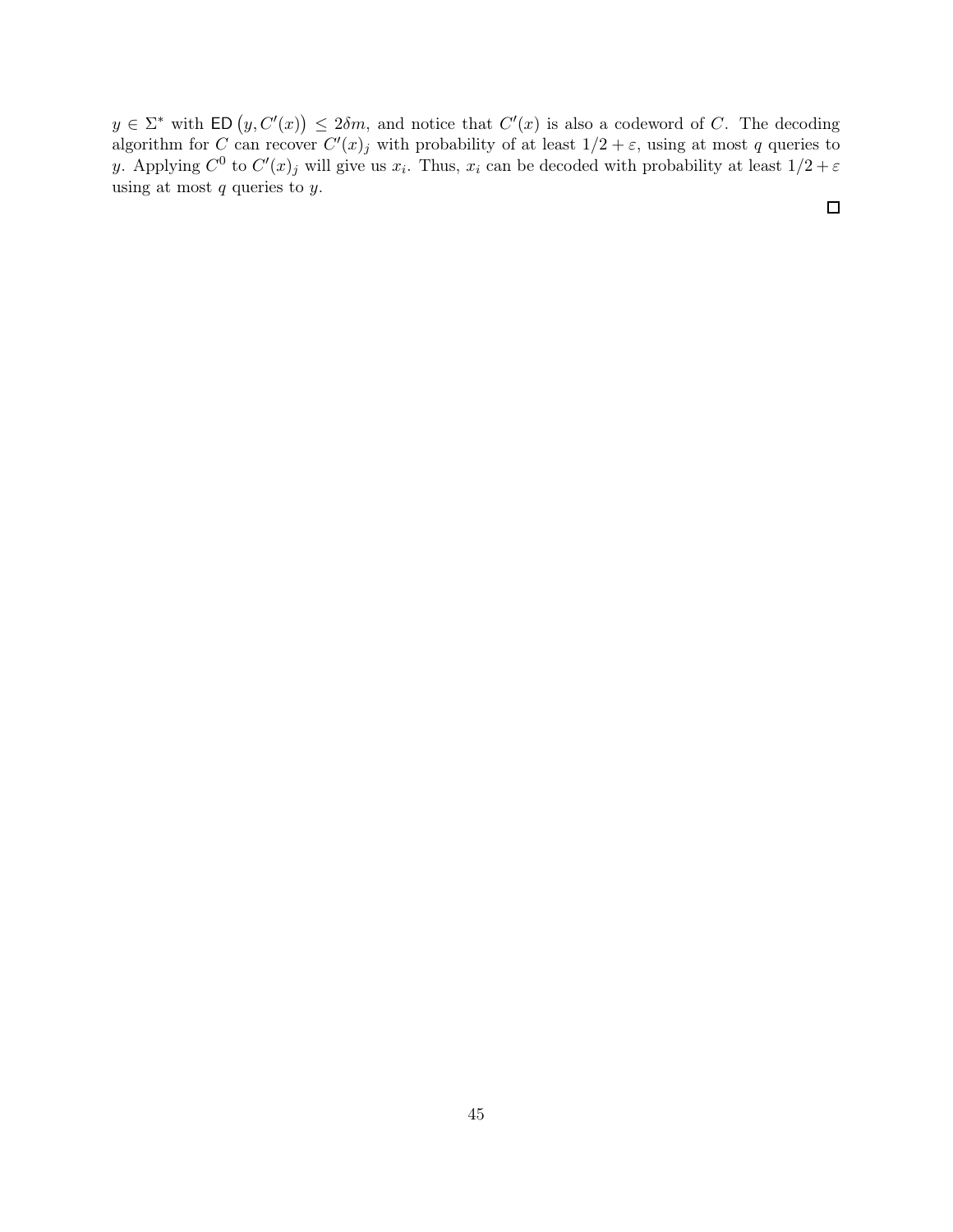$y \in \Sigma^*$ with $\mathsf{ED}\left(y, C'(x)\right) \leq 2\delta m$, and notice that $C'(x)$ is also a codeword of $C$. The decoding algorithm for $C$ can recover $C'(x)_j$ with probability of at least $1/2 + \varepsilon$, using at most $q$ queries to $y$. Applying $C^0$ to $C'(x)_j$ will give us $x_i$. Thus, $x_i$ can be decoded with probability at least $1/2 + \varepsilon$ using at most $q$ queries to $y$.

□